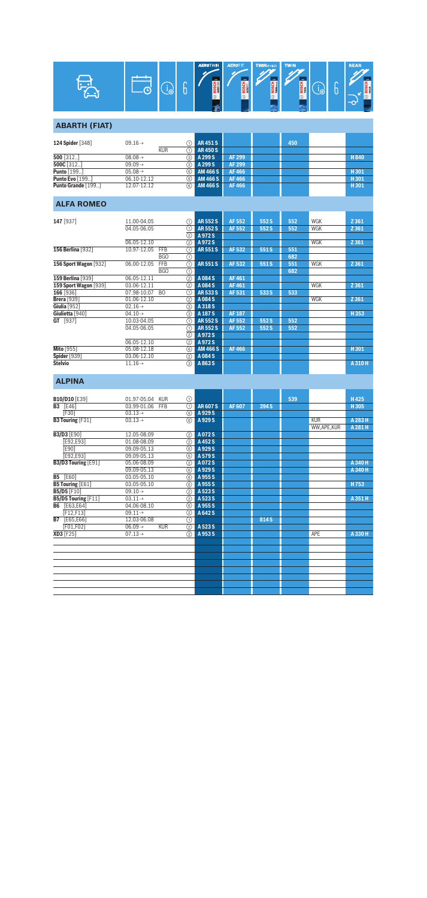## ABARTH (FIAT)

| Model | Date | Info | Fit | AEROTWIN | AEROFIT | TWIN SPOILER | TWIN | Info | Fit | REAR |
|---|---|---|---|---|---|---|---|---|---|---|
| **124 Spider** [348] | 09.16→ | | ① | **AR 451 S** | | | 450 | | | |
| | | KUR | ① | **AR 450 S** | | | | | | |
| **500** [312..] | 08.08→ | | ③ | **A 299 S** | AF 299 | | | | | H 840 |
| **500C** [312..] | 09.09→ | | ③ | **A 299 S** | AF 299 | | | | | |
| **Punto** [199..] | 05.08→ | | ⑥ | **AM 466 S** | AF 466 | | | | | H 301 |
| **Punto Evo** [199..] | 06.10-12.12 | | ⑥ | **AM 466 S** | AF 466 | | | | | H 301 |
| **Punto Grande** [199..] | 12.07-12.12 | | ⑥ | **AM 466 S** | AF 466 | | | | | H 301 |

## ALFA ROMEO

| Model | Date | Info | Fit | AEROTWIN | AEROFIT | TWIN SPOILER | TWIN | Info | Fit | REAR |
|---|---|---|---|---|---|---|---|---|---|---|
| **147** [937] | 11.00-04.05 | | ① | **AR 552 S** | AF 552 | 552 S | 552 | WGK | | Z 361 |
| | 04.05-06.05 | | ① | **AR 552 S** | AF 552 | 552 S | 552 | WGK | | Z 361 |
| | | | ② | **A 972 S** | | | | | | |
| | 06.05-12.10 | | ② | **A 972 S** | | | | WGK | | Z 361 |
| **156 Berlina** [932] | 10.97-12.05 | FFB | ① | **AR 551 S** | AF 532 | 551 S | 551 | | | |
| | | BGO | ① | | | | 682 | | | |
| **156 Sport Wagon** [932] | 06.00-12.05 | FFB | ① | **AR 551 S** | AF 532 | 551 S | 551 | WGK | | Z 361 |
| | | BGO | ① | | | | 682 | | | |
| **159 Berlina** [939] | 06.05-12.11 | | ② | **A 084 S** | AF 461 | | | | | |
| **159 Sport Wagon** [939] | 03.06-12.11 | | ② | **A 084 S** | AF 461 | | | WGK | | Z 361 |
| **166** [936] | 07.98-10.07 | BO | ① | **AR 533 S** | AF 531 | 533 S | 533 | | | |
| **Brera** [939] | 01.06-12.10 | | ② | **A 084 S** | | | | WGK | | Z 361 |
| **Giulia** [952] | 02.16→ | | ③ | **A 318 S** | | | | | | |
| **Giulietta** [940] | 04.10→ | | ③ | **A 187 S** | AF 187 | | | | | H 353 |
| **GT** [937] | 10.03-04.05 | | ① | **AR 552 S** | AF 552 | 552 S | 552 | | | |
| | 04.05-06.05 | | ① | **AR 552 S** | AF 552 | 552 S | 552 | | | |
| | | | ② | **A 972 S** | | | | | | |
| | 06.05-12.10 | | ② | **A 972 S** | | | | | | |
| **Mito** [955] | 05.08-12.18 | | ⑥ | **AM 466 S** | AF 466 | | | | | H 301 |
| **Spider** [939] | 03.06-12.10 | | ② | **A 084 S** | | | | | | |
| **Stelvio** | 11.16→ | | ③ | **A 863 S** | | | | | | A 310 H |

## ALPINA

| Model | Date | Info | Fit | AEROTWIN | AEROFIT | TWIN SPOILER | TWIN | Info | Fit | REAR |
|---|---|---|---|---|---|---|---|---|---|---|
| **B10/D10** [E39] | 01.97-05.04 | KUR | ① | | | | 539 | | | H 425 |
| **B3** [E46] | 03.99-01.06 | FFB | ① | **AR 607 S** | AF 607 | 394 S | | | | H 305 |
| [F30] | 03.13→ | | ⑥ | **A 929 S** | | | | | | |
| **B3 Touring** [F31] | 03.13→ | | ⑥ | **A 929 S** | | | | KUR | | A 283 H |
| | | | | | | | | WW,APE,KUR | | A 281 H |
| **B3/D3** [E90] | 12.05-08.09 | | ② | **A 072 S** | | | | | | |
| [E92,E93] | 01.08-08.09 | | ② | **A 452 S** | | | | | | |
| [E90] | 09.09-05.13 | | ⑥ | **A 929 S** | | | | | | |
| [E92,E93] | 09.09-05.13 | | ⑥ | **A 579 S** | | | | | | |
| **B3/D3 Touring** [E91] | 05.06-08.09 | | ② | **A 072 S** | | | | | | A 340 H |
| | 09.09-05.13 | | ⑥ | **A 929 S** | | | | | | A 340 H |
| **B5** [E60] | 03.05-05.10 | | ⑥ | **A 955 S** | | | | | | |
| **B5 Touring** [E61] | 03.05-05.10 | | ⑥ | **A 955 S** | | | | | | H 753 |
| **B5/D5** [F10] | 09.10→ | | ② | **A 523 S** | | | | | | |
| **B5/D5 Touring** [F11] | 03.11→ | | ② | **A 523 S** | | | | | | A 351 H |
| **B6** [E63,E64] | 04.06-08.10 | | ⑥ | **A 955 S** | | | | | | |
| [F12,F13] | 09.11→ | | ② | **A 642 S** | | | | | | |
| **B7** [E65,E66] | 12.03-06.08 | | ① | | | 814 S | | | | |
| [F01,F02] | 06.09→ | KUR | ② | **A 523 S** | | | | | | |
| **XD3** [F25] | 07.13→ | | ② | **A 953 S** | | | | APE | | A 330 H |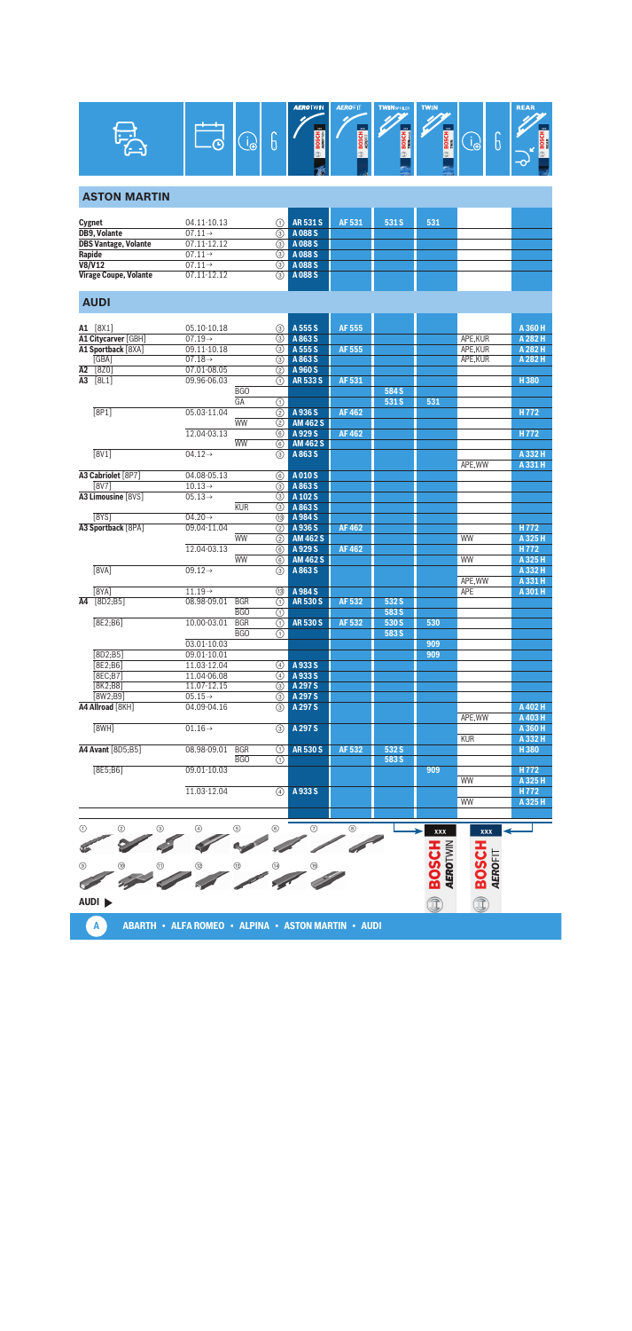| Model | Date | | Type | AEROTWIN | AEROFIT | TWIN SPOILER | TWIN | | | REAR |
|---|---|---|---|---|---|---|---|---|---|---|

## ASTON MARTIN

| Model | Date | | Type | AEROTWIN | AEROFIT | TWIN SPOILER | TWIN | | | REAR |
|---|---|---|---|---|---|---|---|---|---|---|
| **Cygnet** | 04.11-10.13 | | ① | AR 531 S | AF 531 | 531 S | 531 | | | |
| **DB9, Volante** | 07.11→ | | ③ | A 088 S | | | | | | |
| **DBS Vantage, Volante** | 07.11-12.12 | | ③ | A 088 S | | | | | | |
| **Rapide** | 07.11→ | | ③ | A 088 S | | | | | | |
| **V8/V12** | 07.11→ | | ③ | A 088 S | | | | | | |
| **Virage Coupe, Volante** | 07.11-12.12 | | ③ | A 088 S | | | | | | |

## AUDI

| Model | Date | | Type | AEROTWIN | AEROFIT | TWIN SPOILER | TWIN | | | REAR |
|---|---|---|---|---|---|---|---|---|---|---|
| **A1** [8X1] | 05.10-10.18 | | ③ | A 555 S | AF 555 | | | | | A 360 H |
| **A1 Citycarver** [GBH] | 07.19→ | | ③ | A 863 S | | | | APE,KUR | | A 282 H |
| **A1 Sportback** [8XA] | 09.11-10.18 | | ③ | A 555 S | AF 555 | | | APE,KUR | | A 282 H |
| [GBA] | 07.18→ | | ③ | A 863 S | | | | APE,KUR | | A 282 H |
| **A2** [8Z0] | 07.01-08.05 | | ② | A 960 S | | | | | | |
| **A3** [8L1] | 09.96-06.03 | | ① | AR 533 S | AF 531 | | | | | H 380 |
| | | BGO | | | | 584 S | | | | |
| | | GA | ① | | | 531 S | 531 | | | |
| [8P1] | 05.03-11.04 | | ② | A 936 S | AF 462 | | | | | H 772 |
| | | WW | ② | AM 462 S | | | | | | |
| | 12.04-03.13 | | ⑥ | A 929 S | AF 462 | | | | | H 772 |
| | | WW | ⑥ | AM 462 S | | | | | | |
| [8V1] | 04.12→ | | ③ | A 863 S | | | | | | A 332 H |
| | | | | | | | | APE,WW | | A 331 H |
| **A3 Cabriolet** [8P7] | 04.08-05.13 | | ⑥ | A 010 S | | | | | | |
| [8V7] | 10.13→ | | ③ | A 863 S | | | | | | |
| **A3 Limousine** [8VS] | 05.13→ | | ③ | A 102 S | | | | | | |
| | | KUR | ③ | A 863 S | | | | | | |
| [8YS] | 04.20→ | | ⑲ | A 984 S | | | | | | |
| **A3 Sportback** [8PA] | 09.04-11.04 | | ② | A 936 S | AF 462 | | | | | H 772 |
| | | WW | ② | AM 462 S | | | | WW | | A 325 H |
| | 12.04-03.13 | | ⑥ | A 929 S | AF 462 | | | | | H 772 |
| | | WW | ⑥ | AM 462 S | | | | WW | | A 325 H |
| [8VA] | 09.12→ | | ③ | A 863 S | | | | | | A 332 H |
| | | | | | | | | APE,WW | | A 331 H |
| [8YA] | 11.19→ | | ⑲ | A 984 S | | | | APE | | A 301 H |
| **A4** [8D2;B5] | 08.98-09.01 | BGR | ① | AR 530 S | AF 532 | 532 S | | | | |
| | | BGO | ① | | | 583 S | | | | |
| [8E2;B6] | 10.00-03.01 | BGR | ① | AR 530 S | AF 532 | 530 S | 530 | | | |
| | | BGO | ① | | | 583 S | | | | |
| | 03.01-10.03 | | | | | | 909 | | | |
| [8D2;B5] | 09.01-10.01 | | | | | | 909 | | | |
| [8E2;B6] | 11.03-12.04 | | ④ | A 933 S | | | | | | |
| [8EC;B7] | 11.04-06.08 | | ④ | A 933 S | | | | | | |
| [8K2;B8] | 11.07-12.15 | | ③ | A 297 S | | | | | | |
| [8W2;B9] | 05.15→ | | ③ | A 297 S | | | | | | |
| **A4 Allroad** [8KH] | 04.09-04.16 | | ③ | A 297 S | | | | | | A 402 H |
| | | | | | | | | APE,WW | | A 403 H |
| [8WH] | 01.16→ | | ③ | A 297 S | | | | | | A 360 H |
| | | | | | | | | KUR | | A 332 H |
| **A4 Avant** [8D5;B5] | 08.98-09.01 | BGR | ① | AR 530 S | AF 532 | 532 S | | | | H 380 |
| | | BGO | ① | | | 583 S | | | | |
| [8E5;B6] | 09.01-10.03 | | | | | | 909 | | | H 772 |
| | | | | | | | | WW | | A 325 H |
| | 11.03-12.04 | | ④ | A 933 S | | | | | | H 772 |
| | | | | | | | | WW | | A 325 H |

ABARTH • ALFA ROMEO • ALPINA • ASTON MARTIN • AUDI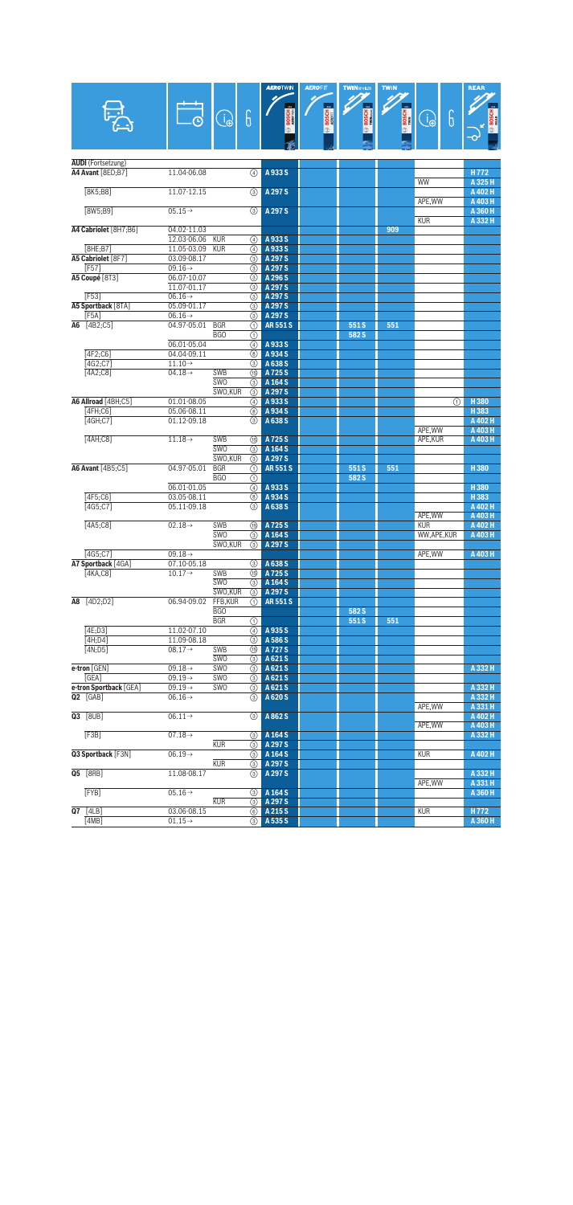| Model | Date | Info | Fit | AEROTWIN | AEROFIT | TWIN MULTI | TWIN | Rear Info | Rear Fit | REAR |
|---|---|---|---|---|---|---|---|---|---|---|
| **AUDI** (Fortsetzung) | | | | | | | | | | |
| **A4 Avant** [8ED;B7] | 11.04-06.08 | | ④ | A 933 S | | | | | | H 772 |
| | | | | | | | | WW | | A 325 H |
| [8K5;B8] | 11.07-12.15 | | ③ | A 297 S | | | | | | A 402 H |
| | | | | | | | | APE,WW | | A 403 H |
| [8W5;B9] | 05.15→ | | ③ | A 297 S | | | | | | A 360 H |
| | | | | | | | | KUR | | A 332 H |
| **A4 Cabriolet** [8H7;B6] | 04.02-11.03 | | | | | | 909 | | | |
| | 12.03-06.06 | KUR | ④ | A 933 S | | | | | | |
| [8HE;B7] | 11.05-03.09 | KUR | ④ | A 933 S | | | | | | |
| **A5 Cabriolet** [8F7] | 03.09-08.17 | | ③ | A 297 S | | | | | | |
| [F57] | 09.16→ | | ③ | A 297 S | | | | | | |
| **A5 Coupé** [8T3] | 06.07-10.07 | | ③ | A 296 S | | | | | | |
| | 11.07-01.17 | | ③ | A 297 S | | | | | | |
| [F53] | 06.16→ | | ③ | A 297 S | | | | | | |
| **A5 Sportback** [8TA] | 05.09-01.17 | | ③ | A 297 S | | | | | | |
| [F5A] | 06.16→ | | ③ | A 297 S | | | | | | |
| **A6** [4B2;C5] | 04.97-05.01 | BGR | ① | AR 551 S | | 551 S | 551 | | | |
| | | BGO | ① | | | 582 S | | | | |
| | 06.01-05.04 | | ④ | A 933 S | | | | | | |
| [4F2;C6] | 04.04-09.11 | | ⑧ | A 934 S | | | | | | |
| [4G2;C7] | 11.10→ | | ③ | A 638 S | | | | | | |
| [4A2;C8] | 04.18→ | SWB | ⑲ | A 725 S | | | | | | |
| | | SWO | ③ | A 164 S | | | | | | |
| | | SWO,KUR | ③ | A 297 S | | | | | | |
| **A6 Allroad** [4BH;C5] | 01.01-08.05 | | ④ | A 933 S | | | | | ① | H 380 |
| [4FH;C6] | 05.06-08.11 | | ⑧ | A 934 S | | | | | | H 383 |
| [4GH;C7] | 01.12-09.18 | | ③ | A 638 S | | | | | | A 402 H |
| | | | | | | | | APE,WW | | A 403 H |
| [4AH;C8] | 11.18→ | SWB | ⑲ | A 725 S | | | | APE,KUR | | A 403 H |
| | | SWO | ③ | A 164 S | | | | | | |
| | | SWO,KUR | ③ | A 297 S | | | | | | |
| **A6 Avant** [4B5;C5] | 04.97-05.01 | BGR | ① | AR 551 S | | 551 S | 551 | | | H 380 |
| | | BGO | ① | | | 582 S | | | | |
| | 06.01-01.05 | | ④ | A 933 S | | | | | | H 380 |
| [4F5;C6] | 03.05-08.11 | | ⑧ | A 934 S | | | | | | H 383 |
| [4G5;C7] | 05.11-09.18 | | ③ | A 638 S | | | | | | A 402 H |
| | | | | | | | | APE,WW | | A 403 H |
| [4A5;C8] | 02.18→ | SWB | ⑲ | A 725 S | | | | KUR | | A 402 H |
| | | SWO | ③ | A 164 S | | | | WW,APE,KUR | | A 403 H |
| | | SWO,KUR | ③ | A 297 S | | | | | | |
| [4G5;C7] | 09.18→ | | | | | | | APE,WW | | A 403 H |
| **A7 Sportback** [4GA] | 07.10-05.18 | | ③ | A 638 S | | | | | | |
| [4KA;C8] | 10.17→ | SWB | ⑲ | A 725 S | | | | | | |
| | | SWO | ③ | A 164 S | | | | | | |
| | | SWO,KUR | ③ | A 297 S | | | | | | |
| **A8** [4D2;D2] | 06.94-09.02 | FFB,KUR | ① | AR 551 S | | | | | | |
| | | BGO | | | | 582 S | | | | |
| | | BGR | ① | | | 551 S | 551 | | | |
| [4E;D3] | 11.02-07.10 | | ④ | A 935 S | | | | | | |
| [4H;D4] | 11.09-08.18 | | ③ | A 586 S | | | | | | |
| [4N;D5] | 08.17→ | SWB | ⑲ | A 727 S | | | | | | |
| | | SWO | ③ | A 621 S | | | | | | |
| **e-tron** [GEN] | 09.18→ | SWO | ③ | A 621 S | | | | | | A 332 H |
| [GEA] | 09.19→ | SWO | ③ | A 621 S | | | | | | |
| **e-tron Sportback** [GEA] | 09.19→ | SWO | ③ | A 621 S | | | | | | A 332 H |
| **Q2** [GAB] | 06.16→ | | ③ | A 620 S | | | | | | A 332 H |
| | | | | | | | | APE,WW | | A 331 H |
| **Q3** [8UB] | 06.11→ | | ③ | A 862 S | | | | | | A 402 H |
| | | | | | | | | APE,WW | | A 403 H |
| [F3B] | 07.18→ | | ③ | A 164 S | | | | | | A 332 H |
| | | KUR | ③ | A 297 S | | | | | | |
| **Q3 Sportback** [F3N] | 06.19→ | | ③ | A 164 S | | | | KUR | | A 402 H |
| | | KUR | ③ | A 297 S | | | | | | |
| **Q5** [8RB] | 11.08-08.17 | | ③ | A 297 S | | | | | | A 332 H |
| | | | | | | | | APE,WW | | A 331 H |
| [FYB] | 05.16→ | | ③ | A 164 S | | | | | | A 360 H |
| | | KUR | ③ | A 297 S | | | | | | |
| **Q7** [4LB] | 03.06-08.15 | | ⑥ | A 215 S | | | | KUR | | H 772 |
| [4MB] | 01.15→ | | ③ | A 535 S | | | | | | A 360 H |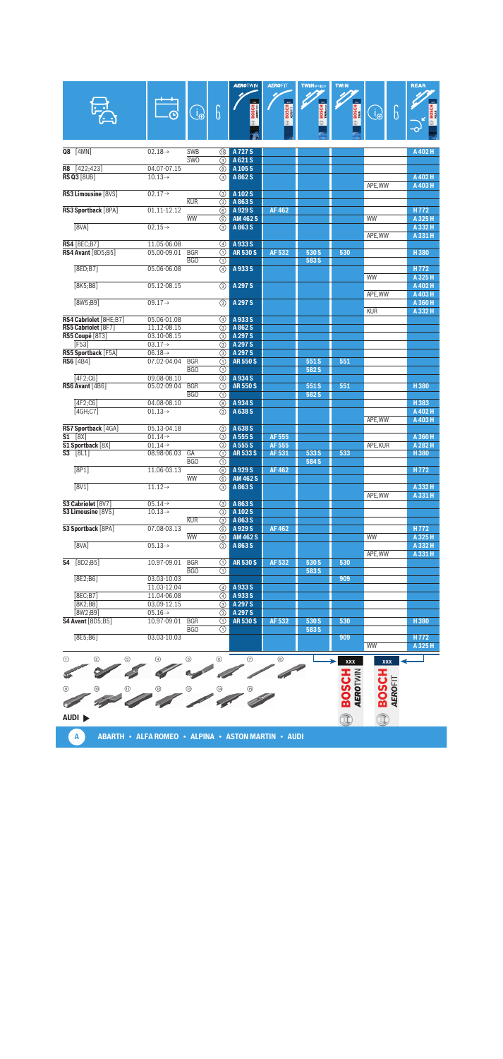| Model | Date | | | AEROTWIN | AEROFIT | TWIN SPOILER | TWIN | | REAR |
|---|---|---|---|---|---|---|---|---|---|
| **Q8** [4MN] | 02.18→ | SWB | ⑯ | A 727 S | | | | | A 402 H |
| | | SWO | ③ | A 621 S | | | | | |
| **R8** [422;423] | 04.07-07.15 | | ⑧ | A 105 S | | | | | |
| **RS Q3** [8UB] | 10.13→ | | ③ | A 862 S | | | | | A 402 H |
| | | | | | | | | APE,WW | A 403 H |
| **RS3 Limousine** [8VS] | 02.17→ | | ③ | A 102 S | | | | | |
| | | KUR | ③ | A 863 S | | | | | |
| **RS3 Sportback** [8PA] | 01.11-12.12 | | ⑥ | A 929 S | AF 462 | | | | H 772 |
| | | WW | ⑥ | AM 462 S | | | | WW | A 325 H |
| [8VA] | 02.15→ | | ③ | A 863 S | | | | | A 332 H |
| | | | | | | | | APE,WW | A 331 H |
| **RS4** [8EC;B7] | 11.05-06.08 | | ④ | A 933 S | | | | | |
| **RS4 Avant** [8D5;B5] | 05.00-09.01 | BGR | ① | AR 530 S | AF 532 | 530 S | 530 | | H 380 |
| | | BGO | ① | | | 583 S | | | |
| [8ED;B7] | 05.06-06.08 | | ④ | A 933 S | | | | | H 772 |
| | | | | | | | | WW | A 325 H |
| [8K5;B8] | 05.12-08.15 | | ③ | A 297 S | | | | | A 402 H |
| | | | | | | | | APE,WW | A 403 H |
| [8W5;B9] | 09.17→ | | ③ | A 297 S | | | | | A 360 H |
| | | | | | | | | KUR | A 332 H |
| **RS4 Cabriolet** [8HE;B7] | 05.06-01.08 | | ④ | A 933 S | | | | | |
| **RS5 Cabriolet** [8F7] | 11.12-08.15 | | ③ | A 862 S | | | | | |
| **RS5 Coupé** [8T3] | 03.10-08.15 | | ③ | A 297 S | | | | | |
| [F53] | 03.17→ | | ③ | A 297 S | | | | | |
| **RS5 Sportback** [F5A] | 06.18→ | | ③ | A 297 S | | | | | |
| **RS6** [4B4] | 07.02-04.04 | BGR | ① | AR 550 S | | 551 S | 551 | | |
| | | BGO | ① | | | 582 S | | | |
| [4F2;C6] | 09.08-08.10 | | ⑧ | A 934 S | | | | | |
| **RS6 Avant** [4B6] | 05.02-09.04 | BGR | ① | AR 550 S | | 551 S | 551 | | H 380 |
| | | BGO | ① | | | 582 S | | | |
| [4F2;C6] | 04.08-08.10 | | ⑧ | A 934 S | | | | | H 383 |
| [4GH;C7] | 01.13→ | | ③ | A 638 S | | | | | A 402 H |
| | | | | | | | | APE,WW | A 403 H |
| **RS7 Sportback** [4GA] | 05.13-04.18 | | ③ | A 638 S | | | | | |
| **S1** [8X] | 01.14→ | | ③ | A 555 S | AF 555 | | | | A 360 H |
| **S1 Sportback** [8X] | 01.14→ | | ③ | A 555 S | AF 555 | | | APE,KUR | A 282 H |
| **S3** [8L1] | 08.98-06.03 | GA | ① | AR 533 S | AF 531 | 533 S | 533 | | H 380 |
| | | BGO | ① | | | 584 S | | | |
| [8P1] | 11.06-03.13 | | ⑥ | A 929 S | AF 462 | | | | H 772 |
| | | WW | ⑥ | AM 462 S | | | | | |
| [8V1] | 11.12→ | | ③ | A 863 S | | | | | A 332 H |
| | | | | | | | | APE,WW | A 331 H |
| **S3 Cabriolet** [8V7] | 05.14→ | | ③ | A 863 S | | | | | |
| **S3 Limousine** [8VS] | 10.13→ | | ③ | A 102 S | | | | | |
| | | KUR | ③ | A 863 S | | | | | |
| **S3 Sportback** [8PA] | 07.08-03.13 | | ⑥ | A 929 S | AF 462 | | | | H 772 |
| | | WW | ⑥ | AM 462 S | | | | WW | A 325 H |
| [8VA] | 05.13→ | | ③ | A 863 S | | | | | A 332 H |
| | | | | | | | | APE,WW | A 331 H |
| **S4** [8D2;B5] | 10.97-09.01 | BGR | ① | AR 530 S | AF 532 | 530 S | 530 | | |
| | | BGO | ① | | | 583 S | | | |
| [8E2;B6] | 03.03-10.03 | | | | | | 909 | | |
| | 11.03-12.04 | | ④ | A 933 S | | | | | |
| [8EC;B7] | 11.04-06.08 | | ④ | A 933 S | | | | | |
| [8K2;B8] | 03.09-12.15 | | ③ | A 297 S | | | | | |
| [8W2;B9] | 05.16→ | | ③ | A 297 S | | | | | |
| **S4 Avant** [8D5;B5] | 10.97-09.01 | BGR | ① | AR 530 S | AF 532 | 530 S | 530 | | H 380 |
| | | BGO | ① | | | 583 S | | | |
| [8E5;B6] | 03.03-10.03 | | | | | | 909 | | H 772 |
| | | | | | | | | WW | A 325 H |

AUDI ▶

A ABARTH • ALFA ROMEO • ALPINA • ASTON MARTIN • AUDI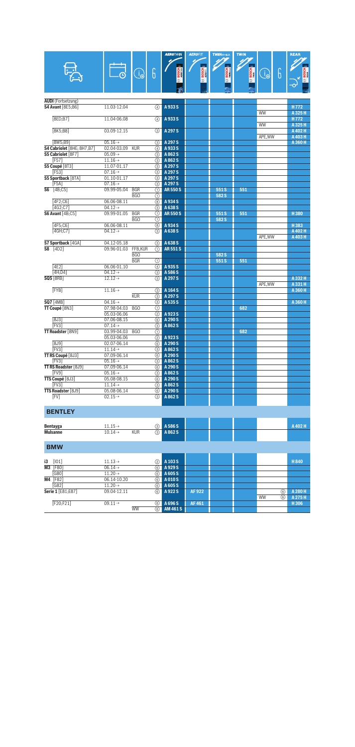| Model | Date | Info | Pos. | AEROTWIN | AEROFIT | TWIN SPOILER | TWIN | Info | Pos. | REAR |
|---|---|---|---|---|---|---|---|---|---|---|
| **AUDI** (Fortsetzung) | | | | | | | | | | |
| **S4 Avant** [8E5;B6] | 11.03-12.04 | | ④ | A 933 S | | | | | | H 772 |
| | | | | | | | | WW | | A 325 H |
| [8ED;B7] | 11.04-06.08 | | ④ | A 933 S | | | | | | H 772 |
| | | | | | | | | WW | | A 325 H |
| [8K5;B8] | 03.09-12.15 | | ③ | A 297 S | | | | | | A 402 H |
| | | | | | | | | APE,WW | | A 403 H |
| [8W5;B9] | 05.16→ | | ③ | A 297 S | | | | | | A 360 H |
| **S4 Cabriolet** [8HE; 8H7,B7] | 02.04-03.09 | KUR | ④ | A 933 S | | | | | | |
| **S5 Cabriolet** [8F7] | 05.09→ | | ③ | A 862 S | | | | | | |
| [F57] | 11.16→ | | ③ | A 862 S | | | | | | |
| **S5 Coupé** [8T3] | 11.07-01.17 | | ③ | A 297 S | | | | | | |
| [F53] | 07.16→ | | ③ | A 297 S | | | | | | |
| **S5 Sportback** [8TA] | 01.10-01.17 | | ③ | A 297 S | | | | | | |
| [F5A] | 07.16→ | | ③ | A 297 S | | | | | | |
| **S6** [4B;C5] | 09.99-05.04 | BGR | ① | AR 550 S | | 551 S | 551 | | | |
| | | BGO | ① | | | 582 S | | | | |
| [4F2;C6] | 06.06-08.11 | | ⑧ | A 934 S | | | | | | |
| [4G2;C7] | 04.12→ | | ③ | A 638 S | | | | | | |
| **S6 Avant** [4B;C5] | 09.99-01.05 | BGR | ① | AR 550 S | | 551 S | 551 | | | H 380 |
| | | BGO | ① | | | 582 S | | | | |
| [4F5;C6] | 06.06-08.11 | | ⑧ | A 934 S | | | | | | H 383 |
| [4GH;C7] | 04.12→ | | ③ | A 638 S | | | | | | A 402 H |
| | | | | | | | | APE,WW | | A 403 H |
| **S7 Sportback** [4GA] | 04.12-05.18 | | ③ | A 638 S | | | | | | |
| **S8** [4D2] | 09.96-01.03 | FFB,KUR | ① | AR 551 S | | | | | | |
| | | BGO | | | | 582 S | | | | |
| | | BGR | ① | | | 551 S | 551 | | | |
| [4E2] | 06.06-01.10 | | ④ | A 935 S | | | | | | |
| [4H;D4] | 04.12→ | | ③ | A 586 S | | | | | | |
| **SQ5** [8RB] | 12.12→ | | ③ | A 297 S | | | | | | A 332 H |
| | | | | | | | | APE,WW | | A 331 H |
| [FYB] | 11.16→ | | ③ | A 164 S | | | | | | A 360 H |
| | | KUR | ③ | A 297 S | | | | | | |
| **SQ7** [4MB] | 04.16→ | | ③ | A 535 S | | | | | | A 360 H |
| **TT Coupé** [8N3] | 07.98-04.03 | BGO | ① | | | | 682 | | | |
| | 05.03-06.06 | | ② | A 923 S | | | | | | |
| [8J3] | 07.06-08.15 | | ⑥ | A 290 S | | | | | | |
| [FV3] | 07.14→ | | ③ | A 862 S | | | | | | |
| **TT Roadster** [8N9] | 03.99-04.03 | BGO | ① | | | | 682 | | | |
| | 05.03-06.06 | | ② | A 923 S | | | | | | |
| [8J9] | 02.07-06.14 | | ⑥ | A 290 S | | | | | | |
| [FV3] | 11.14→ | | ③ | A 862 S | | | | | | |
| **TT RS Coupé** [8J3] | 07.09-06.14 | | ⑥ | A 290 S | | | | | | |
| [FV3] | 05.16→ | | ③ | A 862 S | | | | | | |
| **TT RS Roadster** [8J9] | 07.09-06.14 | | ⑥ | A 290 S | | | | | | |
| [FV9] | 05.16→ | | ③ | A 862 S | | | | | | |
| **TTS Coupé** [8J3] | 05.08-08.15 | | ⑥ | A 290 S | | | | | | |
| [FV3] | 11.14→ | | ③ | A 862 S | | | | | | |
| **TTS Roadster** [8J9] | 05.08-06.14 | | ⑥ | A 290 S | | | | | | |
| [FV] | 02.15→ | | ③ | A 862 S | | | | | | |
| **BENTLEY** | | | | | | | | | | |
| **Bentayga** | 11.15→ | | ③ | A 586 S | | | | | | A 402 H |
| **Mulsanne** | 10.14→ | KUR | ③ | A 862 S | | | | | | |
| **BMW** | | | | | | | | | | |
| **i3** [I01] | 11.13→ | | ② | A 103 S | | | | | | H 840 |
| **M3** [F80] | 06.14→ | | ⑥ | A 929 S | | | | | | |
| [G80] | 11.20→ | | ⑥ | A 605 S | | | | | | |
| **M4** [F82] | 06.14-10.20 | | ⑥ | A 010 S | | | | | | |
| [G82] | 11.20→ | | ⑥ | A 605 S | | | | | | |
| **Serie 1** [E81;E87] | 09.04-12.11 | | ⑥ | A 922 S | AF 922 | | | | ⑥ | A 280 H |
| | | | | | | | | WW | ⑥ | A 275 H |
| [F20;F21] | 09.11→ | | ⑥ | A 696 S | AF 461 | | | | | H 306 |
| | | WW | ⑥ | AM 461 S | | | | | | |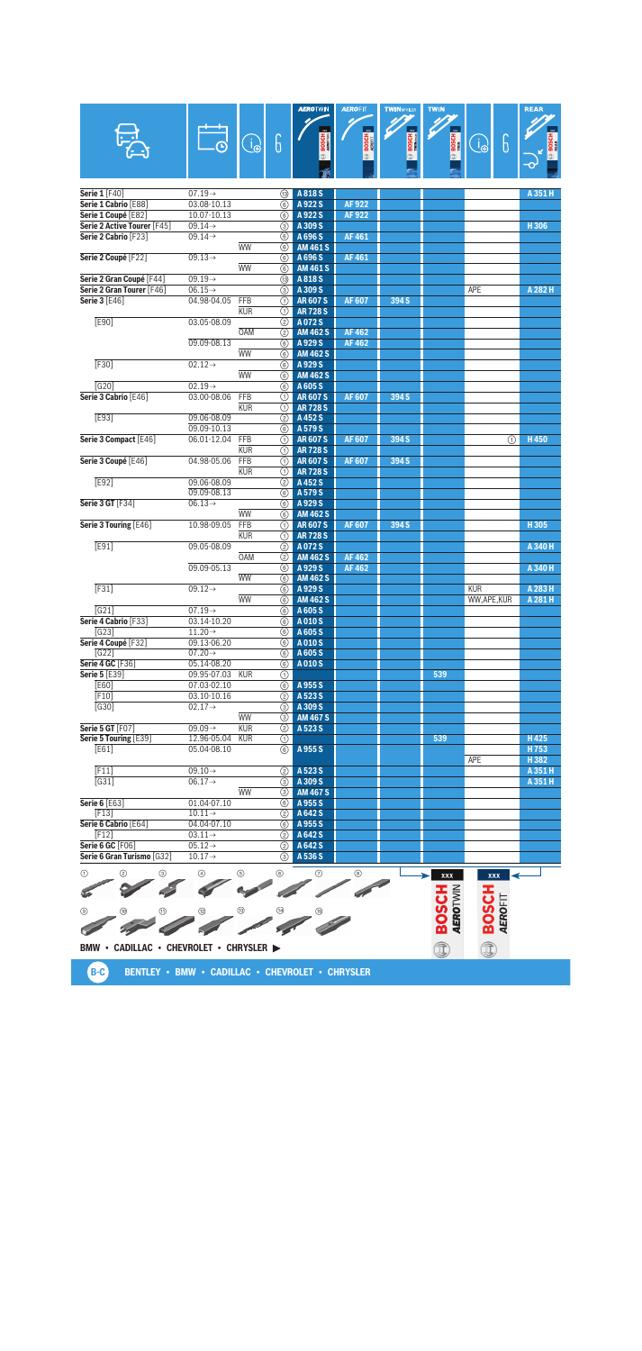| Model | Date | Info | Adapter | AEROTWIN | AEROFIT | TWIN SPOILER | TWIN | Info | Adapter | REAR |
|---|---|---|---|---|---|---|---|---|---|---|
| **Serie 1** [F40] | 07.19→ | | ⑬ | A 818 S | | | | | | A 351 H |
| **Serie 1 Cabrio** [E88] | 03.08-10.13 | | ⑥ | A 922 S | AF 922 | | | | | |
| **Serie 1 Coupé** [E82] | 10.07-10.13 | | ⑥ | A 922 S | AF 922 | | | | | |
| **Serie 2 Active Tourer** [F45] | 09.14→ | | ③ | A 309 S | | | | | | H 306 |
| **Serie 2 Cabrio** [F23] | 09.14→ | | ⑥ | A 696 S | AF 461 | | | | | |
| | | WW | ⑥ | AM 461 S | | | | | | |
| **Serie 2 Coupé** [F22] | 09.13→ | | ⑥ | A 696 S | AF 461 | | | | | |
| | | WW | ⑥ | AM 461 S | | | | | | |
| **Serie 2 Gran Coupé** [F44] | 09.19→ | | ⑬ | A 818 S | | | | | | |
| **Serie 2 Gran Tourer** [F46] | 06.15→ | | ③ | A 309 S | | | | APE | | A 282 H |
| **Serie 3** [E46] | 04.98-04.05 | FFB | ① | AR 607 S | AF 607 | 394 S | | | | |
| | | KUR | ① | AR 728 S | | | | | | |
| [E90] | 03.05-08.09 | | ② | A 072 S | | | | | | |
| | | OAM | ② | AM 462 S | AF 462 | | | | | |
| | 09.09-08.13 | | ⑥ | A 929 S | AF 462 | | | | | |
| | | WW | ⑥ | AM 462 S | | | | | | |
| [F30] | 02.12→ | | ⑥ | A 929 S | | | | | | |
| | | WW | ⑥ | AM 462 S | | | | | | |
| [G20] | 02.19→ | | ⑥ | A 605 S | | | | | | |
| **Serie 3 Cabrio** [E46] | 03.00-08.06 | FFB | ① | AR 607 S | AF 607 | 394 S | | | | |
| | | KUR | ① | AR 728 S | | | | | | |
| [E93] | 09.06-08.09 | | ② | A 452 S | | | | | | |
| | 09.09-10.13 | | ⑥ | A 579 S | | | | | | |
| **Serie 3 Compact** [E46] | 06.01-12.04 | FFB | ① | AR 607 S | AF 607 | 394 S | | | ① | H 450 |
| | | KUR | ① | AR 728 S | | | | | | |
| **Serie 3 Coupé** [E46] | 04.98-05.06 | FFB | ① | AR 607 S | AF 607 | 394 S | | | | |
| | | KUR | ① | AR 728 S | | | | | | |
| [E92] | 09.06-08.09 | | ② | A 452 S | | | | | | |
| | 09.09-08.13 | | ⑥ | A 579 S | | | | | | |
| **Serie 3 GT** [F34] | 06.13→ | | ⑥ | A 929 S | | | | | | |
| | | WW | ⑥ | AM 462 S | | | | | | |
| **Serie 3 Touring** [E46] | 10.98-09.05 | FFB | ① | AR 607 S | AF 607 | 394 S | | | | H 305 |
| | | KUR | ① | AR 728 S | | | | | | |
| [E91] | 09.05-08.09 | | ② | A 072 S | | | | | | A 340 H |
| | | OAM | ② | AM 462 S | AF 462 | | | | | |
| | 09.09-05.13 | | ⑥ | A 929 S | AF 462 | | | | | A 340 H |
| | | WW | ⑥ | AM 462 S | | | | | | |
| [F31] | 09.12→ | | ⑥ | A 929 S | | | | KUR | | A 283 H |
| | | WW | ⑥ | AM 462 S | | | | WW,APE,KUR | | A 281 H |
| [G21] | 07.19→ | | ⑥ | A 605 S | | | | | | |
| **Serie 4 Cabrio** [F33] | 03.14-10.20 | | ⑥ | A 010 S | | | | | | |
| [G23] | 11.20→ | | ⑥ | A 605 S | | | | | | |
| **Serie 4 Coupé** [F32] | 09.13-06.20 | | ⑥ | A 010 S | | | | | | |
| [G22] | 07.20→ | | ⑥ | A 605 S | | | | | | |
| **Serie 4 GC** [F36] | 05.14-08.20 | | ⑥ | A 010 S | | | | | | |
| **Serie 5** [E39] | 09.95-07.03 | KUR | ① | | | | 539 | | | |
| [E60] | 07.03-02.10 | | ⑥ | A 955 S | | | | | | |
| [F10] | 03.10-10.16 | | ② | A 523 S | | | | | | |
| [G30] | 02.17→ | | ③ | A 309 S | | | | | | |
| | | WW | ③ | AM 467 S | | | | | | |
| **Serie 5 GT** [F07] | 09.09→ | KUR | ② | A 523 S | | | | | | |
| **Serie 5 Touring** [E39] | 12.96-05.04 | KUR | ① | | | | 539 | | | H 425 |
| [E61] | 05.04-08.10 | | ⑥ | A 955 S | | | | | | H 753 |
| | | | | | | | | APE | | H 382 |
| [F11] | 09.10→ | | ② | A 523 S | | | | | | A 351 H |
| [G31] | 06.17→ | | ③ | A 309 S | | | | | | A 351 H |
| | | WW | ③ | AM 467 S | | | | | | |
| **Serie 6** [E63] | 01.04-07.10 | | ⑥ | A 955 S | | | | | | |
| [F13] | 10.11→ | | ② | A 642 S | | | | | | |
| **Serie 6 Cabrio** [E64] | 04.04-07.10 | | ⑥ | A 955 S | | | | | | |
| [F12] | 03.11→ | | ② | A 642 S | | | | | | |
| **Serie 6 GC** [F06] | 05.12→ | | ② | A 642 S | | | | | | |
| **Serie 6 Gran Turismo** [G32] | 10.17→ | | ③ | A 536 S | | | | | | |

① ② ③ ④ ⑤ ⑥ ⑦ ⑧ ⑨ ⑩ ⑪ ⑫ ⑬ ⑭ ⑮

BOSCH AEROTWIN xxx — BOSCH AEROFIT xxx

**BMW • CADILLAC • CHEVROLET • CHRYSLER ▶**

**B-C** **BENTLEY • BMW • CADILLAC • CHEVROLET • CHRYSLER**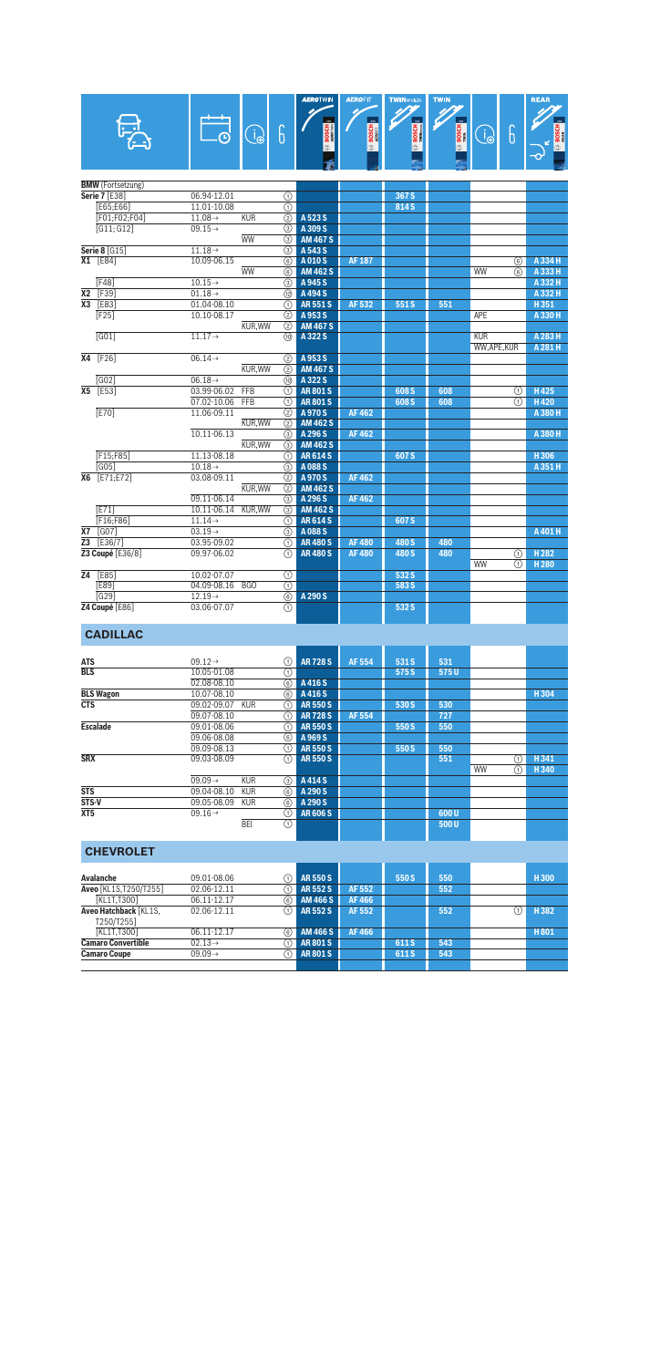| Model | Date | Info | Pos | AEROTWIN | AEROFIT | TWIN SPOILER | TWIN | Info | Pos | REAR |
|---|---|---|---|---|---|---|---|---|---|---|
| **BMW** (Fortsetzung) | | | | | | | | | | |
| **Serie 7** [E38] | 06.94-12.01 | | ① | | | 367 S | | | | |
| [E65;E66] | 11.01-10.08 | | ① | | | 814 S | | | | |
| [F01;F02;F04] | 11.08→ | KUR | ② | A 523 S | | | | | | |
| [G11; G12] | 09.15→ | | ③ | A 309 S | | | | | | |
| | | WW | ③ | AM 467 S | | | | | | |
| **Serie 8** [G15] | 11.18→ | | ③ | A 543 S | | | | | | |
| **X1** [E84] | 10.09-06.15 | | ⑥ | A 010 S | AF 187 | | | | ⑥ | A 334 H |
| | | WW | ⑥ | AM 462 S | | | | WW | ⑥ | A 333 H |
| [F48] | 10.15→ | | ③ | A 945 S | | | | | | A 332 H |
| **X2** [F39] | 01.18→ | | ⑩ | A 494 S | | | | | | A 332 H |
| **X3** [E83] | 01.04-08.10 | | ① | AR 551 S | AF 532 | 551 S | 551 | | | H 351 |
| [F25] | 10.10-08.17 | | ② | A 953 S | | | | APE | | A 330 H |
| | | KUR,WW | ② | AM 467 S | | | | | | |
| [G01] | 11.17→ | | ⑩ | A 322 S | | | | KUR | | A 283 H |
| | | | | | | | | WW,APE,KUR | | A 281 H |
| **X4** [F26] | 06.14→ | | ② | A 953 S | | | | | | |
| | | KUR,WW | ② | AM 467 S | | | | | | |
| [G02] | 06.18→ | | ⑩ | A 322 S | | | | | | |
| **X5** [E53] | 03.99-06.02 | FFB | ① | AR 801 S | | 608 S | 608 | | ① | H 425 |
| | 07.02-10.06 | FFB | ① | AR 801 S | | 608 S | 608 | | ① | H 420 |
| [E70] | 11.06-09.11 | | ② | A 970 S | AF 462 | | | | | A 380 H |
| | | KUR,WW | ② | AM 462 S | | | | | | |
| | 10.11-06.13 | | ③ | A 296 S | AF 462 | | | | | A 380 H |
| | | KUR,WW | ③ | AM 462 S | | | | | | |
| [F15;F85] | 11.13-08.18 | | ① | AR 614 S | | 607 S | | | | H 306 |
| [G05] | 10.18→ | | ③ | A 088 S | | | | | | A 351 H |
| **X6** [E71;E72] | 03.08-09.11 | | ② | A 970 S | AF 462 | | | | | |
| | | KUR,WW | ② | AM 462 S | | | | | | |
| | 09.11-06.14 | | ③ | A 296 S | AF 462 | | | | | |
| [E71] | 10.11-06.14 | KUR,WW | ③ | AM 462 S | | | | | | |
| [F16;F86] | 11.14→ | | ① | AR 614 S | | 607 S | | | | |
| **X7** [G07] | 03.19→ | | ③ | A 088 S | | | | | | A 401 H |
| **Z3** [E36/7] | 03.95-09.02 | | ① | AR 480 S | AF 480 | 480 S | 480 | | | |
| **Z3 Coupé** [E36/8] | 09.97-06.02 | | ① | AR 480 S | AF 480 | 480 S | 480 | | ① | H 282 |
| | | | | | | | | WW | ① | H 280 |
| **Z4** [E85] | 10.02-07.07 | | ① | | | 532 S | | | | |
| [E89] | 04.09-08.16 | BGO | ① | | | 583 S | | | | |
| [G29] | 12.19→ | | ⑥ | A 290 S | | | | | | |
| **Z4 Coupé** [E86] | 03.06-07.07 | | ① | | | 532 S | | | | |

## CADILLAC

| Model | Date | Info | Pos | AEROTWIN | AEROFIT | TWIN SPOILER | TWIN | Info | Pos | REAR |
|---|---|---|---|---|---|---|---|---|---|---|
| **ATS** | 09.12→ | | ① | AR 728 S | AF 554 | 531 S | 531 | | | |
| **BLS** | 10.05-01.08 | | ① | | | 575 S | 575 U | | | |
| | 02.08-08.10 | | ⑥ | A 416 S | | | | | | |
| **BLS Wagon** | 10.07-08.10 | | ⑥ | A 416 S | | | | | | H 304 |
| **CTS** | 09.02-09.07 | KUR | ① | AR 550 S | | 530 S | 530 | | | |
| | 09.07-08.10 | | ① | AR 728 S | AF 554 | | 727 | | | |
| **Escalade** | 09.01-08.06 | | ① | AR 550 S | | 550 S | 550 | | | |
| | 09.06-08.08 | | ⑥ | A 969 S | | | | | | |
| | 09.09-08.13 | | ① | AR 550 S | | 550 S | 550 | | | |
| **SRX** | 09.03-08.09 | | ① | AR 550 S | | | 551 | | ① | H 341 |
| | | | | | | | | WW | ① | H 340 |
| | 09.09→ | KUR | ③ | A 414 S | | | | | | |
| **STS** | 09.04-08.10 | KUR | ⑥ | A 290 S | | | | | | |
| **STS-V** | 09.05-08.09 | KUR | ⑥ | A 290 S | | | | | | |
| **XT5** | 09.16→ | | ① | AR 606 S | | | 600 U | | | |
| | | BEI | ① | | | | 500 U | | | |

## CHEVROLET

| Model | Date | Info | Pos | AEROTWIN | AEROFIT | TWIN SPOILER | TWIN | Info | Pos | REAR |
|---|---|---|---|---|---|---|---|---|---|---|
| **Avalanche** | 09.01-08.06 | | ① | AR 550 S | | 550 S | 550 | | | H 300 |
| **Aveo** [KL1S,T250/T255] | 02.06-12.11 | | ① | AR 552 S | AF 552 | | 552 | | | |
| [KL1T,T300] | 06.11-12.17 | | ⑥ | AM 466 S | AF 466 | | | | | |
| **Aveo Hatchback** [KL1S, T250/T255] | 02.06-12.11 | | ① | AR 552 S | AF 552 | | 552 | | ① | H 382 |
| [KL1T,T300] | 06.11-12.17 | | ⑥ | AM 466 S | AF 466 | | | | | H 801 |
| **Camaro Convertible** | 02.13→ | | ① | AR 801 S | | 611 S | 543 | | | |
| **Camaro Coupe** | 09.09→ | | ① | AR 801 S | | 611 S | 543 | | | |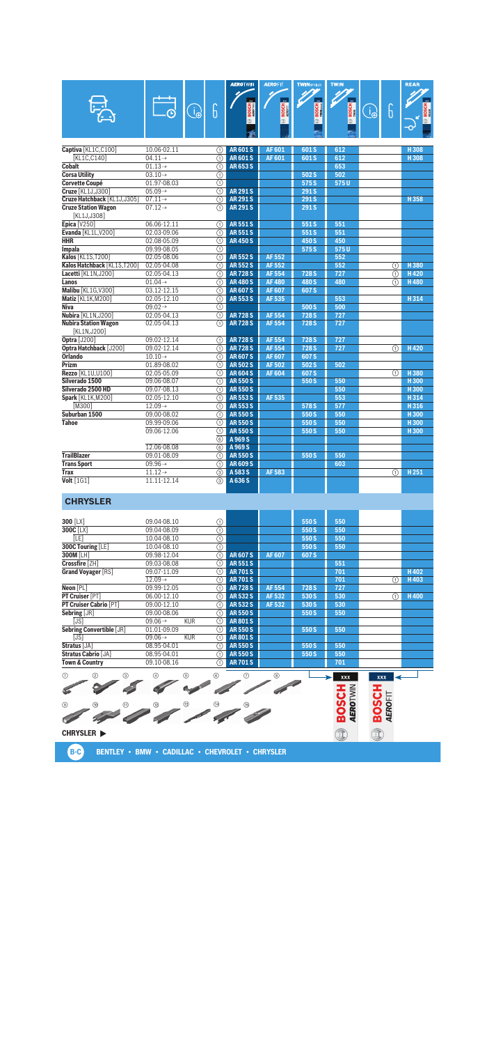| Model | Date | | | AEROTWIN | AEROFIT | TWIN SPOILER | TWIN | | | REAR |
|---|---|---|---|---|---|---|---|---|---|---|
| **Captiva** [KL1C,C100] | 10.06-02.11 | | ① | AR 601 S | AF 601 | 601 S | 612 | | | H 308 |
| [KL1C,C140] | 04.11→ | | ① | AR 601 S | AF 601 | 601 S | 612 | | | H 308 |
| **Cobalt** | 01.13→ | | ① | AR 653 S | | | 653 | | | |
| **Corsa Utility** | 03.10→ | | ① | | | 502 S | 502 | | | |
| **Corvette Coupé** | 01.97-08.03 | | ① | | | 575 S | 575 U | | | |
| **Cruze** [KL1J,J300] | 05.09→ | | ① | AR 291 S | | 291 S | | | | |
| **Cruze Hatchback** [KL1J,J305] | 07.11→ | | ① | AR 291 S | | 291 S | | | | H 358 |
| **Cruze Station Wagon** [KL1J,J308] | 07.12→ | | ① | AR 291 S | | 291 S | | | | |
| **Epica** [V250] | 06.06-12.11 | | ① | AR 551 S | | 551 S | 551 | | | |
| **Evanda** [KL1L,V200] | 02.03-09.06 | | ① | AR 551 S | | 551 S | 551 | | | |
| **HHR** | 02.08-05.09 | | ① | AR 450 S | | 450 S | 450 | | | |
| **Impala** | 09.99-08.05 | | ① | | | 575 S | 575 U | | | |
| **Kalos** [KL1S,T200] | 02.05-08.06 | | ① | AR 552 S | AF 552 | | 552 | | | |
| **Kalos Hatchback** [KL1S,T200] | 02.05-04.08 | | ① | AR 552 S | AF 552 | | 552 | | ① | H 380 |
| **Lacetti** [KL1N,J200] | 02.05-04.13 | | ① | AR 728 S | AF 554 | 728 S | 727 | | ① | H 420 |
| **Lanos** | 01.04→ | | ① | AR 480 S | AF 480 | 480 S | 480 | | ① | H 480 |
| **Malibu** [KL1G,V300] | 03.12-12.15 | | ① | AR 607 S | AF 607 | 607 S | | | | |
| **Matiz** [KL1K,M200] | 02.05-12.10 | | ① | AR 553 S | AF 535 | | 553 | | | H 314 |
| **Niva** | 09.02→ | | ① | | | 500 S | 500 | | | |
| **Nubira** [KL1N,J200] | 02.05-04.13 | | ① | AR 728 S | AF 554 | 728 S | 727 | | | |
| **Nubira Station Wagon** [KL1N,J200] | 02.05-04.13 | | ① | AR 728 S | AF 554 | 728 S | 727 | | | |
| **Optra** [J200] | 09.02-12.14 | | ① | AR 728 S | AF 554 | 728 S | 727 | | | |
| **Optra Hatchback** [J200] | 09.02-12.14 | | ① | AR 728 S | AF 554 | 728 S | 727 | | ① | H 420 |
| **Orlando** | 10.10→ | | ① | AR 607 S | AF 607 | 607 S | | | | |
| **Prizm** | 01.89-08.02 | | ① | AR 502 S | AF 502 | 502 S | 502 | | | |
| **Rezzo** [KL1U,U100] | 02.05-05.09 | | ① | AR 604 S | AF 604 | 607 S | | | ① | H 380 |
| **Silverado 1500** | 09.06-08.07 | | ① | AR 550 S | | 550 S | 550 | | | H 300 |
| **Silverado 2500 HD** | 09.07-08.13 | | ① | AR 550 S | | | 550 | | | H 300 |
| **Spark** [KL1K,M200] | 02.05-12.10 | | ① | AR 553 S | AF 535 | | 553 | | | H 314 |
| [M300] | 12.09→ | | ① | AR 553 S | | 578 S | 577 | | | H 316 |
| **Suburban 1500** | 09.00-08.02 | | ① | AR 550 S | | 550 S | 550 | | | H 300 |
| **Tahoe** | 09.99-09.06 | | ① | AR 550 S | | 550 S | 550 | | | H 300 |
| | 09.06-12.06 | | ① | AR 550 S | | 550 S | 550 | | | H 300 |
| | | | ⑥ | A 969 S | | | | | | |
| | 12.06-08.08 | | ⑥ | A 969 S | | | | | | |
| **TrailBlazer** | 09.01-08.09 | | ① | AR 550 S | | 550 S | 550 | | | |
| **Trans Sport** | 09.96→ | | ① | AR 609 S | | | 603 | | | |
| **Trax** | 11.12→ | | ③ | A 583 S | AF 583 | | | | ① | H 251 |
| **Volt** [1G1] | 11.11-12.14 | | ③ | A 636 S | | | | | | |

## CHRYSLER

| Model | Date | | | AEROTWIN | AEROFIT | TWIN SPOILER | TWIN | | | REAR |
|---|---|---|---|---|---|---|---|---|---|---|
| **300** [LX] | 09.04-08.10 | | ① | | | 550 S | 550 | | | |
| **300C** [LX] | 09.04-08.09 | | ① | | | 550 S | 550 | | | |
| [LE] | 10.04-08.10 | | ① | | | 550 S | 550 | | | |
| **300C Touring** [LE] | 10.04-08.10 | | ① | | | 550 S | 550 | | | |
| **300M** [LH] | 09.98-12.04 | | ① | AR 607 S | AF 607 | 607 S | | | | |
| **Crossfire** [ZH] | 09.03-08.08 | | ① | AR 551 S | | | 551 | | | |
| **Grand Voyager** [RS] | 09.07-11.09 | | ① | AR 701 S | | | 701 | | | H 402 |
| | 12.09→ | | ① | AR 701 S | | | 701 | | ① | H 403 |
| **Neon** [PL] | 09.99-12.05 | | ① | AR 728 S | AF 554 | 728 S | 727 | | | |
| **PT Cruiser** [PT] | 06.00-12.10 | | ① | AR 532 S | AF 532 | 530 S | 530 | | ① | H 400 |
| **PT Cruiser Cabrio** [PT] | 09.00-12.10 | | ① | AR 532 S | AF 532 | 530 S | 530 | | | |
| **Sebring** [JR] | 09.00-08.06 | | ① | AR 550 S | | 550 S | 550 | | | |
| [JS] | 09.06→ | KUR | ① | AR 801 S | | | | | | |
| **Sebring Convertible** [JR] | 01.01-09.09 | | ① | AR 550 S | | 550 S | 550 | | | |
| [JS] | 09.06→ | KUR | ① | AR 801 S | | | | | | |
| **Stratus** [JA] | 08.95-04.01 | | ① | AR 550 S | | 550 S | 550 | | | |
| **Stratus Cabrio** [JA] | 08.95-04.01 | | ① | AR 550 S | | 550 S | 550 | | | |
| **Town & Country** | 09.10-08.16 | | ① | AR 701 S | | | 701 | | | |

CHRYSLER ▶

BENTLEY • BMW • CADILLAC • CHEVROLET • CHRYSLER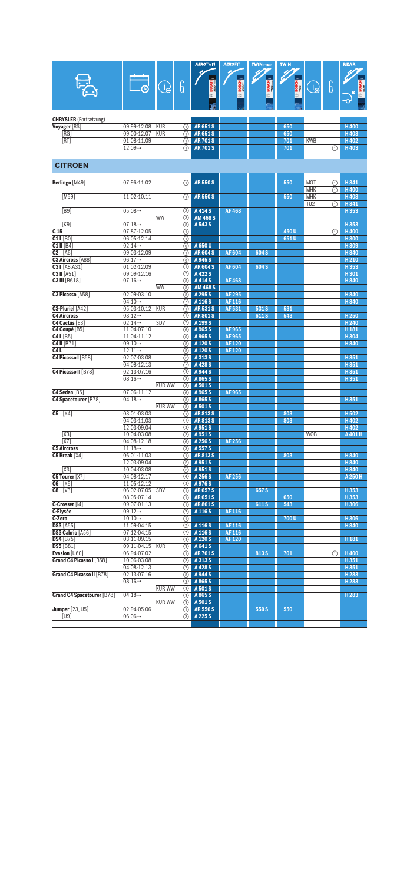| Model | Date | Info | Fit | AEROTWIN | AEROFIT | TWIN SPOILER | TWIN | Info | Fit | REAR |
|---|---|---|---|---|---|---|---|---|---|---|
| **CHRYSLER** (Fortsetzung) | | | | | | | | | | |
| **Voyager** [RS] | 09.99-12.08 | KUR | ① | AR 651 S | | | 650 | | | H 400 |
| [RG] | 09.00-12.07 | KUR | ① | AR 651 S | | | 650 | | | H 403 |
| [RT] | 01.08-11.09 | | ① | AR 701 S | | | 701 | KWB | | H 402 |
| | 12.09→ | | ① | AR 701 S | | | 701 | | ① | H 403 |
| **CITROEN** | | | | | | | | | | |
| **Berlingo** [M49] | 07.96-11.02 | | ① | AR 550 S | | | 550 | MGT | ① | H 341 |
| | | | | | | | | MHK | ① | H 400 |
| [M59] | 11.02-10.11 | | ① | AR 550 S | | | 550 | MHK | | H 408 |
| | | | | | | | | TU2 | ① | H 341 |
| [B9] | 05.08→ | | ③ | A 414 S | AF 468 | | | | | H 353 |
| | | WW | ③ | AM 468 S | | | | | | |
| [K9] | 07.18→ | | ③ | A 543 S | | | | | | H 353 |
| **C 15** | 07.87-12.05 | | ① | | | | 450 U | | ① | H 400 |
| **C1 I** [B0] | 06.05-12.14 | | ① | | | | 651 U | | | H 300 |
| **C1 II** [B4] | 02.14→ | | ⑥ | A 650 U | | | | | | H 309 |
| **C2** [A6] | 09.03-12.09 | | ① | AR 604 S | AF 604 | 604 S | | | | H 840 |
| **C3 Aircross** [A88] | 06.17→ | | ③ | A 945 S | | | | | | H 210 |
| **C3 I** [A8,A31] | 01.02-12.09 | | ① | AR 604 S | AF 604 | 604 S | | | | H 353 |
| **C3 II** [A51] | 09.09-12.16 | | ⑦ | A 422 S | | | | | | H 301 |
| **C3 III** [B618] | 07.16→ | | ③ | A 414 S | AF 468 | | | | | H 840 |
| | | WW | ③ | AM 468 S | | | | | | |
| **C3 Picasso** [A58] | 02.09-03.10 | | ③ | A 295 S | AF 295 | | | | | H 840 |
| | 04.10→ | | ⑦ | A 116 S | AF 116 | | | | | H 840 |
| **C3-Pluriel** [A42] | 05.03-10.12 | KUR | ① | AR 531 S | AF 531 | 531 S | 531 | | | |
| **C4 Aircross** | 03.12→ | | ① | AR 801 S | | 611 S | 543 | | | H 250 |
| **C4 Cactus** [E3] | 02.14→ | SDV | ⑦ | A 199 S | | | | | | H 240 |
| **C4 Coupé** [B5] | 11.04-07.10 | | ⑥ | A 965 S | AF 965 | | | | | H 181 |
| **C4 I** [B5] | 11.04-11.12 | | ⑥ | A 965 S | AF 965 | | | | | H 304 |
| **C4 II** [B71] | 09.10→ | | ③ | A 120 S | AF 120 | | | | | H 840 |
| **C4 L** | 12.11→ | | ③ | A 120 S | AF 120 | | | | | |
| **C4 Picasso I** [B58] | 02.07-03.08 | | ② | A 313 S | | | | | | H 351 |
| | 04.08-12.13 | | ⑦ | A 428 S | | | | | | H 351 |
| **C4 Picasso II** [B78] | 02.13-07.16 | | ③ | A 944 S | | | | | | H 351 |
| | 08.16→ | | ③ | A 865 S | | | | | | H 351 |
| | | KUR,WW | ③ | A 501 S | | | | | | |
| **C4 Sedan** [B5] | 07.06-11.12 | | ⑥ | A 965 S | AF 965 | | | | | |
| **C4 Spacetourer** [B78] | 04.18→ | | ③ | A 865 S | | | | | | H 351 |
| | | KUR,WW | ③ | A 501 S | | | | | | |
| **C5** [X4] | 03.01-03.03 | | ① | AR 813 S | | | 803 | | | H 502 |
| | 04.03-11.03 | | ① | AR 813 S | | | 803 | | | H 402 |
| | 12.03-09.04 | | ② | A 951 S | | | | | | H 402 |
| [X3] | 10.04-03.08 | | ② | A 951 S | | | | WOB | | A 401 H |
| [X7] | 04.08-12.18 | | ⑥ | A 256 S | AF 256 | | | | | |
| **C5 Aircross** | 11.18→ | | ③ | A 557 S | | | | | | |
| **C5 Break** [X4] | 06.01-11.03 | | ① | AR 813 S | | | 803 | | | H 840 |
| | 12.03-09.04 | | ② | A 951 S | | | | | | H 840 |
| [X3] | 10.04-03.08 | | ② | A 951 S | | | | | | H 840 |
| **C5 Tourer** [X7] | 04.08-12.17 | | ⑥ | A 256 S | AF 256 | | | | | A 250 H |
| **C6** [X6] | 11.05-12.12 | | ② | A 976 S | | | | | | |
| **C8** [V3] | 06.02-07.05 | SDV | ① | AR 657 S | | 657 S | | | | H 353 |
| | 08.05-07.14 | | ① | AR 651 S | | | 650 | | | H 353 |
| **C-Crosser** [I4] | 09.07-01.13 | | ① | AR 801 S | | 611 S | 543 | | | H 306 |
| **C-Elysée** | 09.12→ | | ⑦ | A 116 S | AF 116 | | | | | |
| **C-Zero** | 10.10→ | | ① | | | | 700 U | | | H 306 |
| **DS3** [A55] | 11.09-04.15 | | ⑦ | A 116 S | AF 116 | | | | | H 840 |
| **DS3 Cabrio** [A56] | 07.12-04.15 | | ⑦ | A 116 S | AF 116 | | | | | |
| **DS4** [B75] | 03.11-09.15 | | ③ | A 120 S | AF 120 | | | | | H 181 |
| **DS5** [B81] | 09.11-04.15 | KUR | ③ | A 641 S | | | | | | |
| **Evasion** [U60] | 06.94-07.02 | | ① | AR 701 S | | 813 S | 701 | | ① | H 400 |
| **Grand C4 Picasso I** [B58] | 10.06-03.08 | | ② | A 313 S | | | | | | H 351 |
| | 04.08-12.13 | | ⑦ | A 428 S | | | | | | H 351 |
| **Grand C4 Picasso II** [B78] | 02.13-07.16 | | ③ | A 944 S | | | | | | H 283 |
| | 08.16→ | | ③ | A 865 S | | | | | | H 283 |
| | | KUR,WW | ③ | A 501 S | | | | | | |
| **Grand C4 Spacetourer** [B78] | 04.18→ | | ③ | A 865 S | | | | | | H 283 |
| | | KUR,WW | ③ | A 501 S | | | | | | |
| **Jumper** [23, U5] | 02.94-05.06 | | ① | AR 550 S | | 550 S | 550 | | | |
| [U9] | 06.06→ | | ③ | A 225 S | | | | | | |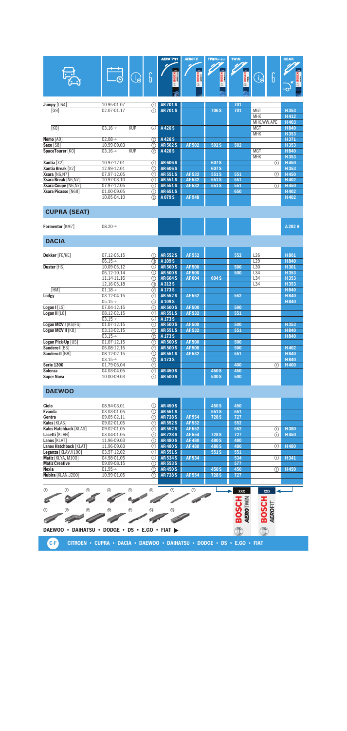| Model | Date | | ⓘ | ⓕ | AEROTWIN | AEROFIT | TWIN SPOILER | TWIN | ⓘ | ⓕ | REAR |
|---|---|---|---|---|---|---|---|---|---|---|---|
| **Jumpy** [U64] | 10.95-01.07 | | | ① | **AR 701 S** | | | 701 | | | |
| [G9] | 02.07-01.17 | | | ① | **AR 701 S** | | 706 S | 701 | MGT | | H 353 |
| | | | | | | | | | MHK | | H 412 |
| | | | | | | | | | MHK,WW,APE | | H 403 |
| [K0] | 03.16→ | KUR | | ⑦ | **A 426 S** | | | | MGT | | H 840 |
| | | | | | | | | | MHK | | H 353 |
| **Nemo** [A9] | 02.08→ | | | ⑦ | **A 426 S** | | | | | | H 371 |
| **Saxo** [S8] | 10.99-09.03 | | | ① | **AR 502 S** | **AF 502** | 502 S | 502 | | | H 353 |
| **SpaceTourer** [K0] | 03.16→ | KUR | | ⑦ | **A 426 S** | | | | MGT | | H 840 |
| | | | | | | | | | MHK | | H 353 |
| **Xantia** [X2] | 10.97-12.01 | | | ① | **AR 606 S** | | 607 S | | | ① | H 450 |
| **Xantia Break** [X2] | 12.99-12.01 | | | ① | **AR 606 S** | | 607 S | | | | H 353 |
| **Xsara** [N6,N7] | 07.97-12.05 | | | ① | **AR 551 S** | **AF 532** | 551 S | 551 | | ① | H 450 |
| **Xsara Break** [N6,N7] | 10.97-03.10 | | | ① | **AR 551 S** | **AF 532** | 551 S | 551 | | | H 402 |
| **Xsara Coupé** [N6,N7] | 07.97-12.05 | | | ① | **AR 551 S** | **AF 532** | 551 S | 551 | | ① | H 450 |
| **Xsara Picasso** [N68] | 01.00-09.05 | | | ① | **AR 651 S** | | | 650 | | | H 402 |
| | 10.05-04.10 | | | ② | **A 079 S** | **AF 948** | | | | | H 402 |

## CUPRA (SEAT)

| Model | Date | | ⓘ | ⓕ | AEROTWIN | AEROFIT | TWIN SPOILER | TWIN | ⓘ | ⓕ | REAR |
|---|---|---|---|---|---|---|---|---|---|---|---|
| **Formentor** [KM7] | 08.20→ | | | | | | | | | | A 282 H |

## DACIA

| Model | Date | | ⓘ | ⓕ | AEROTWIN | AEROFIT | TWIN SPOILER | TWIN | ⓘ | ⓕ | REAR |
|---|---|---|---|---|---|---|---|---|---|---|---|
| **Dokker** [FE/KE] | 07.12-05.15 | | | ① | **AR 552 S** | **AF 552** | | 552 | L26 | | H 801 |
| | 06.15→ | | | ⑩ | **A 109 S** | | | | L29 | | H 840 |
| **Duster** [HS] | 10.09-05.12 | | | ① | **AR 500 S** | **AF 500** | | 500 | L30 | | H 301 |
| | 06.12-10.14 | | | ① | **AR 500 S** | **AF 500** | | 500 | L34 | | H 353 |
| | 11.14-11.16 | | | ① | **AR 604 S** | **AF 604** | 604 S | | L34 | | H 353 |
| | 12.16-05.18 | | | ⑩ | **A 312 S** | | | | L34 | | H 353 |
| [HM] | 01.18→ | | | ⑦ | **A 173 S** | | | | | | H 840 |
| **Lodgy** | 03.12-04.15 | | | ① | **AR 552 S** | **AF 552** | | 552 | | | H 840 |
| | 05.15→ | | | ⑩ | **A 109 S** | | | | | | H 840 |
| **Logan I** [LS] | 07.04-12.15 | | | ① | **AR 500 S** | **AF 500** | | 500 | | | |
| **Logan II** [L8] | 08.12-02.15 | | | ① | **AR 551 S** | **AF 532** | | 551 | | | |
| | 03.15→ | | | ⑦ | **A 173 S** | | | | | | |
| **Logan MCV I** [KS/FS] | 01.07-12.15 | | | ① | **AR 500 S** | **AF 500** | | 500 | | | H 353 |
| **Logan MCV II** [K8] | 03.13-02.15 | | | ① | **AR 551 S** | **AF 532** | | 551 | | | H 840 |
| | 03.15→ | | | ⑦ | **A 173 S** | | | | | | H 840 |
| **Logan Pick-Up** [US] | 01.07-12.15 | | | ① | **AR 500 S** | **AF 500** | | 500 | | | |
| **Sandero I** [BS] | 06.08-12.15 | | | ① | **AR 500 S** | **AF 500** | | 500 | | | H 402 |
| **Sandero II** [B8] | 08.12-02.15 | | | ① | **AR 551 S** | **AF 532** | | 551 | | | H 840 |
| | 03.15→ | | | ⑦ | **A 173 S** | | | | | | H 840 |
| **Serie 1300** | 01.79-06.04 | | | ① | | | | 400 | | ① | H 400 |
| **Solenza** | 04.03-04.05 | | | ① | **AR 450 S** | | 450 S | 450 | | | |
| **Super Nova** | 10.00-09.03 | | | ① | **AR 500 S** | | 500 S | 500 | | | |

## DAEWOO

| Model | Date | | ⓘ | ⓕ | AEROTWIN | AEROFIT | TWIN SPOILER | TWIN | ⓘ | ⓕ | REAR |
|---|---|---|---|---|---|---|---|---|---|---|---|
| **Cielo** | 08.94-03.01 | | | ① | **AR 450 S** | | 450 S | 450 | | | |
| **Evanda** | 03.03-01.05 | | | ① | **AR 551 S** | | 551 S | 551 | | | |
| **Gentra** | 09.05-02.11 | | | ① | **AR 728 S** | **AF 554** | 728 S | 727 | | | |
| **Kalos** [KLAS] | 09.02-01.05 | | | ① | **AR 552 S** | **AF 552** | | 552 | | | |
| **Kalos Hatchback** [KLAS] | 09.02-01.05 | | | ① | **AR 552 S** | **AF 552** | | 552 | | ① | H 380 |
| **Lacetti** [KLAN] | 03.04-01.05 | | | ① | **AR 728 S** | **AF 554** | 728 S | 727 | | ① | H 450 |
| **Lanos** [KLAT] | 11.96-09.03 | | | ① | **AR 480 S** | **AF 480** | 480 S | 480 | | | |
| **Lanos Hatchback** [KLAT] | 11.96-09.03 | | | ① | **AR 480 S** | **AF 480** | 480 S | 480 | | ① | H 480 |
| **Leganza** [KLAV,V100] | 03.97-12.02 | | | ① | **AR 551 S** | | 551 S | 551 | | | |
| **Matiz** [KLYA, M100] | 04.98-01.05 | | | ① | **AR 534 S** | **AF 534** | | 534 | | ① | H 341 |
| **Matiz Creative** | 09.09-08.15 | | | ① | **AR 553 S** | | | 577 | | | |
| **Nexia** | 01.95→ | | | ① | **AR 450 S** | | 450 S | 450 | | ① | H 450 |
| **Nubira** [KLAN,J200] | 10.99-01.05 | | | ① | **AR 728 S** | **AF 554** | 728 S | 727 | | | |

DAEWOO • DAIHATSU • DODGE • DS • E.GO • FIAT ▶

C-F CITROEN • CUPRA • DACIA • DAEWOO • DAIHATSU • DODGE • DS • E.GO • FIAT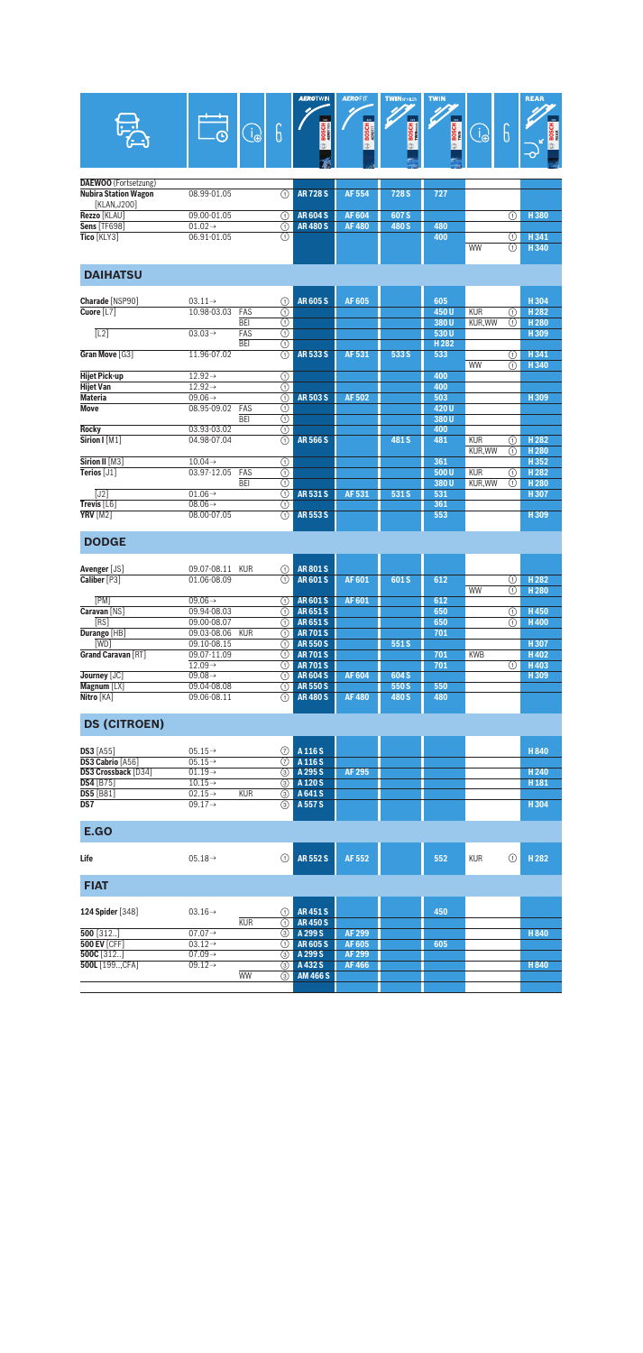| Vehicle | Date | (i) | (6) | AEROTWIN | AEROFIT | TWIN SPOILER | TWIN | (i) | (6) | REAR |
|---|---|---|---|---|---|---|---|---|---|---|
| **DAEWOO** (Fortsetzung) | | | | | | | | | | |
| **Nubira Station Wagon** [KLAN,J200] | 08.99-01.05 | | ① | AR 728 S | AF 554 | 728 S | 727 | | | |
| **Rezzo** [KLAU] | 09.00-01.05 | | ① | AR 604 S | AF 604 | 607 S | | | ① | H 380 |
| **Sens** [TF69Y] | 01.02→ | | ① | AR 480 S | AF 480 | 480 S | 480 | | | |
| **Tico** [KLY3] | 06.91-01.05 | | ① | | | | 400 | | ① | H 341 |
| | | | | | | | | WW | ① | H 340 |
| **DAIHATSU** | | | | | | | | | | |
| **Charade** [NSP90] | 03.11→ | | ① | AR 605 S | AF 605 | | 605 | | | H 304 |
| **Cuore** [L7] | 10.98-03.03 | FAS | ① | | | | 450 U | KUR | ① | H 282 |
| | | BEI | ① | | | | 380 U | KUR,WW | ① | H 280 |
| [L2] | 03.03→ | FAS | ① | | | | 530 U | | | H 309 |
| | | BEI | ① | | | | H 282 | | | |
| **Gran Move** [G3] | 11.96-07.02 | | ① | AR 533 S | AF 531 | 533 S | 533 | | ① | H 341 |
| | | | | | | | | WW | ① | H 340 |
| **Hijet Pick-up** | 12.92→ | | ① | | | | 400 | | | |
| **Hijet Van** | 12.92→ | | ① | | | | 400 | | | |
| **Materia** | 09.06→ | | ① | AR 503 S | AF 502 | | 503 | | | H 309 |
| **Move** | 08.95-09.02 | FAS | ① | | | | 420 U | | | |
| | | BEI | ① | | | | 380 U | | | |
| **Rocky** | 03.93-03.02 | | ① | | | | 400 | | | |
| **Sirion I** [M1] | 04.98-07.04 | | ① | AR 566 S | | 481 S | 481 | KUR | ① | H 282 |
| | | | | | | | | KUR,WW | ① | H 280 |
| **Sirion II** [M3] | 10.04→ | | ① | | | | 361 | | | H 352 |
| **Terios** [J1] | 03.97-12.05 | FAS | ① | | | | 500 U | KUR | ① | H 282 |
| | | BEI | ① | | | | 380 U | KUR,WW | ① | H 280 |
| [J2] | 01.06→ | | ① | AR 531 S | AF 531 | 531 S | 531 | | | H 307 |
| **Trevis** [L6] | 08.06→ | | ① | | | | 361 | | | |
| **YRV** [M2] | 08.00-07.05 | | ① | AR 553 S | | | 553 | | | H 309 |
| **DODGE** | | | | | | | | | | |
| **Avenger** [JS] | 09.07-08.11 | KUR | ① | AR 801 S | | | | | | |
| **Caliber** [P3] | 01.06-08.09 | | ① | AR 601 S | AF 601 | 601 S | 612 | | ① | H 282 |
| | | | | | | | | WW | ① | H 280 |
| [PM] | 09.06→ | | ① | AR 601 S | AF 601 | | 612 | | | |
| **Caravan** [NS] | 09.94-08.03 | | ① | AR 651 S | | | 650 | | ① | H 450 |
| [RS] | 09.00-08.07 | | ① | AR 651 S | | | 650 | | ① | H 400 |
| **Durango** [HB] | 09.03-08.06 | KUR | ① | AR 701 S | | | 701 | | | |
| [WD] | 09.10-08.15 | | ① | AR 550 S | | 551 S | | | | H 307 |
| **Grand Caravan** [RT] | 09.07-11.09 | | ① | AR 701 S | | | 701 | KWB | | H 402 |
| | 12.09→ | | ① | AR 701 S | | | 701 | | ① | H 403 |
| **Journey** [JC] | 09.08→ | | ① | AR 604 S | AF 604 | 604 S | | | | H 309 |
| **Magnum** [LX] | 09.04-08.08 | | ① | AR 550 S | | 550 S | 550 | | | |
| **Nitro** [KA] | 09.06-08.11 | | ① | AR 480 S | AF 480 | 480 S | 480 | | | |
| **DS (CITROEN)** | | | | | | | | | | |
| **DS3** [A55] | 05.15→ | | ⑦ | A 116 S | | | | | | H 840 |
| **DS3 Cabrio** [A56] | 05.15→ | | ⑦ | A 116 S | | | | | | |
| **DS3 Crossback** [D34] | 01.19→ | | ③ | A 295 S | AF 295 | | | | | H 240 |
| **DS4** [B75] | 10.15→ | | ③ | A 120 S | | | | | | H 181 |
| **DS5** [B81] | 02.15→ | KUR | ③ | A 641 S | | | | | | |
| **DS7** | 09.17→ | | ③ | A 557 S | | | | | | H 304 |
| **E.GO** | | | | | | | | | | |
| **Life** | 05.18→ | | ① | AR 552 S | AF 552 | | 552 | KUR | ① | H 282 |
| **FIAT** | | | | | | | | | | |
| **124 Spider** [348] | 03.16→ | | ① | AR 451 S | | | 450 | | | |
| | | KUR | ① | AR 450 S | | | | | | |
| **500** [312..] | 07.07→ | | ③ | A 299 S | AF 299 | | | | | H 840 |
| **500 EV** [CFF] | 03.12→ | | ① | AR 605 S | AF 605 | | 605 | | | |
| **500C** [312..] | 07.09→ | | ③ | A 299 S | AF 299 | | | | | |
| **500L** [199..,CFA] | 09.12→ | | ③ | A 432 S | AF 466 | | | | | H 840 |
| | | WW | ③ | AM 466 S | | | | | | |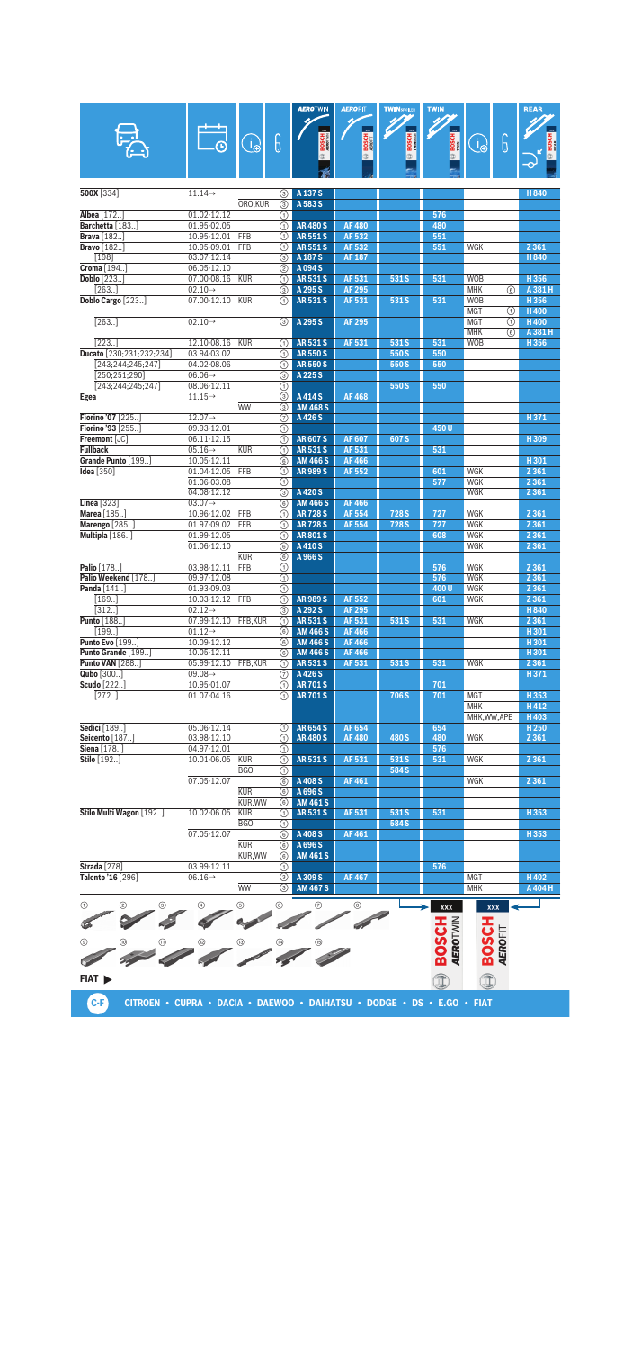| Model | Date | Info | Adapter | AEROTWIN | AEROFIT | TWIN SPOILER | TWIN | Info | Adapter | REAR |
|---|---|---|---|---|---|---|---|---|---|---|
| **500X** [334] | 11.14→ | | ③ | A 137 S | | | | | | H 840 |
| | | ORO,KUR | ③ | A 583 S | | | | | | |
| **Albea** [172..] | 01.02-12.12 | | ① | | | | 576 | | | |
| **Barchetta** [183..] | 01.95-02.05 | | ① | AR 480 S | AF 480 | | 480 | | | |
| **Brava** [182..] | 10.95-12.01 | FFB | ① | AR 551 S | AF 532 | | 551 | | | |
| **Bravo** [182..] | 10.95-09.01 | FFB | ① | AR 551 S | AF 532 | | 551 | WGK | | Z 361 |
| [198] | 03.07-12.14 | | ③ | A 187 S | AF 187 | | | | | H 840 |
| **Croma** [194..] | 06.05-12.10 | | ② | A 094 S | | | | | | |
| **Doblo** [223..] | 07.00-08.16 | KUR | ① | AR 531 S | AF 531 | 531 S | 531 | WOB | | H 356 |
| [263..] | 02.10→ | | ③ | A 295 S | AF 295 | | | MHK | ⑥ | A 381 H |
| **Doblo Cargo** [223..] | 07.00-12.10 | KUR | ① | AR 531 S | AF 531 | 531 S | 531 | WOB | | H 356 |
| | | | | | | | | MGT | ① | H 400 |
| [263..] | 02.10→ | | ③ | A 295 S | AF 295 | | | MGT | ① | H 400 |
| | | | | | | | | MHK | ⑥ | A 381 H |
| [223..] | 12.10-08.16 | KUR | ① | AR 531 S | AF 531 | 531 S | 531 | WOB | | H 356 |
| **Ducato** [230;231;232;234] | 03.94-03.02 | | ① | AR 550 S | | 550 S | 550 | | | |
| [243;244;245;247] | 04.02-08.06 | | ① | AR 550 S | | 550 S | 550 | | | |
| [250;251;290] | 06.06→ | | ③ | A 225 S | | | | | | |
| [243;244;245;247] | 08.06-12.11 | | ① | | | 550 S | 550 | | | |
| **Egea** | 11.15→ | | ③ | A 414 S | AF 468 | | | | | |
| | | WW | ③ | AM 468 S | | | | | | |
| **Fiorino '07** [225..] | 12.07→ | | ⑦ | A 426 S | | | | | | H 371 |
| **Fiorino '93** [255..] | 09.93-12.01 | | ① | | | | 450 U | | | |
| **Freemont** [JC] | 06.11-12.15 | | ① | AR 607 S | AF 607 | 607 S | | | | H 309 |
| **Fullback** | 05.16→ | KUR | ① | AR 531 S | AF 531 | | 531 | | | |
| **Grande Punto** [199..] | 10.05-12.11 | | ⑥ | AM 466 S | AF 466 | | | | | H 301 |
| **Idea** [350] | 01.04-12.05 | FFB | ① | AR 989 S | AF 552 | | 601 | WGK | | Z 361 |
| | 01.06-03.08 | | ① | | | | 577 | WGK | | Z 361 |
| | 04.08-12.12 | | ③ | A 420 S | | | | WGK | | Z 361 |
| **Linea** [323] | 03.07→ | | ⑥ | AM 466 S | AF 466 | | | | | |
| **Marea** [185..] | 10.96-12.02 | FFB | ① | AR 728 S | AF 554 | 728 S | 727 | WGK | | Z 361 |
| **Marengo** [285..] | 01.97-09.02 | FFB | ① | AR 728 S | AF 554 | 728 S | 727 | WGK | | Z 361 |
| **Multipla** [186..] | 01.99-12.05 | | ① | AR 801 S | | | 608 | WGK | | Z 361 |
| | 01.06-12.10 | | ⑥ | A 410 S | | | | WGK | | Z 361 |
| | | KUR | ⑥ | A 966 S | | | | | | |
| **Palio** [178..] | 03.98-12.11 | FFB | ① | | | | 576 | WGK | | Z 361 |
| **Palio Weekend** [178..] | 09.97-12.08 | | ① | | | | 576 | WGK | | Z 361 |
| **Panda** [141..] | 01.93-09.03 | | ① | | | | 400 U | WGK | | Z 361 |
| [169..] | 10.03-12.12 | FFB | ① | AR 989 S | AF 552 | | 601 | WGK | | Z 361 |
| [312..] | 02.12→ | | ③ | A 292 S | AF 295 | | | | | H 840 |
| **Punto** [188..] | 07.99-12.10 | FFB,KUR | ① | AR 531 S | AF 531 | 531 S | 531 | WGK | | Z 361 |
| [199..] | 01.12→ | | ⑥ | AM 466 S | AF 466 | | | | | H 301 |
| **Punto Evo** [199..] | 10.09-12.12 | | ⑥ | AM 466 S | AF 466 | | | | | H 301 |
| **Punto Grande** [199..] | 10.05-12.11 | | ⑥ | AM 466 S | AF 466 | | | | | H 301 |
| **Punto VAN** [288..] | 05.99-12.10 | FFB,KUR | ① | AR 531 S | AF 531 | 531 S | 531 | WGK | | Z 361 |
| **Qubo** [300..] | 09.08→ | | ⑦ | A 426 S | | | | | | H 371 |
| **Scudo** [222..] | 10.95-01.07 | | ① | AR 701 S | | | 701 | | | |
| [272..] | 01.07-04.16 | | ① | AR 701 S | | 706 S | 701 | MGT | | H 353 |
| | | | | | | | | MHK | | H 412 |
| | | | | | | | | MHK,WW,APE | | H 403 |
| **Sedici** [189..] | 05.06-12.14 | | ① | AR 654 S | AF 654 | | 654 | | | H 250 |
| **Seicento** [187..] | 03.98-12.10 | | ① | AR 480 S | AF 480 | 480 S | 480 | WGK | | Z 361 |
| **Siena** [178..] | 04.97-12.01 | | ① | | | | 576 | | | |
| **Stilo** [192..] | 10.01-06.05 | KUR | ① | AR 531 S | AF 531 | 531 S | 531 | WGK | | Z 361 |
| | | BGO | ① | | | 584 S | | | | |
| | 07.05-12.07 | | ⑥ | A 408 S | AF 461 | | | WGK | | Z 361 |
| | | KUR | ⑥ | A 696 S | | | | | | |
| | | KUR,WW | ⑥ | AM 461 S | | | | | | |
| **Stilo Multi Wagon** [192..] | 10.02-06.05 | KUR | ① | AR 531 S | AF 531 | 531 S | 531 | | | H 353 |
| | | BGO | ① | | | 584 S | | | | |
| | 07.05-12.07 | | ⑥ | A 408 S | AF 461 | | | | | H 353 |
| | | KUR | ⑥ | A 696 S | | | | | | |
| | | KUR,WW | ⑥ | AM 461 S | | | | | | |
| **Strada** [278] | 03.99-12.11 | | ① | | | | 576 | | | |
| **Talento '16** [296] | 06.16→ | | ③ | A 309 S | AF 467 | | | MGT | | H 402 |
| | | WW | ③ | AM 467 S | | | | MHK | | A 404 H |

**FIAT** ▶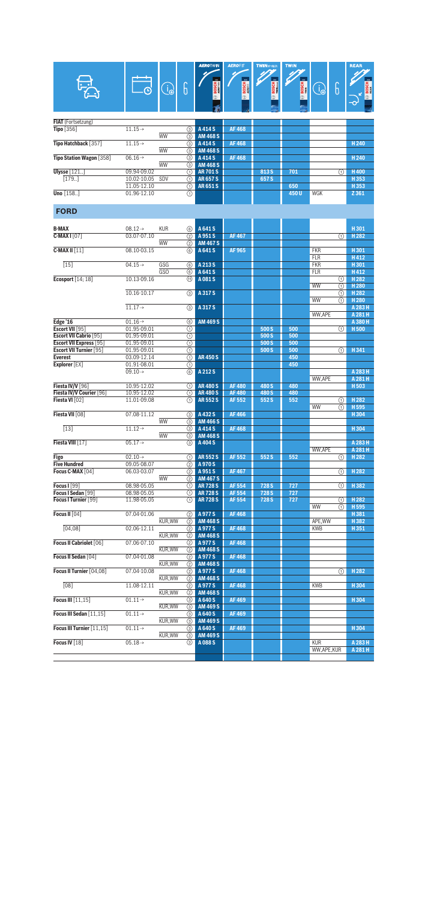| | | | | AEROTWIN | AEROFIT | TWINSPOILER | TWIN | | | REAR |
|---|---|---|---|---|---|---|---|---|---|---|
| **FIAT** (Fortsetzung) | | | | | | | | | | |
| **Tipo** [356] | 11.15→ | | ③ | A 414 S | AF 468 | | | | | |
| | | WW | ③ | AM 468 S | | | | | | |
| **Tipo Hatchback** [357] | 11.15→ | | ③ | A 414 S | AF 468 | | | | | H 240 |
| | | WW | ③ | AM 468 S | | | | | | |
| **Tipo Station Wagon** [358] | 06.16→ | | ③ | A 414 S | AF 468 | | | | | H 240 |
| | | WW | ③ | AM 468 S | | | | | | |
| **Ulysse** [121..] | 09.94-09.02 | | ① | AR 701 S | | 813 S | 701 | | ① | H 400 |
| [179..] | 10.02-10.05 | SDV | ① | AR 657 S | | 657 S | | | | H 353 |
| | 11.05-12.10 | | ① | AR 651 S | | | 650 | | | H 353 |
| **Uno** [158..] | 01.96-12.10 | | ① | | | | 450 U | WGK | | Z 361 |

## FORD

| | | | | AEROTWIN | AEROFIT | TWINSPOILER | TWIN | | | REAR |
|---|---|---|---|---|---|---|---|---|---|---|
| **B-MAX** | 08.12→ | KUR | ⑥ | A 641 S | | | | | | H 301 |
| **C-MAX I** [07] | 03.07-07.10 | | ② | A 951 S | AF 467 | | | | ① | H 282 |
| | | WW | ② | AM 467 S | | | | | | |
| **C-MAX II** [11] | 08.10-03.15 | | ⑥ | A 641 S | AF 965 | | | FKR | | H 301 |
| | | | | | | | | FLR | | H 412 |
| [15] | 04.15→ | GSG | ⑥ | A 213 S | | | | FKR | | H 301 |
| | | GSO | ⑥ | A 641 S | | | | FLR | | H 412 |
| **Ecosport** [14; 18] | 10.13-09.16 | | ⑩ | A 081 S | | | | | ① | H 282 |
| | | | | | | | | WW | ① | H 280 |
| | 10.16-10.17 | | ③ | A 317 S | | | | | ① | H 282 |
| | | | | | | | | WW | ① | H 280 |
| | 11.17→ | | ③ | A 317 S | | | | | | A 283 H |
| | | | | | | | | WW,APE | | A 281 H |
| **Edge '16** | 01.16→ | | ⑥ | AM 469 S | | | | | | A 380 H |
| **Escort VII** [95] | 01.95-09.01 | | ① | | | 500 S | 500 | | ① | H 500 |
| **Escort VII Cabrio** [95] | 01.95-09.01 | | ① | | | 500 S | 500 | | | |
| **Escort VII Express** [95] | 01.95-09.01 | | ① | | | 500 S | 500 | | | |
| **Escort VII Turnier** [95] | 01.95-09.01 | | ① | | | 500 S | 500 | | ① | H 341 |
| **Everest** | 03.09-12.14 | | ① | AR 450 S | | | 450 | | | |
| **Explorer** [EX] | 01.91-08.01 | | ① | | | | 450 | | | |
| | 09.10→ | | ⑥ | A 212 S | | | | | | A 283 H |
| | | | | | | | | WW,APE | | A 281 H |
| **Fiesta IV/V** [96] | 10.95-12.02 | | ① | AR 480 S | AF 480 | 480 S | 480 | | | H 503 |
| **Fiesta IV/V Courier** [96] | 10.95-12.02 | | ① | AR 480 S | AF 480 | 480 S | 480 | | | |
| **Fiesta VI** [02] | 11.01-09.08 | | ① | AR 552 S | AF 552 | 552 S | 552 | | ① | H 282 |
| | | | | | | | | WW | ① | H 595 |
| **Fiesta VII** [08] | 07.08-11.12 | | ③ | A 432 S | AF 466 | | | | | H 304 |
| | | WW | ③ | AM 466 S | | | | | | |
| [13] | 11.12→ | | ③ | A 414 S | AF 468 | | | | | H 304 |
| | | WW | ③ | AM 468 S | | | | | | |
| **Fiesta VIII** [17] | 05.17→ | | ③ | A 404 S | | | | | | A 283 H |
| | | | | | | | | WW,APE | | A 281 H |
| **Figo** | 02.10→ | | ① | AR 552 S | AF 552 | 552 S | 552 | | ① | H 282 |
| **Five Hundred** | 09.05-08.07 | | ② | A 970 S | | | | | | |
| **Focus C-MAX** [04] | 06.03-03.07 | | ② | A 951 S | AF 467 | | | | ① | H 282 |
| | | WW | ② | AM 467 S | | | | | | |
| **Focus I** [99] | 08.98-05.05 | | ① | AR 728 S | AF 554 | 728 S | 727 | | ① | H 382 |
| **Focus I Sedan** [99] | 08.98-05.05 | | ① | AR 728 S | AF 554 | 728 S | 727 | | | |
| **Focus I Turnier** [99] | 11.98-05.05 | | ① | AR 728 S | AF 554 | 728 S | 727 | | ① | H 282 |
| | | | | | | | | WW | ① | H 595 |
| **Focus II** [04] | 07.04-01.06 | | ② | A 977 S | AF 468 | | | | | H 381 |
| | | KUR,WW | ② | AM 468 S | | | | APE,WW | | H 382 |
| [04,08] | 02.06-12.11 | | ② | A 977 S | AF 468 | | | KWB | | H 351 |
| | | KUR,WW | ② | AM 468 S | | | | | | |
| **Focus II Cabriolet** [06] | 07.06-07.10 | | ② | A 977 S | AF 468 | | | | | |
| | | KUR,WW | ② | AM 468 S | | | | | | |
| **Focus II Sedan** [04] | 07.04-01.08 | | ② | A 977 S | AF 468 | | | | | |
| | | KUR,WW | ② | AM 468 S | | | | | | |
| **Focus II Turnier** [04,08] | 07.04-10.08 | | ② | A 977 S | AF 468 | | | | ① | H 282 |
| | | KUR,WW | ② | AM 468 S | | | | | | |
| [08] | 11.08-12.11 | | ② | A 977 S | AF 468 | | | KWB | | H 304 |
| | | KUR,WW | ② | AM 468 S | | | | | | |
| **Focus III** [11,15] | 01.11→ | | ③ | A 640 S | AF 469 | | | | | H 304 |
| | | KUR,WW | ③ | AM 469 S | | | | | | |
| **Focus III Sedan** [11,15] | 01.11→ | | ③ | A 640 S | AF 469 | | | | | |
| | | KUR,WW | ③ | AM 469 S | | | | | | |
| **Focus III Turnier** [11,15] | 01.11→ | | ③ | A 640 S | AF 469 | | | | | H 304 |
| | | KUR,WW | ③ | AM 469 S | | | | | | |
| **Focus IV** [18] | 05.18→ | | ③ | A 088 S | | | | KUR | | A 283 H |
| | | | | | | | | WW,APE,KUR | | A 281 H |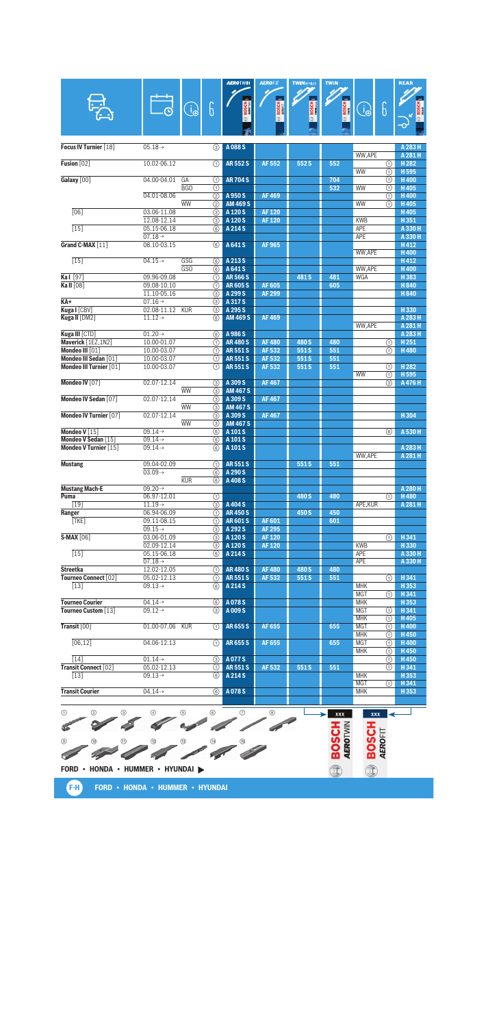| Model | Date | Info | Type | AEROTWIN | AEROFIT | TWIN SPOILER | TWIN | Info | Type | REAR |
|---|---|---|---|---|---|---|---|---|---|---|
| Focus IV Turnier [18] | 05.18→ | | ③ | A 088 S | | | | | | A 283 H |
| | | | | | | | | WW,APE | | A 281 H |
| Fusion [02] | 10.02-06.12 | | ① | AR 552 S | AF 552 | 552 S | 552 | | ① | H 282 |
| | | | | | | | | WW | ① | H 595 |
| Galaxy [00] | 04.00-04.01 | GA | ① | AR 704 S | | | 704 | | ① | H 400 |
| | | BGO | ① | | | | 532 | WW | ① | H 405 |
| | 04.01-08.06 | | ② | A 950 S | AF 469 | | | | ① | H 400 |
| | | WW | ② | AM 469 S | | | | WW | ① | H 405 |
| [06] | 03.06-11.08 | | ③ | A 120 S | AF 120 | | | | | H 405 |
| | 12.08-12.14 | | ③ | A 120 S | AF 120 | | | KWB | | H 351 |
| [15] | 05.15-06.18 | | ⑥ | A 214 S | | | | APE | | A 330 H |
| | 07.18→ | | | | | | | APE | | A 330 H |
| Grand C-MAX [11] | 08.10-03.15 | | ⑥ | A 641 S | AF 965 | | | | | H 412 |
| | | | | | | | | WW,APE | | H 400 |
| [15] | 04.15→ | GSG | ⑥ | A 213 S | | | | | | H 412 |
| | | GSO | ⑥ | A 641 S | | | | WW,APE | | H 400 |
| Ka I [97] | 09.96-09.08 | | ① | AR 566 S | | 481 S | 481 | WGA | | H 383 |
| Ka II [08] | 09.08-10.10 | | ① | AR 605 S | AF 605 | | 605 | | | H 840 |
| | 11.10-05.16 | | ③ | A 299 S | AF 299 | | | | | H 840 |
| KA+ | 07.16→ | | ③ | A 317 S | | | | | | |
| Kuga I [CBV] | 02.08-11.12 | KUR | ③ | A 295 S | | | | | | H 330 |
| Kuga II [DM2] | 11.12→ | | ⑥ | AM 469 S | AF 469 | | | | | A 283 H |
| | | | | | | | | WW,APE | | A 281 H |
| Kuga III [CTD] | 01.20→ | | ⑥ | A 986 S | | | | | | A 283 H |
| Maverick [1EZ,1N2] | 10.00-01.07 | | ① | AR 480 S | AF 480 | 480 S | 480 | | ① | H 251 |
| Mondeo III [01] | 10.00-03.07 | | ① | AR 551 S | AF 532 | 551 S | 551 | | ① | H 480 |
| Mondeo III Sedan [01] | 10.00-03.07 | | ① | AR 551 S | AF 532 | 551 S | 551 | | | |
| Mondeo III Turnier [01] | 10.00-03.07 | | ① | AR 551 S | AF 532 | 551 S | 551 | | ① | H 282 |
| | | | | | | | | WW | ① | H 595 |
| Mondeo IV [07] | 02.07-12.14 | | ③ | A 309 S | AF 467 | | | | ③ | A 476 H |
| | | WW | ③ | AM 467 S | | | | | | |
| Mondeo IV Sedan [07] | 02.07-12.14 | | ③ | A 309 S | AF 467 | | | | | |
| | | WW | ③ | AM 467 S | | | | | | |
| Mondeo IV Turnier [07] | 02.07-12.14 | | ③ | A 309 S | AF 467 | | | | | H 304 |
| | | WW | ③ | AM 467 S | | | | | | |
| Mondeo V [15] | 09.14→ | | ⑥ | A 101 S | | | | | ⑥ | A 530 H |
| Mondeo V Sedan [15] | 09.14→ | | ⑥ | A 101 S | | | | | | |
| Mondeo V Turnier [15] | 09.14→ | | ⑥ | A 101 S | | | | | | A 283 H |
| | | | | | | | | WW,APE | | A 281 H |
| Mustang | 09.04-02.09 | | ① | AR 551 S | | 551 S | 551 | | | |
| | 03.09→ | | ⑥ | A 290 S | | | | | | |
| | | KUR | ⑥ | A 408 S | | | | | | |
| Mustang Mach-E | 09.20→ | | | | | | | | | A 280 H |
| Puma | 06.97-12.01 | | ① | | | 480 S | 480 | | ① | H 480 |
| [19] | 11.19→ | | ③ | A 404 S | | | | APE,KUR | | A 281 H |
| Ranger | 06.94-06.09 | | ① | AR 450 S | | 450 S | 450 | | | |
| [TKE] | 09.11-08.15 | | ① | AR 601 S | AF 601 | | 601 | | | |
| | 09.15→ | | ③ | A 292 S | AF 295 | | | | | |
| S-MAX [06] | 03.06-01.09 | | ③ | A 120 S | AF 120 | | | | ① | H 341 |
| | 02.09-12.14 | | ③ | A 120 S | AF 120 | | | KWB | | H 330 |
| [15] | 05.15-06.18 | | ⑥ | A 214 S | | | | APE | | A 330 H |
| | 07.18→ | | | | | | | APE | | A 330 H |
| Streetka | 12.02-12.05 | | ① | AR 480 S | AF 480 | 480 S | 480 | | | |
| Tourneo Connect [02] | 05.02-12.13 | | ① | AR 551 S | AF 532 | 551 S | 551 | | ① | H 341 |
| [13] | 09.13→ | | ⑥ | A 214 S | | | | MHK | | H 353 |
| | | | | | | | | MGT | ① | H 341 |
| Tourneo Courier | 04.14→ | | ⑥ | A 078 S | | | | MHK | | H 353 |
| Tourneo Custom [13] | 09.12→ | | ③ | A 009 S | | | | MGT | ① | H 341 |
| | | | | | | | | MHK | ① | H 405 |
| Transit [00] | 01.00-07.06 | KUR | ① | AR 655 S | AF 655 | | 655 | MGT | ① | H 400 |
| | | | | | | | | MHK | ① | H 450 |
| [06,12] | 04.06-12.13 | | ① | AR 655 S | AF 655 | | 655 | MGT | ① | H 400 |
| | | | | | | | | MHK | ① | H 450 |
| [14] | 01.14→ | | ③ | A 077 S | | | | | ① | H 450 |
| Transit Connect [02] | 05.02-12.13 | | ① | AR 551 S | AF 532 | 551 S | 551 | | ① | H 341 |
| [13] | 09.13→ | | ⑥ | A 214 S | | | | MHK | | H 353 |
| | | | | | | | | MGT | ① | H 341 |
| Transit Courier | 04.14→ | | ⑥ | A 078 S | | | | MHK | | H 353 |

FORD • HONDA • HUMMER • HYUNDAI ▶

F-H FORD • HONDA • HUMMER • HYUNDAI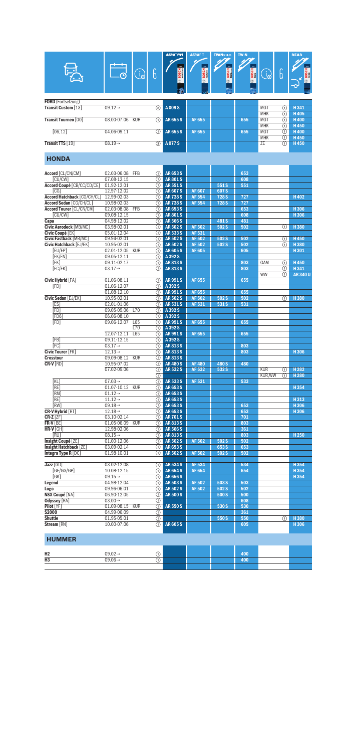| Fahrzeug | Datum | (i) | 6 | AEROTWIN | AEROFIT | TWIN SPOILER | TWIN | (i) | 6 | REAR |
|---|---|---|---|---|---|---|---|---|---|---|
| **FORD** (Fortsetzung) | | | | | | | | | | |
| **Transit Custom** [13] | 09.12→ | | ③ | A 009 S | | | | MGT | ① | H 341 |
| | | | | | | | | MHK | ① | H 405 |
| **Transit Tourneo** [00] | 08.00-07.06 | KUR | ① | AR 655 S | AF 655 | | 655 | MGT | ① | H 400 |
| | | | | | | | | MHK | ① | H 450 |
| [06,12] | 04.06-09.11 | | ① | AR 655 S | AF 655 | | 655 | MGT | ① | H 400 |
| | | | | | | | | MHK | ① | H 450 |
| **Transit TTS** [19] | 08.19→ | | ③ | A 077 S | | | | ZE | ① | H 450 |

## HONDA

| Fahrzeug | Datum | (i) | 6 | AEROTWIN | AEROFIT | TWIN SPOILER | TWIN | (i) | 6 | REAR |
|---|---|---|---|---|---|---|---|---|---|---|
| **Accord** [CL/CN/CM] | 02.03-06.08 | FFB | ① | AR 653 S | | | 653 | | | |
| [CU/CW] | 07.08-12.15 | | ① | AR 801 S | | | 608 | | | |
| **Accord Coupé** [CB/CC/CD/CE] | 01.92-12.01 | | ① | AR 551 S | | 551 S | 551 | | | |
| [CG] | 12.97-12.02 | | ① | AR 607 S | AF 607 | 607 S | | | | |
| **Accord Hatchback** [CG/CH/CL] | 12.99-02.03 | | ① | AR 728 S | AF 554 | 728 S | 727 | | | H 402 |
| **Accord Sedan** [CG/CH/CL] | 10.98-02.03 | | ① | AR 728 S | AF 554 | 728 S | 727 | | | |
| **Accord Tourer** [CL/CN/CM] | 02.03-08.08 | FFB | ① | AR 653 S | | | 653 | | | H 306 |
| [CU/CW] | 09.08-12.15 | | ① | AR 801 S | | | 608 | | | H 306 |
| **Capa** | 04.98-12.02 | | ① | AR 566 S | | 481 S | 481 | | | |
| **Civic Aerodeck** [MB/MC] | 03.98-02.01 | | ① | AR 502 S | AF 502 | 502 S | 502 | | ① | H 380 |
| **Civic Coupé** [EK] | 05.01-12.04 | | ① | AR 533 S | AF 531 | | | | | |
| **Civic Fastback** [MB/MC] | 09.94-02.01 | | ① | AR 502 S | AF 502 | 502 S | 502 | | ① | H 450 |
| **Civic Hatchback** [EJ/EK] | 10.95-02.01 | | ① | AR 502 S | AF 502 | 502 S | 502 | | ① | H 380 |
| [EU/EP] | 02.01-12.05 | KUR | ① | AR 605 S | AF 605 | | 605 | | | H 301 |
| [FK/FN] | 09.05-12.11 | | ① | A 392 S | | | | | | |
| [FK] | 09.11-02.17 | | ① | AR 813 S | | | 803 | OAM | ① | H 450 |
| [FC/FK] | 03.17→ | | ① | AR 813 S | | | 803 | | ① | H 341 |
| | | | | | | | | WW | ① | AR 340 U |
| **Civic Hybrid** [FA] | 01.06-08.11 | | ① | AR 991 S | AF 655 | | 655 | | | |
| [FD] | 01.06-12.07 | | ① | A 392 S | | | | | | |
| | 01.08-12.10 | | ① | AR 991 S | AF 655 | | 655 | | | |
| **Civic Sedan** [EJ/EK] | 10.95-02.01 | | ① | AR 502 S | AF 502 | 502 S | 502 | | ① | H 380 |
| [ES] | 02.01-01.06 | | ① | AR 531 S | AF 531 | 531 S | 531 | | | |
| [FD] | 09.05-09.06 | L70 | ① | A 392 S | | | | | | |
| [FD6] | 06.06-08.10 | | ① | A 392 S | | | | | | |
| [FD] | 09.06-12.07 | L65 | ① | AR 991 S | AF 655 | | 655 | | | |
| | | L70 | ① | A 392 S | | | | | | |
| | 12.07-12.11 | L65 | ① | AR 991 S | AF 655 | | 655 | | | |
| [FB] | 09.11-12.15 | | ① | A 392 S | | | | | | |
| [FC] | 03.17→ | | ① | AR 813 S | | | 803 | | | |
| **Civic Tourer** [FK] | 12.13→ | | ① | AR 813 S | | | 803 | | | H 306 |
| **Crosstour** | 09.09-08.12 | KUR | ① | AR 813 S | | | | | | |
| **CR-V** [RD] | 10.95-07.02 | | ① | AR 480 S | AF 480 | 480 S | 480 | | | |
| | 07.02-09.06 | | ① | AR 532 S | AF 532 | 532 S | | KUR | ① | H 282 |
| | | | ① | | | | | KUR,WW | ① | H 280 |
| [KL] | 07.03→ | | ① | AR 533 S | AF 531 | | 533 | | | |
| [RE] | 01.07-10.12 | KUR | ① | AR 653 S | | | | | | H 354 |
| [RM] | 01.12→ | | ① | AR 653 S | | | | | | |
| [RE] | 11.12→ | | ① | AR 653 S | | | | | | H 313 |
| [RW] | 09.18→ | | ① | AR 653 S | | | 653 | | | H 306 |
| **CR-V Hybrid** [RT] | 12.18→ | | ① | AR 653 S | | | 653 | | | H 306 |
| **CR-Z** [ZF] | 03.10-02.14 | | ① | AR 701 S | | | 701 | | | |
| **FR-V** [BE] | 01.05-06.09 | KUR | ① | AR 813 S | | | 803 | | | |
| **HR-V** [GH] | 12.98-02.06 | | ① | AR 566 S | | | 361 | | | |
| [RU] | 08.15→ | | ① | AR 813 S | | | 803 | | | H 250 |
| **Insight Coupé** [ZE] | 01.00-12.06 | | ① | AR 502 S | AF 502 | 502 S | 502 | | | |
| **Insight Hatchback** [ZE] | 03.09-02.14 | | ① | AR 653 S | | 653 S | 653 | | | |
| **Integra Type R** [DC] | 01.98-10.01 | | ① | AR 502 S | AF 502 | 502 S | 502 | | | |
| **Jazz** [GD] | 03.02-12.08 | | ① | AR 534 S | AF 534 | | 534 | | | H 354 |
| [GE/GG/GP] | 10.08-12.15 | | ① | AR 654 S | AF 654 | | 654 | | | H 354 |
| [GK] | 09.15→ | | ① | AR 656 S | | | | | | H 354 |
| **Legend** | 04.98-12.04 | | ① | AR 503 S | AF 502 | 503 S | 503 | | | |
| **Logo** | 09.96-06.01 | | ① | AR 502 S | AF 502 | 502 S | 502 | | | |
| **NSX Coupé** [NA] | 06.90-12.05 | | ① | AR 500 S | | 500 S | 500 | | | |
| **Odyssey** [RA] | 03.00→ | | ① | | | | 608 | | | |
| **Pilot** [YF] | 01.09-08.15 | KUR | ① | AR 550 S | | 530 S | 530 | | | |
| **S2000** | 04.99-06.09 | | ① | | | | 381 | | | |
| **Shuttle** | 01.95-05.01 | | ① | | | 550 S | 550 | | ① | H 380 |
| **Stream** [RN] | 10.00-07.06 | | ① | AR 605 S | | | 605 | | | H 306 |

## HUMMER

| Fahrzeug | Datum | (i) | 6 | AEROTWIN | AEROFIT | TWIN SPOILER | TWIN | (i) | 6 | REAR |
|---|---|---|---|---|---|---|---|---|---|---|
| **H2** | 09.02→ | | ① | | | | 400 | | | |
| **H3** | 09.06→ | | ① | | | | 400 | | | |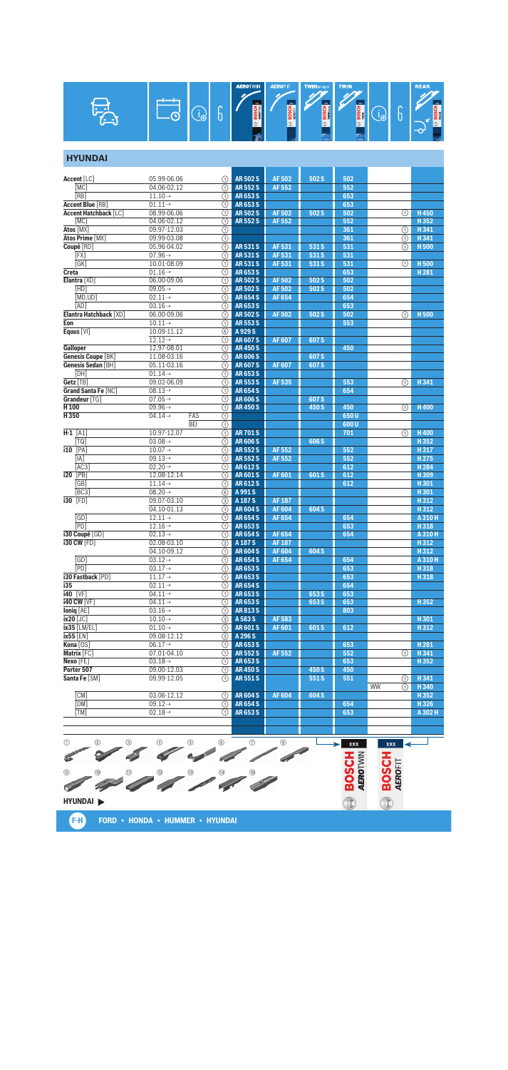## HYUNDAI

| Model | Date | | ⓘ | AEROTWIN | AEROFIT | TWIN SPOILER | TWIN | ⓘ | REAR |
|---|---|---|---|---|---|---|---|---|---|
| Accent [LC] | 05.99-06.06 | | ① | AR 502 S | AF 502 | 502 S | 502 | | |
| [MC] | 04.06-02.12 | | ① | AR 552 S | AF 552 | | 552 | | |
| [RB] | 11.10→ | | ① | AR 653 S | | | 653 | | |
| Accent Blue [RB] | 01.11→ | | ① | AR 653 S | | | 653 | | |
| Accent Hatchback [LC] | 08.99-06.06 | | ① | AR 502 S | AF 502 | 502 S | 502 | ① | H 450 |
| [MC] | 04.06-02.12 | | ① | AR 552 S | AF 552 | | 552 | | H 352 |
| Atos [MX] | 09.97-12.03 | | ① | | | | 361 | ① | H 341 |
| Atos Prime [MX] | 09.99-03.08 | | ① | | | | 361 | ① | H 341 |
| Coupé [RD] | 05.96-04.02 | | ① | AR 531 S | AF 531 | 531 S | 531 | ① | H 500 |
| [FX] | 07.96→ | | ① | AR 531 S | AF 531 | 531 S | 531 | | |
| [GK] | 10.01-08.09 | | ① | AR 531 S | AF 531 | 531 S | 531 | ① | H 500 |
| Creta | 01.16→ | | ① | AR 653 S | | | 653 | | H 281 |
| Elantra [XD] | 06.00-09.06 | | ① | AR 502 S | AF 502 | 502 S | 502 | | |
| [HD] | 09.05→ | | ① | AR 502 S | AF 502 | 502 S | 502 | | |
| [MD,UD] | 02.11→ | | ① | AR 654 S | AF 654 | | 654 | | |
| [AD] | 03.16→ | | ① | AR 653 S | | | 653 | | |
| Elantra Hatchback [XD] | 06.00-09.06 | | ① | AR 502 S | AF 502 | 502 S | 502 | ① | H 500 |
| Eon | 10.11→ | | ① | AR 553 S | | | 553 | | |
| Equus [VI] | 10.09-11.12 | | ⑥ | A 929 S | | | | | |
| | 12.12→ | | ① | AR 607 S | AF 607 | 607 S | | | |
| Galloper | 12.97-08.01 | | ① | AR 450 S | | | 450 | | |
| Genesis Coupe [BK] | 11.08-03.16 | | ① | AR 606 S | | 607 S | | | |
| Genesis Sedan [BH] | 05.11-03.16 | | ① | AR 607 S | AF 607 | 607 S | | | |
| [DH] | 01.14→ | | ① | AR 653 S | | | | | |
| Getz [TB] | 09.02-06.09 | | ① | AR 553 S | AF 535 | | 553 | ① | H 341 |
| Grand Santa Fe [NC] | 08.13→ | | ① | AR 654 S | | | 654 | | |
| Grandeur [TG] | 07.05→ | | ① | AR 606 S | | 607 S | | | |
| H 100 | 09.96→ | | ① | AR 450 S | | 450 S | 450 | ① | H 400 |
| H 350 | 04.14→ | FAS | ① | | | | 650 U | | |
| | | BEI | ① | | | | 600 U | | |
| H-1 [A1] | 10.97-12.07 | | ① | AR 701 S | | | 701 | ① | H 400 |
| [TQ] | 03.08→ | | ① | AR 606 S | | 606 S | | | H 352 |
| i10 [PA] | 10.07→ | | ① | AR 552 S | AF 552 | | 552 | | H 317 |
| [IA] | 09.13→ | | ① | AR 552 S | AF 552 | | 552 | | H 275 |
| [AC3] | 02.20→ | | ① | AR 612 S | | | 612 | | H 284 |
| i20 [PB] | 12.08-12.14 | | ① | AR 601 S | AF 601 | 601 S | 612 | | H 309 |
| [GB] | 11.14→ | | ① | AR 612 S | | | 612 | | H 301 |
| [BC3] | 08.20→ | | ⑥ | A 991 S | | | | | H 301 |
| i30 [FD] | 09.07-03.10 | | ③ | A 187 S | AF 187 | | | | H 312 |
| | 04.10-01.13 | | ① | AR 604 S | AF 604 | 604 S | | | H 312 |
| [GD] | 12.11→ | | ① | AR 654 S | AF 654 | | 654 | | A 310 H |
| [PD] | 12.16→ | | ① | AR 653 S | | | 653 | | H 318 |
| i30 Coupé [GD] | 02.13→ | | ① | AR 654 S | AF 654 | | 654 | | A 310 H |
| i30 CW [FD] | 02.08-03.10 | | ③ | A 187 S | AF 187 | | | | H 312 |
| | 04.10-09.12 | | ① | AR 604 S | AF 604 | 604 S | | | H 312 |
| [GD] | 03.12→ | | ① | AR 654 S | AF 654 | | 654 | | A 310 H |
| [PD] | 03.17→ | | ① | AR 653 S | | | 653 | | H 318 |
| i30 Fastback [PD] | 11.17→ | | ① | AR 653 S | | | 653 | | H 318 |
| i35 | 02.11→ | | ① | AR 654 S | | | 654 | | |
| i40 [VF] | 04.11→ | | ① | AR 653 S | | 653 S | 653 | | |
| i40 CW [VF] | 04.11→ | | ① | AR 653 S | | 653 S | 653 | | H 352 |
| Ioniq [AE] | 03.16→ | | ① | AR 813 S | | | 803 | | |
| ix20 [JC] | 10.10→ | | ③ | A 583 S | AF 583 | | | | H 301 |
| ix35 [LM,EL] | 01.10→ | | ① | AR 601 S | AF 601 | 601 S | 612 | | H 312 |
| ix55 [EN] | 09.08-12.12 | | ③ | A 296 S | | | | | |
| Kona [OS] | 06.17→ | | ① | AR 653 S | | | 653 | | H 281 |
| Matrix [FC] | 07.01-04.10 | | ① | AR 552 S | AF 552 | | 552 | ① | H 341 |
| Nexo [FE] | 03.18→ | | ① | AR 653 S | | | 653 | | H 352 |
| Porter 507 | 09.00-12.03 | | ① | AR 450 S | | 450 S | 450 | | |
| Santa Fe [SM] | 09.99-12.05 | | ① | AR 551 S | | 551 S | 551 | ① | H 341 |
| | | | | | | | | WW ① | H 340 |
| [CM] | 03.06-12.12 | | ① | AR 604 S | AF 604 | 604 S | | | H 352 |
| [DM] | 09.12→ | | ① | AR 654 S | | | 654 | | H 326 |
| [TM] | 02.18→ | | ① | AR 653 S | | | 653 | | A 302 H |

HYUNDAI ▶

F-H FORD • HONDA • HUMMER • HYUNDAI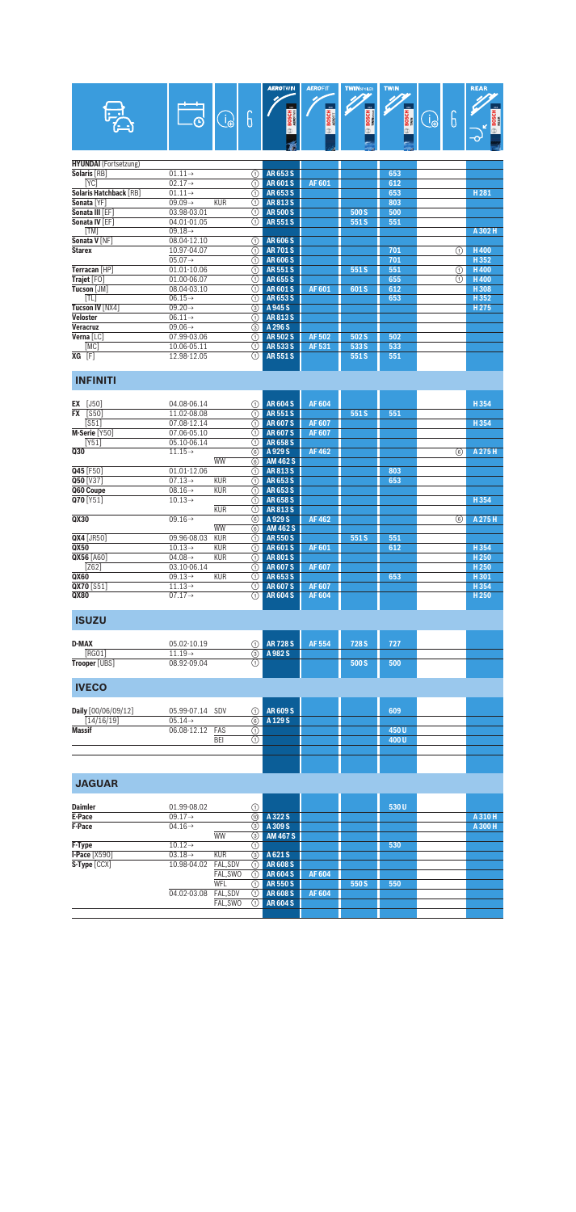| Vehicle | Date | Info | Fitting | AEROTWIN | AEROFIT | TWIN SPOILER | TWIN | Info | Fitting | REAR |
|---|---|---|---|---|---|---|---|---|---|---|
| **HYUNDAI** (Fortsetzung) | | | | | | | | | | |
| **Solaris** [RB] | 01.11→ | | ① | AR 653 S | | | 653 | | | |
| [YC] | 02.17→ | | ① | AR 601 S | AF 601 | | 612 | | | |
| **Solaris Hatchback** [RB] | 01.11→ | | ① | AR 653 S | | | 653 | | | H 281 |
| **Sonata** [YF] | 09.09→ | KUR | ① | AR 813 S | | | 803 | | | |
| **Sonata III** [EF] | 03.98-03.01 | | ① | AR 500 S | | 500 S | 500 | | | |
| **Sonata IV** [EF] | 04.01-01.05 | | ① | AR 551 S | | 551 S | 551 | | | |
| [TM] | 09.18→ | | | | | | | | | A 302 H |
| **Sonata V** [NF] | 08.04-12.10 | | ① | AR 606 S | | | | | | |
| **Starex** | 10.97-04.07 | | ① | AR 701 S | | | 701 | | ① | H 400 |
| | 05.07→ | | ① | AR 606 S | | | 701 | | | H 352 |
| **Terracan** [HP] | 01.01-10.06 | | ① | AR 551 S | | 551 S | 551 | | ① | H 400 |
| **Trajet** [FO] | 01.00-06.07 | | ① | AR 655 S | | | 655 | | ① | H 400 |
| **Tucson** [JM] | 08.04-03.10 | | ① | AR 601 S | AF 601 | 601 S | 612 | | | H 308 |
| [TL] | 06.15→ | | ① | AR 653 S | | | 653 | | | H 352 |
| **Tucson IV** [NX4] | 09.20→ | | ③ | A 945 S | | | | | | H 275 |
| **Veloster** | 06.11→ | | ① | AR 813 S | | | | | | |
| **Veracruz** | 09.06→ | | ③ | A 296 S | | | | | | |
| **Verna** [LC] | 07.99-03.06 | | ① | AR 502 S | AF 502 | 502 S | 502 | | | |
| [MC] | 10.06-05.11 | | ① | AR 533 S | AF 531 | 533 S | 533 | | | |
| **XG** [F] | 12.98-12.05 | | ① | AR 551 S | | 551 S | 551 | | | |
| **INFINITI** | | | | | | | | | | |
| **EX** [J50] | 04.08-06.14 | | ① | AR 604 S | AF 604 | | | | | H 354 |
| **FX** [S50] | 11.02-08.08 | | ① | AR 551 S | | 551 S | 551 | | | |
| [S51] | 07.08-12.14 | | ① | AR 607 S | AF 607 | | | | | H 354 |
| **M-Serie** [Y50] | 07.06-05.10 | | ① | AR 607 S | AF 607 | | | | | |
| [Y51] | 05.10-06.14 | | ① | AR 658 S | | | | | | |
| **Q30** | 11.15→ | | ⑥ | A 929 S | AF 462 | | | | ⑥ | A 275 H |
| | | WW | ⑥ | AM 462 S | | | | | | |
| **Q45** [F50] | 01.01-12.06 | | ① | AR 813 S | | | 803 | | | |
| **Q50** [V37] | 07.13→ | KUR | ① | AR 653 S | | | 653 | | | |
| **Q60 Coupe** | 08.16→ | KUR | ① | AR 653 S | | | | | | |
| **Q70** [Y51] | 10.13→ | | ① | AR 658 S | | | | | | H 354 |
| | | KUR | ① | AR 813 S | | | | | | |
| **QX30** | 09.16→ | | ⑥ | A 929 S | AF 462 | | | | ⑥ | A 275 H |
| | | WW | ⑥ | AM 462 S | | | | | | |
| **QX4** [JR50] | 09.96-08.03 | KUR | ① | AR 550 S | | 551 S | 551 | | | |
| **QX50** | 10.13→ | KUR | ① | AR 601 S | AF 601 | | 612 | | | H 354 |
| **QX56** [A60] | 04.08→ | KUR | ① | AR 801 S | | | | | | H 250 |
| [Z62] | 03.10-06.14 | | ① | AR 607 S | AF 607 | | | | | H 250 |
| **QX60** | 09.13→ | KUR | ① | AR 653 S | | | 653 | | | H 301 |
| **QX70** [S51] | 11.13→ | | ① | AR 607 S | AF 607 | | | | | H 354 |
| **QX80** | 07.17→ | | ① | AR 604 S | AF 604 | | | | | H 250 |
| **ISUZU** | | | | | | | | | | |
| **D-MAX** | 05.02-10.19 | | ① | AR 728 S | AF 554 | 728 S | 727 | | | |
| [RG01] | 11.19→ | | ③ | A 982 S | | | | | | |
| **Trooper** [UBS] | 08.92-09.04 | | ① | | | 500 S | 500 | | | |
| **IVECO** | | | | | | | | | | |
| **Daily** [00/06/09/12] | 05.99-07.14 | SDV | ① | AR 609 S | | | 609 | | | |
| [14/16/19] | 05.14→ | | ⑥ | A 129 S | | | | | | |
| **Massif** | 06.08-12.12 | FAS | ① | | | | 450 U | | | |
| | | BEI | ① | | | | 400 U | | | |
| **JAGUAR** | | | | | | | | | | |
| **Daimler** | 01.99-08.02 | | ① | | | | 530 U | | | |
| **E-Pace** | 09.17→ | | ⑩ | A 322 S | | | | | | A 310 H |
| **F-Pace** | 04.16→ | | ③ | A 309 S | | | | | | A 300 H |
| | | WW | ③ | AM 467 S | | | | | | |
| **F-Type** | 10.12→ | | ① | | | | 530 | | | |
| **I-Pace** [X590] | 03.18→ | KUR | ③ | A 621 S | | | | | | |
| **S-Type** [CCX] | 10.98-04.02 | FAL,SDV | ① | AR 608 S | | | | | | |
| | | FAL,SWO | ① | AR 604 S | AF 604 | | | | | |
| | | WFL | ① | AR 550 S | | 550 S | 550 | | | |
| | 04.02-03.08 | FAL,SDV | ① | AR 608 S | AF 604 | | | | | |
| | | FAL,SWO | ① | AR 604 S | | | | | | |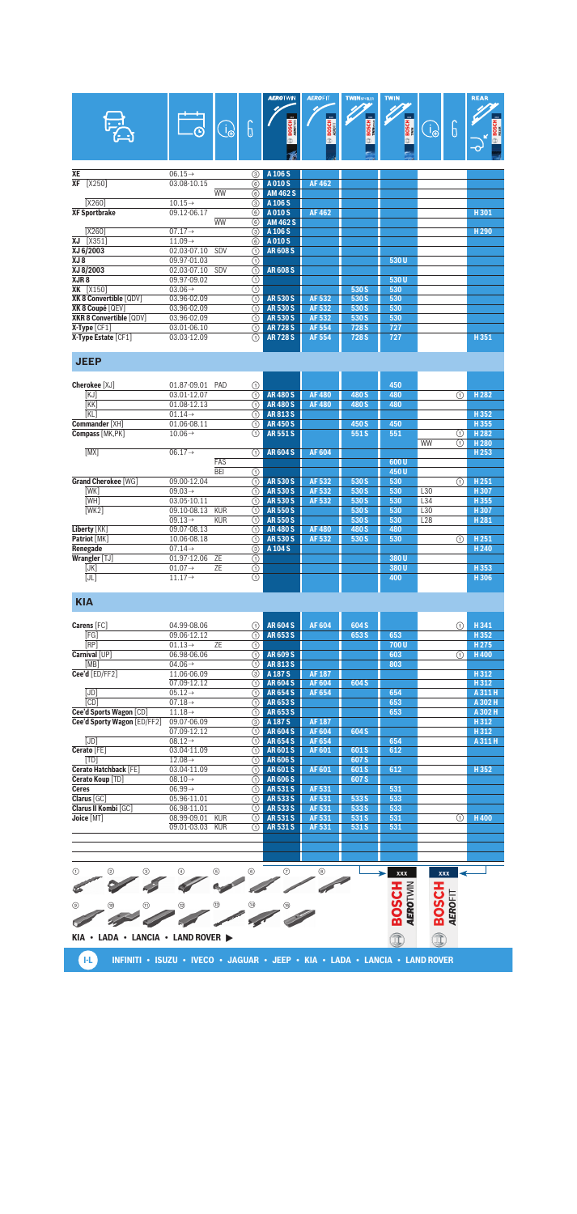| Model | Date | | ① | AEROTWIN | AEROFIT | TWIN SPOILER | TWIN | | ① | REAR |
|---|---|---|---|---|---|---|---|---|---|---|
| **XE** | 06.15→ | | ③ | A 106 S | | | | | | |
| **XF** [X250] | 03.08-10.15 | | ⑥ | A 010 S | AF 462 | | | | | |
| | | WW | ⑥ | AM 462 S | | | | | | |
| [X260] | 10.15→ | | ③ | A 106 S | | | | | | |
| **XF Sportbrake** | 09.12-06.17 | | ⑥ | A 010 S | AF 462 | | | | | H 301 |
| | | WW | ⑥ | AM 462 S | | | | | | |
| [X260] | 07.17→ | | ③ | A 106 S | | | | | | H 290 |
| **XJ** [X351] | 11.09→ | | ⑥ | A 010 S | | | | | | |
| **XJ 6/2003** | 02.03-07.10 | SDV | ① | AR 608 S | | | | | | |
| **XJ 8** | 09.97-01.03 | | ① | | | | 530 U | | | |
| **XJ 8/2003** | 02.03-07.10 | SDV | ① | AR 608 S | | | | | | |
| **XJR 8** | 09.97-09.02 | | ① | | | | 530 U | | | |
| **XK** [X150] | 03.06→ | | ① | | | 530 S | 530 | | | |
| **XK 8 Convertible** [QDV] | 03.96-02.09 | | ① | AR 530 S | AF 532 | 530 S | 530 | | | |
| **XK 8 Coupé** [QEV] | 03.96-02.09 | | ① | AR 530 S | AF 532 | 530 S | 530 | | | |
| **XKR 8 Convertible** [QDV] | 03.96-02.09 | | ① | AR 530 S | AF 532 | 530 S | 530 | | | |
| **X-Type** [CF1] | 03.01-06.10 | | ① | AR 728 S | AF 554 | 728 S | 727 | | | |
| **X-Type Estate** [CF1] | 03.03-12.09 | | ① | AR 728 S | AF 554 | 728 S | 727 | | | H 351 |

## JEEP

| Model | Date | | ① | AEROTWIN | AEROFIT | TWIN SPOILER | TWIN | | ① | REAR |
|---|---|---|---|---|---|---|---|---|---|---|
| **Cherokee** [XJ] | 01.87-09.01 | PAD | ① | | | | 450 | | | |
| [KJ] | 03.01-12.07 | | ① | AR 480 S | AF 480 | 480 S | 480 | | ① | H 282 |
| [KK] | 01.08-12.13 | | ① | AR 480 S | AF 480 | 480 S | 480 | | | |
| [KL] | 01.14→ | | ① | AR 813 S | | | | | | H 352 |
| **Commander** [XH] | 01.06-08.11 | | ① | AR 450 S | | 450 S | 450 | | | H 355 |
| **Compass** [MK,PK] | 10.06→ | | ① | AR 551 S | | 551 S | 551 | | ① | H 282 |
| | | | | | | | | WW | ① | H 280 |
| [MX] | 06.17→ | | ① | AR 604 S | AF 604 | | | | | H 253 |
| | | FAS | | | | | 600 U | | | |
| | | BEI | ① | | | | 450 U | | | |
| **Grand Cherokee** [WG] | 09.00-12.04 | | ① | AR 530 S | AF 532 | 530 S | 530 | | ① | H 251 |
| [WK] | 09.03→ | | ① | AR 530 S | AF 532 | 530 S | 530 | L30 | | H 307 |
| [WH] | 03.05-10.11 | | ① | AR 530 S | AF 532 | 530 S | 530 | L34 | | H 355 |
| [WK2] | 09.10-08.13 | KUR | ① | AR 550 S | | 530 S | 530 | L30 | | H 307 |
| | 09.13→ | KUR | ① | AR 550 S | | 530 S | 530 | L28 | | H 281 |
| **Liberty** [KK] | 09.07-08.13 | | ① | AR 480 S | AF 480 | 480 S | 480 | | | |
| **Patriot** [MK] | 10.06-08.18 | | ① | AR 530 S | AF 532 | 530 S | 530 | | ① | H 251 |
| **Renegade** | 07.14→ | | ③ | A 104 S | | | | | | H 240 |
| **Wrangler** [TJ] | 01.97-12.06 | ZE | ① | | | | 380 U | | | |
| [JK] | 01.07→ | ZE | ① | | | | 380 U | | | H 353 |
| [JL] | 11.17→ | | ① | | | | 400 | | | H 306 |

## KIA

| Model | Date | | ① | AEROTWIN | AEROFIT | TWIN SPOILER | TWIN | | ① | REAR |
|---|---|---|---|---|---|---|---|---|---|---|
| **Carens** [FC] | 04.99-08.06 | | ① | AR 604 S | AF 604 | 604 S | | | ① | H 341 |
| [FG] | 09.06-12.12 | | ① | AR 653 S | | 653 S | 653 | | | H 352 |
| [RP] | 01.13→ | ZE | ① | | | | 700 U | | | H 275 |
| **Carnival** [UP] | 06.98-06.06 | | ① | AR 609 S | | | 603 | | ① | H 400 |
| [MB] | 04.06→ | | ① | AR 813 S | | | 803 | | | |
| **Cee'd** [ED/FF2] | 11.06-06.09 | | ③ | A 187 S | AF 187 | | | | | H 312 |
| | 07.09-12.12 | | ① | AR 604 S | AF 604 | 604 S | | | | H 312 |
| [JD] | 05.12→ | | ① | AR 654 S | AF 654 | | 654 | | | A 311 H |
| [CD] | 07.18→ | | ① | AR 653 S | | | 653 | | | A 302 H |
| **Cee'd Sports Wagon** [CD] | 11.18→ | | ① | AR 653 S | | | 653 | | | A 302 H |
| **Cee'd Sporty Wagon** [ED/FF2] | 09.07-06.09 | | ③ | A 187 S | AF 187 | | | | | H 312 |
| | 07.09-12.12 | | ① | AR 604 S | AF 604 | 604 S | | | | H 312 |
| [JD] | 08.12→ | | ① | AR 654 S | AF 654 | | 654 | | | A 311 H |
| **Cerato** [FE] | 03.04-11.09 | | ① | AR 601 S | AF 601 | 601 S | 612 | | | |
| [TD] | 12.08→ | | ① | AR 606 S | | 607 S | | | | |
| **Cerato Hatchback** [FE] | 03.04-11.09 | | ① | AR 601 S | AF 601 | 601 S | 612 | | | H 352 |
| **Cerato Koup** [TD] | 08.10→ | | ① | AR 606 S | | 607 S | | | | |
| **Ceres** | 06.99→ | | ① | AR 531 S | AF 531 | | 531 | | | |
| **Clarus** [GC] | 05.96-11.01 | | ① | AR 533 S | AF 531 | 533 S | 533 | | | |
| **Clarus II Kombi** [GC] | 06.98-11.01 | | ① | AR 533 S | AF 531 | 533 S | 533 | | | |
| **Joice** [MT] | 08.99-09.01 | KUR | ① | AR 531 S | AF 531 | 531 S | 531 | | ① | H 400 |
| | 09.01-03.03 | KUR | ① | AR 531 S | AF 531 | 531 S | 531 | | | |

KIA • LADA • LANCIA • LAND ROVER ▶

INFINITI • ISUZU • IVECO • JAGUAR • JEEP • KIA • LADA • LANCIA • LAND ROVER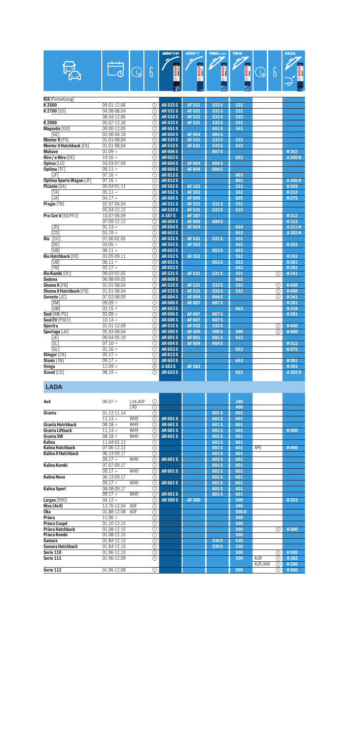| | | | | AEROTWIN | AEROFIT | TWIN SPOILER | TWIN | | | REAR |
|---|---|---|---|---|---|---|---|---|---|---|
| **KIA** (Fortsetzung) | | | | | | | | | | |
| **K 2500** | 09.01-12.06 | | ① | **AR 533 S** | **AF 531** | **533 S** | **533** | | | |
| **K 2700** [SD] | 04.98-08.04 | | ① | **AR 531 S** | **AF 531** | **531 S** | **531** | | | |
| | 08.04-12.06 | | ① | **AR 533 S** | **AF 531** | **533 S** | **533** | | | |
| **K 2900** | 05.07-12.16 | | ① | **AR 533 S** | **AF 531** | **533 S** | **533** | | | |
| **Magentis** [GD] | 09.00-12.05 | | ① | **AR 551 S** | | **551 S** | **551** | | | |
| [GE] | 02.06-04.10 | | ① | **AR 604 S** | **AF 604** | **604 S** | | | | |
| **Mentor II** [FX] | 01.01-08.04 | | ① | **AR 533 S** | **AF 531** | **533 S** | **533** | | | |
| **Mentor II Hatchback** [FX] | 01.01-08.04 | | ① | **AR 533 S** | **AF 531** | **533 S** | **533** | | | |
| **Mohave** | 01.09→ | | ① | **AR 606 S** | | **607 S** | | | | **H 352** |
| **Niro / e-Niro** [DE] | 10.16→ | | ① | **AR 653 S** | | | **653** | | | **A 300 H** |
| **Opirus** [LD] | 03.03-07.09 | | ① | **AR 604 S** | **AF 604** | **604 S** | | | | |
| **Optima** [TF] | 09.11→ | | ① | **AR 604 S** | **AF 604** | **604 S** | | | | |
| [JF] | 07.16→ | | ① | **AR 813 S** | | | **803** | | | |
| **Optima Sports Wagon** [JF] | 07.16→ | | ① | **AR 813 S** | | | **803** | | | **A 300 H** |
| **Picanto** [SA] | 05.04-01.11 | | ① | **AR 552 S** | **AF 552** | | **552** | | | **H 359** |
| [TA] | 05.11→ | | ① | **AR 552 S** | **AF 552** | | **552** | | | **H 312** |
| [JA] | 04.17→ | | ① | **AR 605 S** | **AF 605** | | **605** | | | **H 275** |
| **Pregio** [TB] | 02.97-04.04 | | ① | **AR 531 S** | **AF 531** | **531 S** | **531** | | | |
| | 05.04-12.12 | | ① | **AR 533 S** | **AF 531** | **533 S** | **533** | | | |
| **Pro Cee'd** [ED/FF2] | 10.07-06.09 | | ③ | **A 187 S** | **AF 187** | | | | | **H 312** |
| | 07.09-12.12 | | ① | **AR 604 S** | **AF 604** | **604 S** | | | | **H 312** |
| [JD] | 01.13→ | | ① | **AR 654 S** | **AF 654** | | **654** | | | **A 311 H** |
| [CD] | 03.19→ | | ① | **AR 653 S** | | | **653** | | | **A 302 H** |
| **Rio** [DC] | 07.00-02.05 | | ① | **AR 531 S** | **AF 531** | **531 S** | **531** | | | |
| [DE] | 03.05→ | | ① | **AR 552 S** | **AF 552** | | **552** | | | **H 352** |
| [UB] | 06.11→ | | ① | **AR 653 S** | | **653 S** | **653** | | | |
| **Rio Hatchback** [DE] | 03.05-09.11 | | ① | **AR 552 S** | **AF 552** | | **552** | | | **H 352** |
| [UB] | 06.11→ | | ① | **AR 653 S** | | **653 S** | **653** | | | **H 281** |
| [YB] | 02.17→ | | ① | **AR 653 S** | | | **653** | | | **H 281** |
| **Rio Kombi** [DC] | 09.02-02.05 | | ① | **AR 531 S** | **AF 531** | **531 S** | **531** | | ① | **H 341** |
| **Sedona** | 06.98-09.05 | | ① | **AR 609 S** | | | **603** | | | |
| **Shuma II** [FB] | 01.01-08.04 | | ① | **AR 533 S** | **AF 531** | **533 S** | **533** | | ① | **H 450** |
| **Shuma II Hatchback** [FB] | 01.01-08.04 | | ① | **AR 533 S** | **AF 531** | **533 S** | **533** | | ① | **H 450** |
| **Sorento** [JC] | 07.02-08.09 | | ① | **AR 604 S** | **AF 604** | **604 S** | | | ① | **H 341** |
| [XM] | 09.09→ | | ① | **AR 606 S** | **AF 607** | **607 S** | | | | **H 281** |
| [UM] | 02.15→ | | ① | **AR 653 S** | | | **653** | | | **H 318** |
| **Soul** [AM; PS] | 02.09→ | | ① | **AR 606 S** | **AF 607** | **607 S** | | | | **H 281** |
| **Soul EV** [PSEV] | 10.14→ | | ① | **AR 606 S** | **AF 607** | **607 S** | | | | |
| **Spectra** | 01.01-12.09 | | ① | **AR 532 S** | **AF 532** | **532 S** | | | ① | **H 450** |
| **Sportage** [JA] | 05.93-08.04 | | ① | **AR 500 S** | **AF 500** | **500 S** | **500** | | ① | **H 400** |
| [JE] | 09.04-05.10 | | ① | **AR 601 S** | **AF 601** | **601 S** | **612** | | | |
| [SL] | 07.10→ | | ① | **AR 604 S** | **AF 604** | **604 S** | | | | **H 312** |
| [QL] | 01.16→ | | ① | **AR 653 S** | | | **653** | | | **H 275** |
| **Stinger** [CK] | 05.17→ | | ① | **AR 813 S** | | | | | | |
| **Stonic** [YB] | 09.17→ | | ① | **AR 653 S** | | | **653** | | | **H 281** |
| **Venga** | 12.09→ | | ③ | **A 583 S** | **AF 583** | | | | | **H 301** |
| **Xceed** [CD] | 08.19→ | | ① | **AR 653 S** | | | **653** | | | **A 302 H** |

## LADA

| | | | | AEROTWIN | AEROFIT | TWIN SPOILER | TWIN | | | REAR |
|---|---|---|---|---|---|---|---|---|---|---|
| **4x4** | 06.07→ | L34,ADF | ① | | | | **340** | | | |
| | | L40 | ① | | | | **400** | | | |
| **Granta** | 01.12-11.14 | | ① | | | **601 S** | **601** | | | |
| | 11.14→ | WH9 | ① | **AR 601 S** | | **601 S** | **601** | | | |
| **Granta Hatchback** | 08.18→ | WH9 | ① | **AR 601 S** | | **601 S** | **601** | | | |
| **Granta Liftback** | 11.14→ | WH9 | ① | **AR 601 S** | | **601 S** | **601** | | | **H 500** |
| **Granta SW** | 08.18→ | WH9 | ① | **AR 601 S** | | **601 S** | **601** | | | |
| **Kalina** | 11.04-02.12 | | ① | | | **601 S** | **601** | | | |
| **Kalina Hatchback** | 07.06-12.12 | | ① | | | **601 S** | **601** | APE | | **H 400** |
| **Kalina II Hatchback** | 06.13-09.17 | | ① | | | **601 S** | **601** | | | |
| | 09.17→ | WH9 | ① | **AR 601 S** | | **601 S** | **601** | | | |
| **Kalina Kombi** | 07.07-09.17 | | ① | | | **601 S** | **601** | | | |
| | 09.17→ | WH9 | ① | **AR 601 S** | | **601 S** | **601** | | | |
| **Kalina Nova** | 06.13-09.17 | | ① | | | **601 S** | **601** | | | |
| | 09.17→ | WH9 | ① | **AR 601 S** | | **601 S** | **601** | | | |
| **Kalina Sport** | 08.08-09.17 | | ① | | | **601 S** | **601** | | | |
| | 09.17→ | WH9 | ① | **AR 601 S** | | **601 S** | **601** | | | |
| **Largus** [R90] | 04.12→ | | ① | **AR 500 S** | **AF 500** | | **500** | | | **H 353** |
| **Niva (4x4)** | 12.76-12.04 | ADF | ① | | | | **340** | | | |
| **Oka** | 01.88-12.08 | ADF | ① | | | | **500 U** | | | |
| **Priora** | 11.06→ | | ① | | | | **500** | | | |
| **Priora Coupé** | 01.10-12.15 | | ① | | | | **500** | | | |
| **Priora Hatchback** | 01.08-12.15 | | ① | | | | **500** | | ① | **H 500** |
| **Priora Kombi** | 01.08-12.15 | | ① | | | | **500** | | | |
| **Samara** | 01.84-12.13 | | ① | | | **530 S** | **530** | | | |
| **Samara Hatchback** | 01.84-12.13 | | ① | | | **530 S** | **530** | | | |
| **Serie 110** | 01.96-12.10 | | ① | | | | **500** | | ① | **H 500** |
| **Serie 111** | 01.96-12.09 | | ① | | | | **500** | KUR | ① | **H 282** |
| | | | | | | | | KUR,WW | ① | **H 280** |
| **Serie 112** | 01.96-12.08 | | ① | | | | **500** | | ① | **H 500** |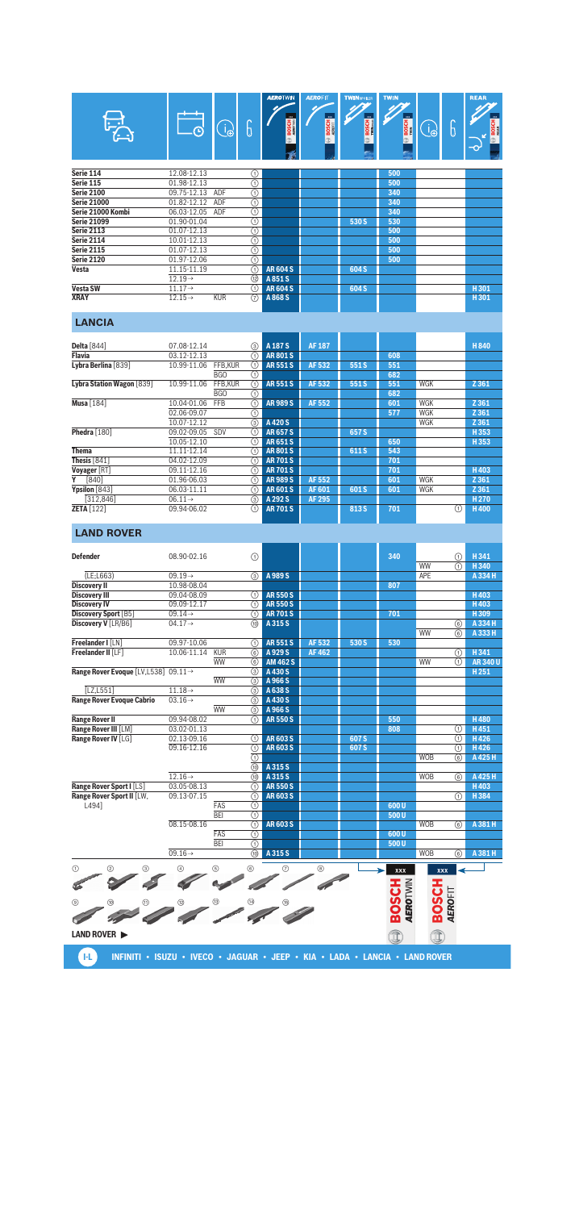| Model | Date | | | AEROTWIN | AEROFIT | TWIN SPOILER | TWIN | | | REAR |
|---|---|---|---|---|---|---|---|---|---|---|
| Serie 114 | 12.08-12.13 | | ① | | | | 500 | | | |
| Serie 115 | 01.98-12.13 | | ① | | | | 500 | | | |
| Serie 2100 | 09.75-12.13 | ADF | ① | | | | 340 | | | |
| Serie 21000 | 01.82-12.12 | ADF | ① | | | | 340 | | | |
| Serie 21000 Kombi | 06.03-12.05 | ADF | ① | | | | 340 | | | |
| Serie 21099 | 01.90-01.04 | | ① | | | 530 S | 530 | | | |
| Serie 2113 | 01.07-12.13 | | ① | | | | 500 | | | |
| Serie 2114 | 10.01-12.13 | | ① | | | | 500 | | | |
| Serie 2115 | 01.07-12.13 | | ① | | | | 500 | | | |
| Serie 2120 | 01.97-12.06 | | ① | | | | 500 | | | |
| Vesta | 11.15-11.19 | | ① | AR 604 S | | 604 S | | | | |
| | 12.19→ | | ⑫ | A 851 S | | | | | | |
| Vesta SW | 11.17→ | | ① | AR 604 S | | 604 S | | | | H 301 |
| XRAY | 12.15→ | KUR | ⑦ | A 868 S | | | | | | H 301 |

## LANCIA

| Model | Date | | | AEROTWIN | AEROFIT | TWIN SPOILER | TWIN | | | REAR |
|---|---|---|---|---|---|---|---|---|---|---|
| Delta [844] | 07.08-12.14 | | ③ | A 187 S | AF 187 | | | | | H 840 |
| Flavia | 03.12-12.13 | | ① | AR 801 S | | | 608 | | | |
| Lybra Berlina [839] | 10.99-11.06 | FFB,KUR | ① | AR 551 S | AF 532 | 551 S | 551 | | | |
| | | BGO | ① | | | | 682 | | | |
| Lybra Station Wagon [839] | 10.99-11.06 | FFB,KUR | ① | AR 551 S | AF 532 | 551 S | 551 | WGK | | Z 361 |
| | | BGO | ① | | | | 682 | | | |
| Musa [184] | 10.04-01.06 | FFB | ① | AR 989 S | AF 552 | | 601 | WGK | | Z 361 |
| | 02.06-09.07 | | ① | | | | 577 | WGK | | Z 361 |
| | 10.07-12.12 | | ③ | A 420 S | | | | WGK | | Z 361 |
| Phedra [180] | 09.02-09.05 | SDV | ① | AR 657 S | | 657 S | | | | H 353 |
| | 10.05-12.10 | | ① | AR 651 S | | | 650 | | | H 353 |
| Thema | 11.11-12.14 | | ① | AR 801 S | | 611 S | 543 | | | |
| Thesis [841] | 04.02-12.09 | | ① | AR 701 S | | | 701 | | | |
| Voyager [RT] | 09.11-12.16 | | ① | AR 701 S | | | 701 | | | H 403 |
| Y [840] | 01.96-06.03 | | ① | AR 989 S | AF 552 | | 601 | WGK | | Z 361 |
| Ypsilon [843] | 06.03-11.11 | | ① | AR 601 S | AF 601 | 601 S | 601 | WGK | | Z 361 |
| [312,846] | 06.11→ | | ③ | A 292 S | AF 295 | | | | | H 270 |
| ZETA [122] | 09.94-06.02 | | ① | AR 701 S | | 813 S | 701 | | ① | H 400 |

## LAND ROVER

| Model | Date | | | AEROTWIN | AEROFIT | TWIN SPOILER | TWIN | | | REAR |
|---|---|---|---|---|---|---|---|---|---|---|
| Defender | 08.90-02.16 | | ① | | | | 340 | | ① | H 341 |
| | | | | | | | | WW | ① | H 340 |
| [LE;L663] | 09.19→ | | ③ | A 989 S | | | | APE | | A 334 H |
| Discovery II | 10.98-08.04 | | | | | | 807 | | | |
| Discovery III | 09.04-08.09 | | ① | AR 550 S | | | | | | H 403 |
| Discovery IV | 09.09-12.17 | | ① | AR 550 S | | | | | | H 403 |
| Discovery Sport [B5] | 09.14→ | | ① | AR 701 S | | | 701 | | | H 309 |
| Discovery V [LR/B6] | 04.17→ | | ⑩ | A 315 S | | | | | ⑥ | A 334 H |
| | | | | | | | | WW | ⑥ | A 333 H |
| Freelander I [LN] | 09.97-10.06 | | ① | AR 551 S | AF 532 | 530 S | 530 | | | |
| Freelander II [LF] | 10.06-11.14 | KUR | ⑥ | A 929 S | AF 462 | | | | ① | H 341 |
| | | WW | ⑥ | AM 462 S | | | | WW | ① | AR 340 U |
| Range Rover Evoque [LV,L538] | 09.11→ | | ③ | A 430 S | | | | | | H 251 |
| | | WW | ③ | A 966 S | | | | | | |
| [LZ,L551] | 11.18→ | | ③ | A 638 S | | | | | | |
| Range Rover Evoque Cabrio | 03.16→ | | ③ | A 430 S | | | | | | |
| | | WW | ③ | A 966 S | | | | | | |
| Range Rover II | 09.94-08.02 | | ① | AR 550 S | | | 550 | | | H 480 |
| Range Rover III [LM] | 03.02-01.13 | | | | | | 808 | | ① | H 451 |
| Range Rover IV [LG] | 02.13-09.16 | | ① | AR 603 S | | 607 S | | | ① | H 426 |
| | 09.16-12.16 | | ① | AR 603 S | | 607 S | | | ① | H 426 |
| | | | ① | | | | | WOB | ⑥ | A 425 H |
| | | | ⑩ | A 315 S | | | | | | |
| | 12.16→ | | ⑩ | A 315 S | | | | WOB | ⑥ | A 425 H |
| Range Rover Sport I [LS] | 03.05-08.13 | | ① | AR 550 S | | | | | | H 403 |
| Range Rover Sport II [LW, L494] | 09.13-07.15 | | ① | AR 603 S | | | | | ① | H 384 |
| | | FAS | ① | | | | 600 U | | | |
| | | BEI | ① | | | | 500 U | | | |
| | 08.15-08.16 | | ① | AR 603 S | | | | WOB | ⑥ | A 381 H |
| | | FAS | ① | | | | 600 U | | | |
| | | BEI | ① | | | | 500 U | | | |
| | 09.16→ | | ⑩ | A 315 S | | | | WOB | ⑥ | A 381 H |

LAND ROVER ▶

I-L INFINITI • ISUZU • IVECO • JAGUAR • JEEP • KIA • LADA • LANCIA • LAND ROVER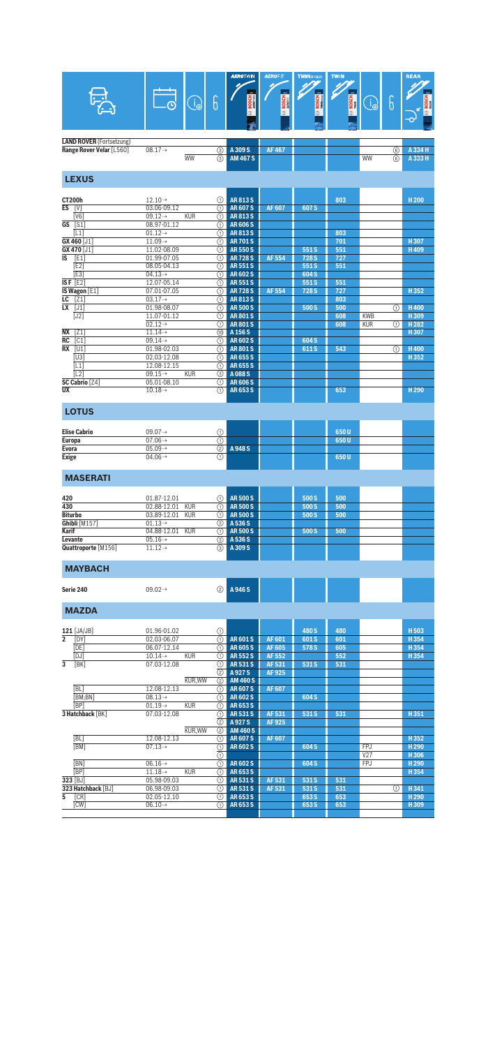| Model | Date | (i) | Position | AEROTWIN | AEROFIT | TWIN SPOILER | TWIN | (i) | Position | REAR |
|---|---|---|---|---|---|---|---|---|---|---|
| **LAND ROVER** (Fortsetzung) | | | | | | | | | | |
| **Range Rover Velar** [L560] | 08.17→ | | ③ | A 309 S | AF 467 | | | | ⑥ | A 334 H |
| | | WW | ③ | AM 467 S | | | | WW | ⑥ | A 333 H |
| **LEXUS** | | | | | | | | | | |
| **CT200h** | 12.10→ | | ① | AR 813 S | | | 803 | | | H 200 |
| **ES** [V] | 03.06-09.12 | | ① | AR 607 S | AF 607 | 607 S | | | | |
| [V6] | 09.12→ | KUR | ① | AR 813 S | | | | | | |
| **GS** [S1] | 08.97-01.12 | | ① | AR 606 S | | | | | | |
| [L1] | 01.12→ | | ① | AR 813 S | | | 803 | | | |
| **GX 460** [J1] | 11.09→ | | ① | AR 701 S | | | 701 | | | H 307 |
| **GX 470** [J1] | 11.02-08.09 | | ① | AR 550 S | | 551 S | 551 | | | H 409 |
| **IS** [E1] | 01.99-07.05 | | ① | AR 728 S | AF 554 | 728 S | 727 | | | |
| [E2] | 08.05-04.13 | | ① | AR 551 S | | 551 S | 551 | | | |
| [E3] | 04.13→ | | ① | AR 602 S | | 604 S | | | | |
| **IS F** [E2] | 12.07-05.14 | | ① | AR 551 S | | 551 S | 551 | | | |
| **IS Wagon** [E1] | 07.01-07.05 | | ① | AR 728 S | AF 554 | 728 S | 727 | | | H 352 |
| **LC** [Z1] | 03.17→ | | ① | AR 813 S | | | 803 | | | |
| **LX** [J1] | 01.98-08.07 | | ① | AR 500 S | | 500 S | 500 | | ① | H 400 |
| [J2] | 11.07-01.12 | | ① | AR 801 S | | | 608 | KWB | | H 309 |
| | 02.12→ | | ① | AR 801 S | | | 608 | KUR | ① | H 282 |
| **NX** [Z1] | 11.14→ | | ⑩ | A 156 S | | | | | | H 307 |
| **RC** [C1] | 09.14→ | | ① | AR 602 S | | 604 S | | | | |
| **RX** [U1] | 01.98-02.03 | | ① | AR 801 S | | 611 S | 543 | | ① | H 400 |
| [U3] | 02.03-12.08 | | ① | AR 655 S | | | | | | H 352 |
| [L1] | 12.08-12.15 | | ① | AR 655 S | | | | | | |
| [L2] | 09.15→ | KUR | ③ | A 088 S | | | | | | |
| **SC Cabrio** [Z4] | 05.01-08.10 | | ① | AR 606 S | | | | | | |
| **UX** | 10.18→ | | ① | AR 653 S | | | 653 | | | H 290 |
| **LOTUS** | | | | | | | | | | |
| **Elise Cabrio** | 09.07→ | | ① | | | | 650 U | | | |
| **Europa** | 07.06→ | | ① | | | | 650 U | | | |
| **Evora** | 05.09→ | | ② | A 948 S | | | | | | |
| **Exige** | 04.06→ | | ① | | | | 650 U | | | |
| **MASERATI** | | | | | | | | | | |
| **420** | 01.87-12.01 | | ① | AR 500 S | | 500 S | 500 | | | |
| **430** | 02.88-12.01 | KUR | ① | AR 500 S | | 500 S | 500 | | | |
| **Biturbo** | 03.89-12.01 | KUR | ① | AR 500 S | | 500 S | 500 | | | |
| **Ghibli** [M157] | 01.13→ | | ③ | A 536 S | | | | | | |
| **Karif** | 04.88-12.01 | KUR | ① | AR 500 S | | 500 S | 500 | | | |
| **Levante** | 05.16→ | | ③ | A 536 S | | | | | | |
| **Quattroporte** [M156] | 11.12→ | | ③ | A 309 S | | | | | | |
| **MAYBACH** | | | | | | | | | | |
| **Serie 240** | 09.02→ | | ② | A 946 S | | | | | | |
| **MAZDA** | | | | | | | | | | |
| **121** [JA/JB] | 01.96-01.02 | | ① | | | 480 S | 480 | | | H 503 |
| **2** [DY] | 02.03-06.07 | | ① | AR 601 S | AF 601 | 601 S | 601 | | | H 354 |
| [DE] | 06.07-12.14 | | ① | AR 605 S | AF 605 | 578 S | 605 | | | H 354 |
| [DJ] | 10.14→ | KUR | ① | AR 552 S | AF 552 | | 552 | | | H 354 |
| **3** [BK] | 07.03-12.08 | | ① | AR 531 S | AF 531 | 531 S | 531 | | | |
| | | | ② | A 927 S | AF 925 | | | | | |
| | | KUR,WW | ② | AM 460 S | | | | | | |
| [BL] | 12.08-12.13 | | ① | AR 607 S | AF 607 | | | | | |
| [BM;BN] | 08.13→ | | ① | AR 602 S | | 604 S | | | | |
| [BP] | 01.19→ | KUR | ① | AR 653 S | | | | | | |
| **3 Hatchback** [BK] | 07.03-12.08 | | ① | AR 531 S | AF 531 | 531 S | 531 | | | H 351 |
| | | | ② | A 927 S | AF 925 | | | | | |
| | | KUR,WW | ② | AM 460 S | | | | | | |
| [BL] | 12.08-12.13 | | ① | AR 607 S | AF 607 | | | | | H 352 |
| [BM] | 07.13→ | | ① | AR 602 S | | 604 S | | FPJ | | H 290 |
| | | | ① | | | | | V27 | | H 306 |
| [BN] | 06.16→ | | ① | AR 602 S | | 604 S | | FPJ | | H 290 |
| [BP] | 11.18→ | KUR | ① | AR 653 S | | | | | | H 354 |
| **323** [BJ] | 05.98-09.03 | | ① | AR 531 S | AF 531 | 531 S | 531 | | | |
| **323 Hatchback** [BJ] | 06.98-09.03 | | ① | AR 531 S | AF 531 | 531 S | 531 | | ① | H 341 |
| **5** [CR] | 02.05-12.10 | | ① | AR 653 S | | 653 S | 653 | | | H 290 |
| [CW] | 06.10→ | | ① | AR 653 S | | 653 S | 653 | | | H 309 |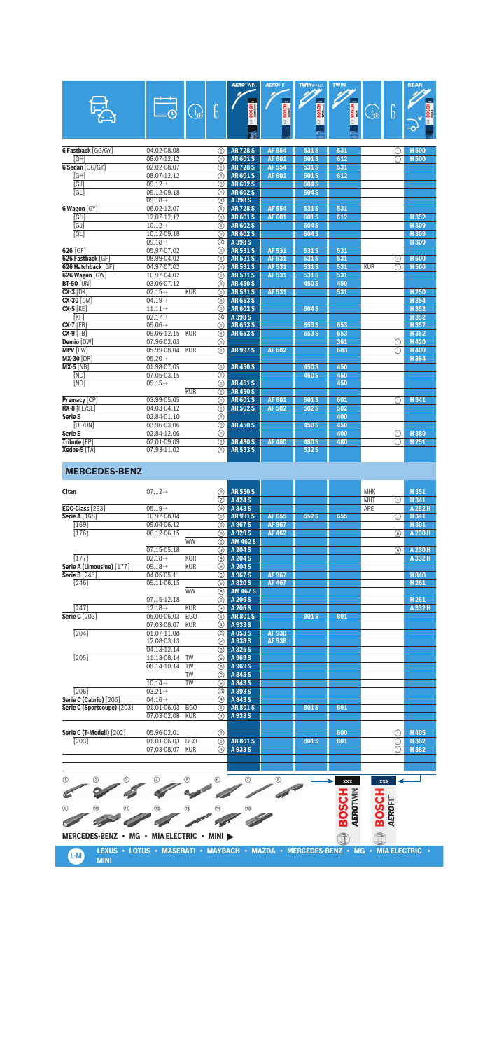| Model | Date | | | AEROTWIN | AEROFIT | TWIN SPOILER | TWIN | | | REAR |
|---|---|---|---|---|---|---|---|---|---|---|
| **6 Fastback** [GG/GY] | 04.02-08.08 | | ① | AR 728 S | AF 554 | 531 S | 531 | | ① | H 500 |
| [GH] | 08.07-12.12 | | ① | AR 601 S | AF 601 | 601 S | 612 | | ① | H 500 |
| **6 Sedan** [GG/GY] | 02.02-08.07 | | ① | AR 728 S | AF 554 | 531 S | 531 | | | |
| [GH] | 08.07-12.12 | | ① | AR 601 S | AF 601 | 601 S | 612 | | | |
| [GJ] | 09.12→ | | ① | AR 602 S | | 604 S | | | | |
| [GL] | 09.12-09.18 | | ① | AR 602 S | | 604 S | | | | |
| | 09.18→ | | ⑩ | A 398 S | | | | | | |
| **6 Wagon** [GY] | 06.02-12.07 | | ① | AR 728 S | AF 554 | 531 S | 531 | | | |
| [GH] | 12.07-12.12 | | ① | AR 601 S | AF 601 | 601 S | 612 | | | H 352 |
| [GJ] | 10.12→ | | ① | AR 602 S | | 604 S | | | | H 309 |
| [GL] | 10.12-09.18 | | ① | AR 602 S | | 604 S | | | | H 309 |
| | 09.18→ | | ⑩ | A 398 S | | | | | | H 309 |
| **626** [GF] | 05.97-07.02 | | ① | AR 531 S | AF 531 | 531 S | 531 | | | |
| **626 Fastback** [GF] | 08.99-04.02 | | ① | AR 531 S | AF 531 | 531 S | 531 | | ① | H 500 |
| **626 Hatchback** [GF] | 04.97-07.02 | | ① | AR 531 S | AF 531 | 531 S | 531 | KUR | ① | H 500 |
| **626 Wagon** [GW] | 10.97-04.02 | | ① | AR 531 S | AF 531 | 531 S | 531 | | | |
| **BT-50** [UN] | 03.06-07.12 | | ① | AR 450 S | | 450 S | 450 | | | |
| **CX-3** [DK] | 02.15→ | KUR | ① | AR 531 S | AF 531 | | 531 | | | H 250 |
| **CX-30** [DM] | 04.19→ | | ① | AR 653 S | | | | | | H 354 |
| **CX-5** [KE] | 11.11→ | | ① | AR 602 S | | 604 S | | | | H 352 |
| [KF] | 02.17→ | | ⑩ | A 398 S | | | | | | H 352 |
| **CX-7** [ER] | 09.06→ | | ① | AR 653 S | | 653 S | 653 | | | H 352 |
| **CX-9** [TB] | 09.06-12.15 | KUR | ① | AR 653 S | | 653 S | 653 | | | H 352 |
| **Demio** [DW] | 07.96-02.03 | | ① | | | | 361 | | ① | H 420 |
| **MPV** [LW] | 05.99-08.04 | KUR | ① | AR 997 S | AF 602 | | 603 | | ① | H 400 |
| **MX-30** [DR] | 05.20→ | | | | | | | | | H 354 |
| **MX-5** [NB] | 01.98-07.05 | | ① | AR 450 S | | 450 S | 450 | | | |
| [NC] | 07.05-03.15 | | ① | | | 450 S | 450 | | | |
| [ND] | 05.15→ | | ① | AR 451 S | | | 450 | | | |
| | | KUR | ① | AR 450 S | | | | | | |
| **Premacy** [CP] | 03.99-05.05 | | ① | AR 601 S | AF 601 | 601 S | 601 | | ① | H 341 |
| **RX-8** [FE/SE] | 04.03-04.12 | | ① | AR 502 S | AF 502 | 502 S | 502 | | | |
| **Serie B** | 02.84-01.10 | | ① | | | | 400 | | | |
| [UF/UN] | 03.96-03.06 | | ① | AR 450 S | | 450 S | 450 | | | |
| **Serie E** | 02.84-12.06 | | ① | | | | 400 | | ① | H 380 |
| **Tribute** [EP] | 02.01-09.09 | | ① | AR 480 S | AF 480 | 480 S | 480 | | ① | H 251 |
| **Xedos-9** [TA] | 07.93-11.02 | | ① | AR 533 S | | 532 S | | | | |

## MERCEDES-BENZ

| Model | Date | | | AEROTWIN | AEROFIT | TWIN SPOILER | TWIN | | | REAR |
|---|---|---|---|---|---|---|---|---|---|---|
| **Citan** | 07.12→ | | ① | AR 550 S | | | | MHK | | H 351 |
| | | | ⑦ | A 424 S | | | | MHT | ① | H 341 |
| **EQC-Class** [293] | 05.19→ | | ⑨ | A 843 S | | | | APE | | A 282 H |
| **Serie A** [168] | 10.97-08.04 | | ① | AR 991 S | AF 655 | 652 S | 655 | | ① | H 341 |
| [169] | 09.04-06.12 | | ⑥ | A 967 S | AF 967 | | | | | H 301 |
| [176] | 06.12-06.15 | | ⑥ | A 929 S | AF 462 | | | | ⑥ | A 230 H |
| | | WW | ⑥ | AM 462 S | | | | | | |
| | 07.15-05.18 | | ⑨ | A 204 S | | | | | ⑥ | A 230 H |
| [177] | 02.18→ | KUR | ⑨ | A 204 S | | | | | | A 332 H |
| **Serie A (Limousine)** [177] | 09.18→ | KUR | ⑨ | A 204 S | | | | | | |
| **Serie B** [245] | 04.05-05.11 | | ⑥ | A 967 S | AF 967 | | | | | H 840 |
| [246] | 09.11-06.15 | | ⑥ | A 820 S | AF 467 | | | | | H 261 |
| | | WW | ⑥ | AM 467 S | | | | | | |
| | 07.15-12.18 | | ⑨ | A 206 S | | | | | | H 261 |
| [247] | 12.18→ | KUR | ⑨ | A 206 S | | | | | | A 332 H |
| **Serie C** [203] | 05.00-06.03 | BGO | ① | AR 801 S | | 801 S | 801 | | | |
| | 07.03-08.07 | KUR | ④ | A 933 S | | | | | | |
| [204] | 01.07-11.08 | | ② | A 053 S | AF 938 | | | | | |
| | 12.08-03.13 | | ② | A 938 S | AF 938 | | | | | |
| | 04.13-12.14 | | ③ | A 825 S | | | | | | |
| [205] | 11.13-08.14 | TW | ⑥ | A 969 S | | | | | | |
| | 08.14-10.14 | TW | ⑥ | A 969 S | | | | | | |
| | | TW | ⑨ | A 843 S | | | | | | |
| | 10.14→ | TW | ⑨ | A 843 S | | | | | | |
| [206] | 03.21→ | | ⑬ | A 893 S | | | | | | |
| **Serie C (Cabrio)** [205] | 04.16→ | | ⑨ | A 843 S | | | | | | |
| **Serie C (Sportcoupe)** [203] | 01.01-06.03 | BGO | ① | AR 801 S | | 801 S | 801 | | | |
| | 07.03-02.08 | KUR | ④ | A 933 S | | | | | | |
| **Serie C (T-Modell)** [202] | 05.96-02.01 | | ① | | | | 600 | | ① | H 405 |
| [203] | 01.01-06.03 | BGO | ① | AR 801 S | | 801 S | 801 | | ① | H 382 |
| | 07.03-08.07 | KUR | ④ | A 933 S | | | | | ① | H 382 |

MERCEDES-BENZ • MG • MIA ELECTRIC • MINI ▶

LEXUS • LOTUS • MASERATI • MAYBACH • MAZDA • MERCEDES-BENZ • MG • MIA ELECTRIC • MINI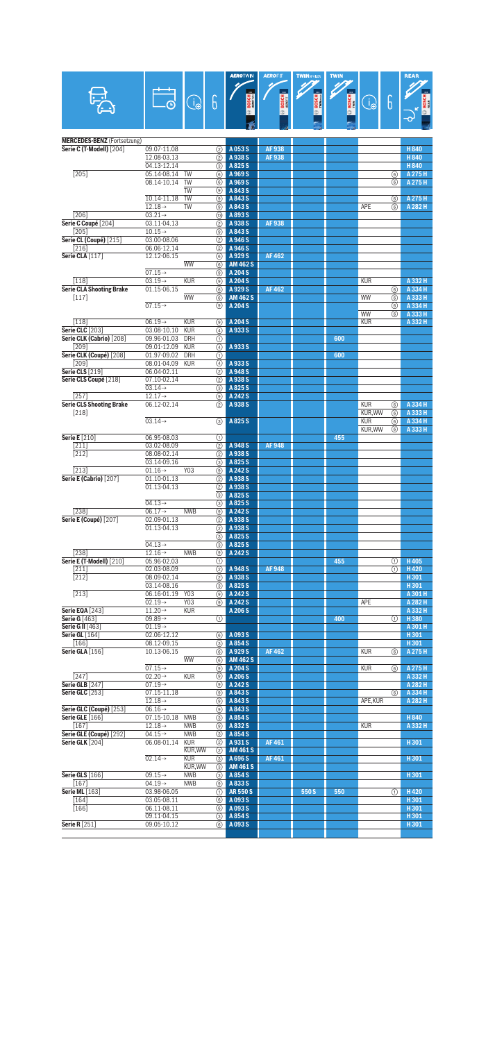| | | | | AEROTWIN | AEROFIT | TWIN SPOILER | TWIN | | | REAR |
|---|---|---|---|---|---|---|---|---|---|---|
| **MERCEDES-BENZ** (Fortsetzung) | | | | | | | | | | |
| **Serie C (T-Modell)** [204] | 09.07-11.08 | | ② | A 053 S | AF 938 | | | | | H 840 |
| | 12.08-03.13 | | ② | A 938 S | AF 938 | | | | | H 840 |
| | 04.13-12.14 | | ③ | A 825 S | | | | | | H 840 |
| [205] | 05.14-08.14 | TW | ⑥ | A 969 S | | | | | ⑥ | A 275 H |
| | 08.14-10.14 | TW | ⑥ | A 969 S | | | | | ⑥ | A 275 H |
| | | TW | ⑨ | A 843 S | | | | | | |
| | 10.14-11.18 | TW | ⑨ | A 843 S | | | | | ⑥ | A 275 H |
| | 12.18→ | TW | ⑨ | A 843 S | | | | APE | ⑥ | A 282 H |
| [206] | 03.21→ | | ⑲ | A 893 S | | | | | | |
| **Serie C Coupé** [204] | 03.11-04.13 | | ② | A 938 S | AF 938 | | | | | |
| [205] | 10.15→ | | ⑨ | A 843 S | | | | | | |
| **Serie CL (Coupé)** [215] | 03.00-08.06 | | ② | A 946 S | | | | | | |
| [216] | 06.06-12.14 | | ② | A 946 S | | | | | | |
| **Serie CLA** [117] | 12.12-06.15 | | ⑥ | A 929 S | AF 462 | | | | | |
| | | WW | ⑥ | AM 462 S | | | | | | |
| | 07.15→ | | ⑨ | A 204 S | | | | | | |
| [118] | 03.19→ | KUR | ⑨ | A 204 S | | | | KUR | | A 332 H |
| **Serie CLA Shooting Brake** | 01.15-06.15 | | ⑥ | A 929 S | AF 462 | | | | ⑥ | A 334 H |
| [117] | | WW | ⑥ | AM 462 S | | | | WW | ⑥ | A 333 H |
| | 07.15→ | | ⑨ | A 204 S | | | | | ⑥ | A 334 H |
| | | | | | | | | WW | ⑥ | A 333 H |
| [118] | 06.19→ | KUR | ⑨ | A 204 S | | | | KUR | | A 332 H |
| **Serie CLC** [203] | 03.08-10.10 | KUR | ④ | A 933 S | | | | | | |
| **Serie CLK (Cabrio)** [208] | 09.96-01.03 | DRH | ① | | | | 600 | | | |
| [209] | 09.01-12.09 | KUR | ④ | A 933 S | | | | | | |
| **Serie CLK (Coupé)** [208] | 01.97-09.02 | DRH | ① | | | | 600 | | | |
| [209] | 08.01-04.09 | KUR | ④ | A 933 S | | | | | | |
| **Serie CLS** [219] | 06.04-02.11 | | ② | A 948 S | | | | | | |
| **Serie CLS Coupé** [218] | 07.10-02.14 | | ② | A 938 S | | | | | | |
| | 03.14→ | | ③ | A 825 S | | | | | | |
| [257] | 12.17→ | | ⑨ | A 242 S | | | | | | |
| **Serie CLS Shooting Brake** | 06.12-02.14 | | ② | A 938 S | | | | KUR | ⑥ | A 334 H |
| [218] | | | | | | | | KUR,WW | ⑥ | A 333 H |
| | 03.14→ | | ③ | A 825 S | | | | KUR | ⑥ | A 334 H |
| | | | | | | | | KUR,WW | ⑥ | A 333 H |
| **Serie E** [210] | 06.95-08.03 | | ① | | | | 455 | | | |
| [211] | 03.02-08.09 | | ② | A 948 S | AF 948 | | | | | |
| [212] | 08.08-02.14 | | ② | A 938 S | | | | | | |
| | 03.14-09.16 | | ③ | A 825 S | | | | | | |
| [213] | 01.16→ | Y03 | ⑨ | A 242 S | | | | | | |
| **Serie E (Cabrio)** [207] | 01.10-01.13 | | ② | A 938 S | | | | | | |
| | 01.13-04.13 | | ② | A 938 S | | | | | | |
| | | | ③ | A 825 S | | | | | | |
| | 04.13→ | | ③ | A 825 S | | | | | | |
| [238] | 06.17→ | NWB | ⑨ | A 242 S | | | | | | |
| **Serie E (Coupé)** [207] | 02.09-01.13 | | ② | A 938 S | | | | | | |
| | 01.13-04.13 | | ② | A 938 S | | | | | | |
| | | | ③ | A 825 S | | | | | | |
| | 04.13→ | | ③ | A 825 S | | | | | | |
| [238] | 12.16→ | NWB | ⑨ | A 242 S | | | | | | |
| **Serie E (T-Modell)** [210] | 05.96-02.03 | | ① | | | | 455 | | ① | H 405 |
| [211] | 02.03-08.09 | | ② | A 948 S | AF 948 | | | | ① | H 420 |
| [212] | 08.09-02.14 | | ② | A 938 S | | | | | | H 301 |
| | 03.14-08.16 | | ③ | A 825 S | | | | | | H 301 |
| [213] | 06.16-01.19 | Y03 | ⑨ | A 242 S | | | | | | A 301 H |
| | 02.19→ | Y03 | ⑨ | A 242 S | | | | APE | | A 282 H |
| **Serie EQA** [243] | 11.20→ | KUR | | A 206 S | | | | | | A 332 H |
| **Serie G** [463] | 09.89→ | | ① | | | | 400 | | ① | H 380 |
| **Serie G II** [463] | 01.19→ | | | | | | | | | A 301 H |
| **Serie GL** [164] | 02.06-12.12 | | ⑥ | A 093 S | | | | | | H 301 |
| [166] | 08.12-09.15 | | ③ | A 854 S | | | | | | H 301 |
| **Serie GLA** [156] | 10.13-06.15 | | ⑥ | A 929 S | AF 462 | | | KUR | ⑥ | A 275 H |
| | | WW | ⑥ | AM 462 S | | | | | | |
| | 07.15→ | | ⑨ | A 204 S | | | | KUR | ⑥ | A 275 H |
| [247] | 02.20→ | KUR | ⑨ | A 206 S | | | | | | A 332 H |
| **Serie GLB** [247] | 07.19→ | | ⑨ | A 242 S | | | | | | A 282 H |
| **Serie GLC** [253] | 07.15-11.18 | | ⑨ | A 843 S | | | | | ⑥ | A 334 H |
| | 12.18→ | | ⑨ | A 843 S | | | | APE,KUR | | A 282 H |
| **Serie GLC (Coupé)** [253] | 06.16→ | | ⑨ | A 843 S | | | | | | |
| **Serie GLE** [166] | 07.15-10.18 | NWB | ③ | A 854 S | | | | | | H 840 |
| [167] | 12.18→ | NWB | ⑨ | A 832 S | | | | KUR | | A 332 H |
| **Serie GLE (Coupé)** [292] | 04.15→ | NWB | ③ | A 854 S | | | | | | |
| **Serie GLK** [204] | 06.08-01.14 | KUR | ② | A 931 S | AF 461 | | | | | H 301 |
| | | KUR,WW | ② | AM 461 S | | | | | | |
| | 02.14→ | KUR | ③ | A 696 S | AF 461 | | | | | H 301 |
| | | KUR,WW | ③ | AM 461 S | | | | | | |
| **Serie GLS** [166] | 09.15→ | NWB | ③ | A 854 S | | | | | | H 301 |
| [167] | 04.19→ | NWB | ⑨ | A 833 S | | | | | | |
| **Serie ML** [163] | 03.98-06.05 | | ① | AR 550 S | | 550 S | 550 | | ① | H 420 |
| [164] | 03.05-08.11 | | ⑥ | A 093 S | | | | | | H 301 |
| [166] | 06.11-08.11 | | ⑥ | A 093 S | | | | | | H 301 |
| | 09.11-04.15 | | ③ | A 854 S | | | | | | H 301 |
| **Serie R** [251] | 09.05-10.12 | | ⑥ | A 093 S | | | | | | H 301 |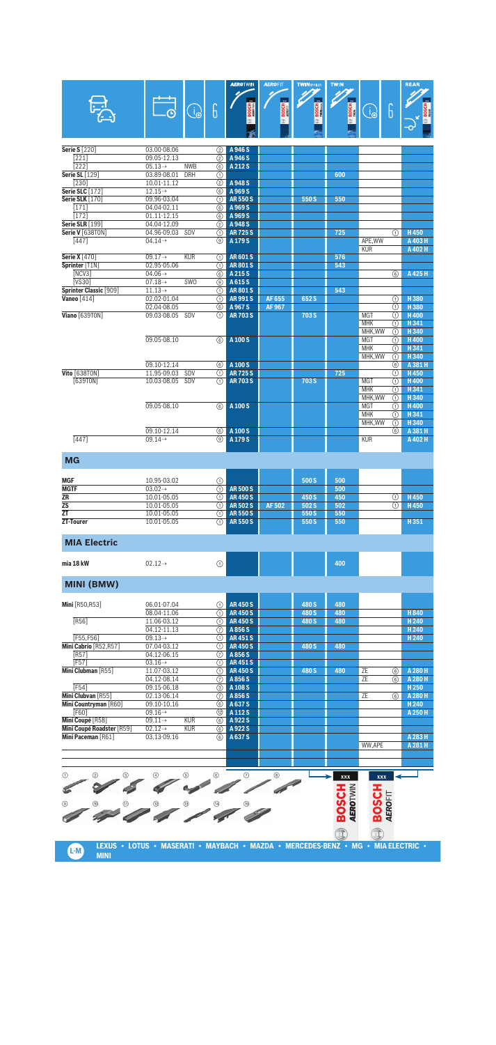| Model | Date | (i) | Type | AEROTWIN | AEROFIT | TWIN SPOILER | TWIN | (i) | Type | REAR |
|---|---|---|---|---|---|---|---|---|---|---|
| **Serie S** [220] | 03.00-08.06 | | ② | A 946 S | | | | | | |
| [221] | 09.05-12.13 | | ② | A 946 S | | | | | | |
| [222] | 05.13→ | NWB | ⑥ | A 212 S | | | | | | |
| **Serie SL** [129] | 03.89-08.01 | DRH | ① | | | | 600 | | | |
| [230] | 10.01-11.12 | | ② | A 948 S | | | | | | |
| **Serie SLC** [172] | 12.15→ | | ⑥ | A 969 S | | | | | | |
| **Serie SLK** [170] | 09.96-03.04 | | ① | AR 550 S | | 550 S | 550 | | | |
| [171] | 04.04-02.11 | | ⑥ | A 969 S | | | | | | |
| [172] | 01.11-12.15 | | ⑥ | A 969 S | | | | | | |
| **Serie SLR** [199] | 04.04-12.09 | | ② | A 948 S | | | | | | |
| **Serie V** [638T0N] | 04.96-09.03 | SDV | ① | AR 725 S | | | 725 | | ① | H 450 |
| [447] | 04.14→ | | ⑨ | A 179 S | | | | APE,WW | | A 403 H |
| | | | | | | | | KUR | | A 402 H |
| **Serie X** [470] | 09.17→ | KUR | ① | AR 601 S | | | 576 | | | |
| **Sprinter** [T1N] | 02.95-05.06 | | ① | AR 801 S | | | 543 | | | |
| [NCV3] | 04.06→ | | ⑥ | A 215 S | | | | | ⑥ | A 425 H |
| [VS30] | 07.18→ | SWO | ⑨ | A 615 S | | | | | | |
| **Sprinter Classic** [909] | 11.13→ | | ① | AR 801 S | | | 543 | | | |
| **Vaneo** [414] | 02.02-01.04 | | ① | AR 991 S | AF 655 | 652 S | | | ① | H 380 |
| | 02.04-08.05 | | ⑥ | A 967 S | AF 967 | | | | ① | H 380 |
| **Viano** [639T0N] | 09.03-08.05 | SDV | ① | AR 703 S | | 703 S | | MGT | ① | H 400 |
| | | | | | | | | MHK | ① | H 341 |
| | | | | | | | | MHK,WW | ① | H 340 |
| | 09.05-08.10 | | ⑥ | A 100 S | | | | MGT | ① | H 400 |
| | | | | | | | | MHK | ① | H 341 |
| | | | | | | | | MHK,WW | ① | H 340 |
| | 09.10-12.14 | | ⑥ | A 100 S | | | | | ⑥ | A 381 H |
| **Vito** [638T0N] | 11.95-09.03 | SDV | ① | AR 725 S | | | 725 | | ① | H 450 |
| [639T0N] | 10.03-08.05 | SDV | ① | AR 703 S | | 703 S | | MGT | ① | H 400 |
| | | | | | | | | MHK | ① | H 341 |
| | | | | | | | | MHK,WW | ① | H 340 |
| | 09.05-08.10 | | ⑥ | A 100 S | | | | MGT | ① | H 400 |
| | | | | | | | | MHK | ① | H 341 |
| | | | | | | | | MHK,WW | ① | H 340 |
| | 09.10-12.14 | | ⑥ | A 100 S | | | | | ⑥ | A 381 H |
| [447] | 09.14→ | | ⑨ | A 179 S | | | | KUR | | A 402 H |

## MG

| Model | Date | (i) | Type | AEROTWIN | AEROFIT | TWIN SPOILER | TWIN | (i) | Type | REAR |
|---|---|---|---|---|---|---|---|---|---|---|
| **MGF** | 10.95-03.02 | | ① | | | 500 S | 500 | | | |
| **MGTF** | 03.02→ | | ① | AR 500 S | | | 500 | | | |
| **ZR** | 10.01-05.05 | | ① | AR 450 S | | 450 S | 450 | | ① | H 450 |
| **ZS** | 10.01-05.05 | | ① | AR 502 S | AF 502 | 502 S | 502 | | ① | H 450 |
| **ZT** | 10.01-05.05 | | ① | AR 550 S | | 550 S | 550 | | | |
| **ZT-Tourer** | 10.01-05.05 | | ① | AR 550 S | | 550 S | 550 | | | H 351 |

## MIA Electric

| Model | Date | (i) | Type | AEROTWIN | AEROFIT | TWIN SPOILER | TWIN | (i) | Type | REAR |
|---|---|---|---|---|---|---|---|---|---|---|
| **mia 18 kW** | 02.12→ | | ① | | | | 400 | | | |

## MINI (BMW)

| Model | Date | (i) | Type | AEROTWIN | AEROFIT | TWIN SPOILER | TWIN | (i) | Type | REAR |
|---|---|---|---|---|---|---|---|---|---|---|
| **Mini** [R50,R53] | 06.01-07.04 | | ① | AR 450 S | | 480 S | 480 | | | |
| | 08.04-11.06 | | ① | AR 450 S | | 480 S | 480 | | | H 840 |
| [R56] | 11.06-03.12 | | ① | AR 450 S | | 480 S | 480 | | | H 240 |
| | 04.12-11.13 | | ⑦ | A 856 S | | | | | | H 240 |
| [F55,F56] | 09.13→ | | ① | AR 451 S | | | | | | H 240 |
| **Mini Cabrio** [R52,R57] | 07.04-03.12 | | ① | AR 450 S | | 480 S | 480 | | | |
| [R57] | 04.12-06.15 | | ⑦ | A 856 S | | | | | | |
| [F57] | 03.16→ | | ① | AR 451 S | | | | | | |
| **Mini Clubman** [R55] | 11.07-03.12 | | ① | AR 450 S | | 480 S | 480 | ZE | ⑥ | A 280 H |
| | 04.12-08.14 | | ⑦ | A 856 S | | | | ZE | ⑥ | A 280 H |
| [F54] | 09.15-06.18 | | ③ | A 108 S | | | | | | H 250 |
| **Mini Clubvan** [R55] | 02.13-06.14 | | ⑦ | A 856 S | | | | ZE | ⑥ | A 280 H |
| **Mini Countryman** [R60] | 09.10-10.16 | | ⑥ | A 637 S | | | | | | H 240 |
| [F60] | 09.16→ | | ⑩ | A 112 S | | | | | | A 250 H |
| **Mini Coupé** [R58] | 09.11→ | KUR | ⑥ | A 922 S | | | | | | |
| **Mini Coupé Roadster** [R59] | 02.12→ | KUR | ⑥ | A 922 S | | | | | | |
| **Mini Paceman** [R61] | 03.13-09.16 | | ⑥ | A 637 S | | | | | | A 283 H |
| | | | | | | | | WW,APE | | A 281 H |

LEXUS • LOTUS • MASERATI • MAYBACH • MAZDA • MERCEDES-BENZ • MG • MIA ELECTRIC • MINI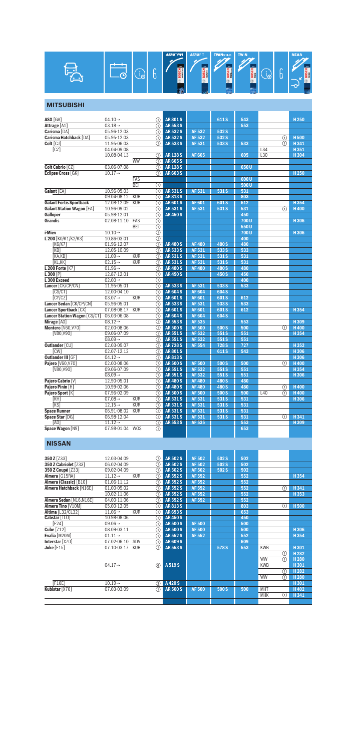| | | | | AEROTWIN | AEROFIT | TWIN SPOILER | TWIN | | | REAR |
|---|---|---|---|---|---|---|---|---|---|---|

## MITSUBISHI

| Model | Date | | | AEROTWIN | AEROFIT | TWIN SPOILER | TWIN | | | REAR |
|---|---|---|---|---|---|---|---|---|---|---|
| **ASX** [GA] | 04.10→ | | ① | **AR 801 S** | | **611 S** | **543** | | | **H 250** |
| **Attrage** [A1] | 03.18→ | | ① | **AR 553 S** | | | **553** | | | |
| **Carisma** [DA] | 05.96-12.03 | | ① | **AR 532 S** | **AF 532** | **532 S** | | | | |
| **Carisma Hatchback** [DA] | 05.95-12.03 | | ① | **AR 532 S** | **AF 532** | **532 S** | | | ① | **H 500** |
| **Colt** [CJ] | 11.95-06.03 | | ① | **AR 533 S** | **AF 531** | **533 S** | **533** | | ① | **H 341** |
| [CZ] | 04.04-09.08 | | | | | | | L34 | | **H 351** |
| | 10.08-04.13 | | ① | **AR 128 S** | **AF 605** | | **605** | L30 | | **H 304** |
| | | WW | ① | **AR 605 S** | | | | | | |
| **Colt Cabrio** [CZ] | 03.06-07.08 | | ① | **AR 128 S** | | | **650 U** | | | |
| **Eclipse Cross** [GK] | 10.17→ | | ① | **AR 603 S** | | | | | | **H 250** |
| | | FAS | | | | | **600 U** | | | |
| | | BEI | ① | | | | **500 U** | | | |
| **Galant** [EA] | 10.96-05.03 | | ① | **AR 531 S** | **AF 531** | **531 S** | **531** | | | |
| | 09.04-08.12 | KUR | ① | **AR 813 S** | | | **803** | | | |
| **Galant Fortis Sportback** | 12.08-12.09 | KUR | ① | **AR 601 S** | **AF 601** | **601 S** | **612** | | | **H 354** |
| **Galant Station Wagon** [EA] | 10.96-09.02 | | ① | **AR 531 S** | **AF 531** | **531 S** | **531** | | ① | **H 400** |
| **Galloper** | 05.98-12.01 | | ① | **AR 450 S** | | | **450** | | | |
| **Grandis** | 02.08-11.10 | FAS | ① | | | | **700 U** | | | **H 306** |
| | | BEI | ① | | | | **550 U** | | | |
| **i-Miev** | 10.10→ | | ① | | | | **700 U** | | | **H 306** |
| **L 200** [K0/K1/K2/K3] | 10.86-03.01 | | ① | | | | **400** | | | |
| [K6/K7] | 01.96-12.07 | | ① | **AR 480 S** | **AF 480** | **480 S** | **480** | | | |
| [KB] | 12.05-10.09 | | ① | **AR 533 S** | **AF 531** | **533 S** | **533** | | | |
| [KA,KB] | 11.09→ | KUR | ① | **AR 531 S** | **AF 531** | **531 S** | **531** | | | |
| [KL,KK] | 02.15→ | KUR | ① | **AR 531 S** | **AF 531** | **531 S** | **531** | | | |
| **L 200 Forte** [K7] | 01.96→ | | ① | **AR 480 S** | **AF 480** | **480 S** | **480** | | | |
| **L 300** [P] | 12.87-12.01 | | ① | **AR 450 S** | | **450 S** | **450** | | | |
| **L 300 Exceed** | 02.00→ | | ① | | | | **400** | | | |
| **Lancer** [CK/CP/CN] | 11.95-05.01 | | ① | **AR 533 S** | **AF 531** | **533 S** | **533** | | | |
| [CS/CT] | 12.00-04.10 | | ① | **AR 604 S** | **AF 604** | **604 S** | | | | |
| [CY/CZ] | 03.07→ | KUR | ① | **AR 601 S** | **AF 601** | **601 S** | **612** | | | |
| **Lancer Sedan** [CK/CP/CN] | 05.96-05.01 | | ① | **AR 533 S** | **AF 531** | **533 S** | **533** | | | |
| **Lancer Sportback** [CX] | 07.08-08.17 | KUR | ① | **AR 601 S** | **AF 601** | **601 S** | **612** | | | **H 354** |
| **Lancer Station Wagon** [CS/CT] | 06.03-06.08 | | ① | **AR 604 S** | **AF 604** | **604 S** | | | | |
| **Mirage** [AO] | 08.12→ | | ① | **AR 553 S** | **AF 535** | | **553** | | | **H 309** |
| **Montero** [V60,V70] | 02.00-08.06 | | ① | **AR 500 S** | **AF 500** | **500 S** | **500** | | ① | **H 400** |
| [V80,V90] | 09.06-07.09 | | ① | **AR 551 S** | **AF 532** | **551 S** | **551** | | | **H 354** |
| | 08.09→ | | ① | **AR 551 S** | **AF 532** | **551 S** | **551** | | | |
| **Outlander** [CU] | 02.03-09.07 | | ① | **AR 728 S** | **AF 554** | **728 S** | **727** | | | **H 352** |
| [CW] | 02.07-12.12 | | ① | **AR 801 S** | | **611 S** | **543** | | | **H 306** |
| **Outlander III** [GF] | 04.12→ | | ① | **AR 813 S** | | | | | | **H 306** |
| **Pajero** [V60,V70] | 02.00-08.06 | | ① | **AR 500 S** | **AF 500** | **500 S** | **500** | | ① | **H 400** |
| [V80,V90] | 09.06-07.09 | | ① | **AR 551 S** | **AF 532** | **551 S** | **551** | | | **H 354** |
| | 08.09→ | | ① | **AR 551 S** | **AF 532** | **551 S** | **551** | | | **H 306** |
| **Pajero Cabrio** [V] | 12.90-05.01 | | ① | **AR 480 S** | **AF 480** | **480 S** | **480** | | | |
| **Pajero Pinin** [H] | 10.99-02.06 | | ① | **AR 480 S** | **AF 480** | **480 S** | **480** | | ① | **H 400** |
| **Pajero Sport** [K] | 07.96-02.09 | | ① | **AR 500 S** | **AF 500** | **500 S** | **500** | L40 | ① | **H 400** |
| [KH] | 07.08→ | KUR | ① | **AR 531 S** | **AF 531** | **531 S** | **531** | | | **H 306** |
| [KS] | 12.15→ | KUR | ① | **AR 531 S** | **AF 531** | **531 S** | **531** | | | |
| **Space Runner** | 06.91-08.02 | KUR | ① | **AR 531 S** | **AF 531** | **531 S** | **531** | | | |
| **Space Star** [DG] | 06.98-12.04 | | ① | **AR 531 S** | **AF 531** | **531 S** | **531** | | ① | **H 341** |
| [A0] | 11.12→ | | ① | **AR 553 S** | **AF 535** | | **553** | | | **H 309** |
| **Space Wagon** [N9] | 07.98-01.04 | WOS | ① | | | | **653** | | | |

## NISSAN

| Model | Date | | | AEROTWIN | AEROFIT | TWIN SPOILER | TWIN | | | REAR |
|---|---|---|---|---|---|---|---|---|---|---|
| **350 Z** [Z33] | 12.03-04.09 | | ① | **AR 502 S** | **AF 502** | **502 S** | **502** | | | |
| **350 Z Cabriolet** [Z33] | 06.02-04.09 | | ① | **AR 502 S** | **AF 502** | **502 S** | **502** | | | |
| **350 Z Coupé** [Z33] | 09.02-04.09 | | ① | **AR 502 S** | **AF 502** | **502 S** | **502** | | | |
| **Almera** [G15RA] | 11.12→ | KUR | ① | **AR 552 S** | **AF 552** | | **552** | | | **H 354** |
| **Almera (Classic)** [B10] | 01.06-11.12 | | ① | **AR 552 S** | **AF 552** | | **552** | | | |
| **Almera Hatchback** [N16E] | 01.00-09.02 | | ① | **AR 552 S** | **AF 552** | | **552** | | ① | **H 341** |
| | 10.02-11.06 | | ① | **AR 552 S** | **AF 552** | | **552** | | | **H 353** |
| **Almera Sedan** [N16;N16E] | 04.00-11.06 | | ① | **AR 552 S** | **AF 552** | | **552** | | | |
| **Almera Tino** [V10M] | 05.00-12.05 | | ① | **AR 813 S** | | | **803** | | ① | **H 500** |
| **Altima** [L32/CL32] | 11.06→ | KUR | ① | **AR 653 S** | | | **653** | | | |
| **Cabstar** [TL0] | 10.98-08.06 | | ① | **AR 450 S** | | | **450** | | | |
| [F24] | 09.06→ | | ① | **AR 500 S** | **AF 500** | | **500** | | | |
| **Cube** [Z12] | 08.09-03.11 | | ① | **AR 500 S** | **AF 500** | | **500** | | | **H 306** |
| **Evalia** [M20M] | 01.11→ | | ① | **AR 552 S** | **AF 552** | | **552** | | | **H 354** |
| **Interstar** [X70] | 07.02-06.10 | SDV | ① | **AR 609 S** | | | **609** | | | |
| **Juke** [F15] | 07.10-03.17 | KUR | ① | **AR 553 S** | | **578 S** | **553** | KWB | | **H 301** |
| | | | | | | | | | ① | **H 282** |
| | | | | | | | | WW | ① | **H 280** |
| | 04.17→ | | ⑥ | **A 519 S** | | | | KWB | | **H 301** |
| | | | | | | | | | ① | **H 282** |
| | | | | | | | | WW | ① | **H 280** |
| [F16E] | 10.19→ | | ③ | **A 420 S** | | | | | | **H 301** |
| **Kubistar** [X76] | 07.03-03.09 | | ① | **AR 500 S** | **AF 500** | **500 S** | **500** | MHT | | **H 402** |
| | | | | | | | | MHK | ① | **H 341** |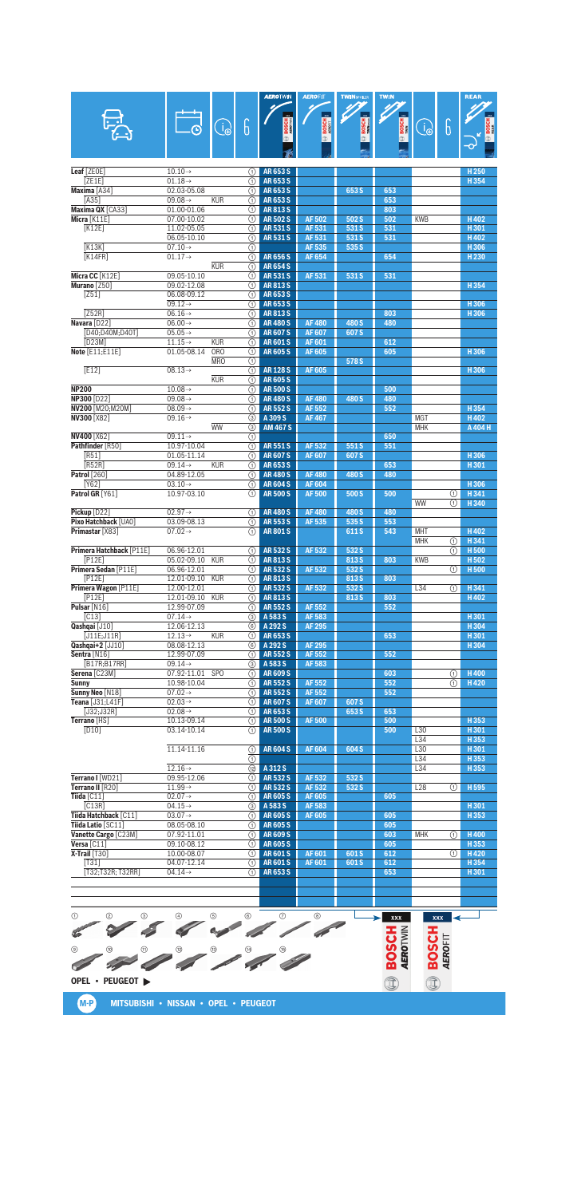| Model | Date | Info | | Type | AEROTWIN | AEROFIT | TWIN SPOILER | TWIN | Info | Type | REAR |
|---|---|---|---|---|---|---|---|---|---|---|---|
| Leaf [ZE0E] | 10.10→ | | | ① | AR 653 S | | | | | | H 250 |
| [ZE1E] | 01.18→ | | | ① | AR 653 S | | | | | | H 354 |
| Maxima [A34] | 02.03-05.08 | | | ① | AR 653 S | | 653 S | 653 | | | |
| [A35] | 09.08→ | KUR | | ① | AR 653 S | | | 653 | | | |
| Maxima QX [CA33] | 01.00-01.06 | | | ① | AR 813 S | | | 803 | | | |
| Micra [K11E] | 07.00-10.02 | | | ① | AR 502 S | AF 502 | 502 S | 502 | KWB | | H 402 |
| [K12E] | 11.02-05.05 | | | ① | AR 531 S | AF 531 | 531 S | 531 | | | H 301 |
| | 06.05-10.10 | | | ① | AR 531 S | AF 531 | 531 S | 531 | | | H 402 |
| [K13K] | 07.10→ | | | ① | | AF 535 | 535 S | | | | H 306 |
| [K14FR] | 01.17→ | | | ① | AR 656 S | AF 654 | | 654 | | | H 230 |
| | | KUR | | ① | AR 654 S | | | | | | |
| Micra CC [K12E] | 09.05-10.10 | | | ① | AR 531 S | AF 531 | 531 S | 531 | | | |
| Murano [Z50] | 09.02-12.08 | | | ① | AR 813 S | | | | | | H 354 |
| [Z51] | 06.08-09.12 | | | ① | AR 653 S | | | | | | |
| | 09.12→ | | | ① | AR 653 S | | | | | | H 306 |
| [Z52R] | 06.16→ | | | ① | AR 813 S | | | 803 | | | H 306 |
| Navara [D22] | 06.00→ | | | ① | AR 480 S | AF 480 | 480 S | 480 | | | |
| [D40;D40M;D40T] | 05.05→ | | | ① | AR 607 S | AF 607 | 607 S | | | | |
| [D23M] | 11.15→ | KUR | | ① | AR 601 S | AF 601 | | 612 | | | |
| Note [E11;E11E] | 01.05-08.14 | ORO | | ① | AR 605 S | AF 605 | | 605 | | | H 306 |
| | | MRO | | ① | | | 578 S | | | | |
| [E12] | 08.13→ | | | ① | AR 128 S | AF 605 | | | | | H 306 |
| | | KUR | | ① | AR 605 S | | | | | | |
| NP200 | 10.08→ | | | ① | AR 500 S | | | 500 | | | |
| NP300 [D22] | 09.08→ | | | ① | AR 480 S | AF 480 | 480 S | 480 | | | |
| NV200 [M20;M20M] | 08.09→ | | | ① | AR 552 S | AF 552 | | 552 | | | H 354 |
| NV300 [X82] | 09.16→ | | | ③ | A 309 S | AF 467 | | | MGT | | H 402 |
| | | WW | | ③ | AM 467 S | | | | MHK | | A 404 H |
| NV400 [X62] | 09.11→ | | | ① | | | | 650 | | | |
| Pathfinder [R50] | 10.97-10.04 | | | ① | AR 551 S | AF 532 | 551 S | 551 | | | |
| [R51] | 01.05-11.14 | | | ① | AR 607 S | AF 607 | 607 S | | | | H 306 |
| [R52R] | 09.14→ | KUR | | ① | AR 653 S | | | 653 | | | H 301 |
| Patrol [260] | 04.89-12.05 | | | ① | AR 480 S | AF 480 | 480 S | 480 | | | |
| [Y62] | 03.10→ | | | ① | AR 604 S | AF 604 | | | | | H 306 |
| Patrol GR [Y61] | 10.97-03.10 | | | ① | AR 500 S | AF 500 | 500 S | 500 | | ① | H 341 |
| | | | | | | | | | WW | ① | H 340 |
| Pickup [D22] | 02.97→ | | | ① | AR 480 S | AF 480 | 480 S | 480 | | | |
| Pixo Hatchback [UA0] | 03.09-08.13 | | | ① | AR 553 S | AF 535 | 535 S | 553 | | | |
| Primastar [X83] | 07.02→ | | | ① | AR 801 S | | 611 S | 543 | MHT | | H 402 |
| | | | | | | | | | MHK | ① | H 341 |
| Primera Hatchback [P11E] | 06.96-12.01 | | | ① | AR 532 S | AF 532 | 532 S | | | ① | H 500 |
| [P12E] | 05.02-09.10 | KUR | | ① | AR 813 S | | 813 S | 803 | KWB | | H 502 |
| Primera Sedan [P11E] | 06.96-12.01 | | | ① | AR 532 S | AF 532 | 532 S | | | ① | H 500 |
| [P12E] | 12.01-09.10 | KUR | | ① | AR 813 S | | 813 S | 803 | | | |
| Primera Wagon [P11E] | 12.00-12.01 | | | ① | AR 532 S | AF 532 | 532 S | | L34 | ① | H 341 |
| [P12E] | 12.01-09.10 | KUR | | ① | AR 813 S | | 813 S | 803 | | | H 402 |
| Pulsar [N16] | 12.99-07.09 | | | ① | AR 552 S | AF 552 | | 552 | | | |
| [C13] | 07.14→ | | | ③ | A 583 S | AF 583 | | | | | H 301 |
| Qashqai [J10] | 12.06-12.13 | | | ⑥ | A 292 S | AF 295 | | | | | H 304 |
| [J11E;J11R] | 12.13→ | KUR | | ① | AR 653 S | | | 653 | | | H 301 |
| Qashqai+2 [JJ10] | 08.08-12.13 | | | ⑥ | A 292 S | AF 295 | | | | | H 304 |
| Sentra [N16] | 12.99-07.09 | | | ① | AR 552 S | AF 552 | | 552 | | | |
| [B17R;B17RR] | 09.14→ | | | ③ | A 583 S | AF 583 | | | | | |
| Serena [C23M] | 07.92-11.01 | SPO | | ① | AR 609 S | | | 603 | | ① | H 400 |
| Sunny | 10.98-10.04 | | | ① | AR 552 S | AF 552 | | 552 | | ① | H 420 |
| Sunny Neo [N18] | 07.02→ | | | ① | AR 552 S | AF 552 | | 552 | | | |
| Teana [J31;L41F] | 02.03→ | | | ① | AR 607 S | AF 607 | 607 S | | | | |
| [J32;J32R] | 02.08→ | | | ① | AR 653 S | | 653 S | 653 | | | |
| Terrano [HS] | 10.13-09.14 | | | ① | AR 500 S | AF 500 | | 500 | | | H 353 |
| [D10] | 03.14-10.14 | | | ① | AR 500 S | | | 500 | L30 | | H 301 |
| | | | | | | | | | L34 | | H 353 |
| | 11.14-11.16 | | | ① | AR 604 S | AF 604 | 604 S | | L30 | | H 301 |
| | | | | ① | | | | | L34 | | H 353 |
| | 12.16→ | | | ⑩ | A 312 S | | | | L34 | | H 353 |
| Terrano I [WD21] | 09.95-12.06 | | | ① | AR 532 S | AF 532 | 532 S | | | | |
| Terrano II [R20] | 11.99→ | | | ① | AR 532 S | AF 532 | 532 S | | L28 | ① | H 595 |
| Tiida [C11] | 02.07→ | | | ① | AR 605 S | AF 605 | | 605 | | | |
| [C13R] | 04.15→ | | | ③ | A 583 S | AF 583 | | | | | H 301 |
| Tiida Hatchback [C11] | 03.07→ | | | ① | AR 605 S | AF 605 | | 605 | | | H 353 |
| Tiida Latio [SC11] | 08.05-08.10 | | | ① | AR 605 S | | | 605 | | | |
| Vanette Cargo [C23M] | 07.92-11.01 | | | ① | AR 609 S | | | 603 | MHK | ① | H 400 |
| Versa [C11] | 09.10-08.12 | | | ① | AR 605 S | | | 605 | | | H 353 |
| X-Trail [T30] | 10.00-08.07 | | | ① | AR 601 S | AF 601 | 601 S | 612 | | ① | H 420 |
| [T31] | 04.07-12.14 | | | ① | AR 601 S | AF 601 | 601 S | 612 | | | H 354 |
| [T32;T32R;T32RR] | 04.14→ | | | ① | AR 653 S | | | 653 | | | H 301 |

OPEL • PEUGEOT ▶

M-P MITSUBISHI • NISSAN • OPEL • PEUGEOT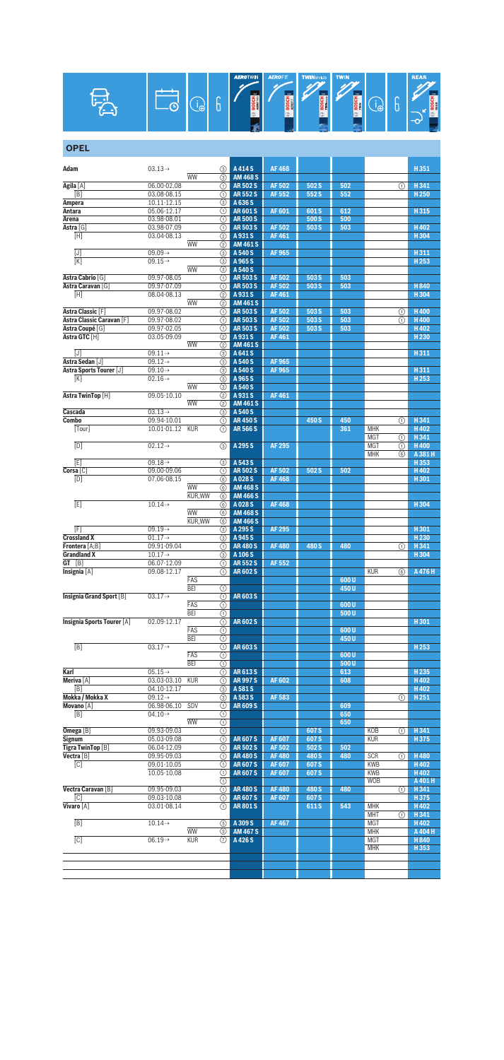## OPEL

| Model | Date | | | AEROTWIN | AEROFIT | TWIN SPOILER | TWIN | | | REAR |
|---|---|---|---|---|---|---|---|---|---|---|
| Adam | 03.13→ | | ③ | A 414 S | AF 468 | | | | | H 351 |
| | | WW | ③ | AM 468 S | | | | | | |
| Agila [A] | 06.00-02.08 | | ① | AR 502 S | AF 502 | 502 S | 502 | | ① | H 341 |
| [B] | 03.08-08.15 | | ① | AR 552 S | AF 552 | 552 S | 552 | | | H 250 |
| Ampera | 10.11-12.15 | | ③ | A 636 S | | | | | | |
| Antara | 05.06-12.17 | | ① | AR 601 S | AF 601 | 601 S | 612 | | | H 315 |
| Arena | 03.98-08.01 | | ① | AR 500 S | | 500 S | 500 | | | |
| Astra [G] | 03.98-07.09 | | ① | AR 503 S | AF 502 | 503 S | 503 | | | H 402 |
| [H] | 03.04-08.13 | | ② | A 931 S | AF 461 | | | | | H 304 |
| | | WW | ② | AM 461 S | | | | | | |
| [J] | 09.09→ | | ③ | A 540 S | AF 965 | | | | | H 311 |
| [K] | 09.15→ | | ③ | A 965 S | | | | | | H 253 |
| | | WW | ③ | A 540 S | | | | | | |
| Astra Cabrio [G] | 09.97-08.05 | | ① | AR 503 S | AF 502 | 503 S | 503 | | | |
| Astra Caravan [G] | 09.97-07.09 | | ① | AR 503 S | AF 502 | 503 S | 503 | | | H 840 |
| [H] | 08.04-08.13 | | ② | A 931 S | AF 461 | | | | | H 304 |
| | | WW | ② | AM 461 S | | | | | | |
| Astra Classic [F] | 09.97-08.02 | | ① | AR 503 S | AF 502 | 503 S | 503 | | ① | H 400 |
| Astra Classic Caravan [F] | 09.97-08.02 | | ① | AR 503 S | AF 502 | 503 S | 503 | | ① | H 400 |
| Astra Coupé [G] | 09.97-02.05 | | ① | AR 503 S | AF 502 | 503 S | 503 | | | H 402 |
| Astra GTC [H] | 03.05-09.09 | | ② | A 931 S | AF 461 | | | | | H 230 |
| | | WW | ② | AM 461 S | | | | | | |
| [J] | 09.11→ | | ③ | A 641 S | | | | | | H 311 |
| Astra Sedan [J] | 09.12→ | | ③ | A 540 S | AF 965 | | | | | |
| Astra Sports Tourer [J] | 09.10→ | | ③ | A 540 S | AF 965 | | | | | H 311 |
| [K] | 02.16→ | | ③ | A 965 S | | | | | | H 253 |
| | | WW | ③ | A 540 S | | | | | | |
| Astra TwinTop [H] | 09.05-10.10 | | ② | A 931 S | AF 461 | | | | | |
| | | WW | ② | AM 461 S | | | | | | |
| Cascada | 03.13→ | | ③ | A 540 S | | | | | | |
| Combo | 09.94-10.01 | | ① | AR 450 S | | 450 S | 450 | | ① | H 341 |
| [Tour] | 10.01-01.12 | KUR | ① | AR 566 S | | | 361 | MHK | | H 402 |
| | | | | | | | | MGT | ① | H 341 |
| [D] | 02.12→ | | ③ | A 295 S | AF 295 | | | MGT | ① | H 400 |
| | | | | | | | | MHK | ⑥ | A 381 H |
| [E] | 09.18→ | | ③ | A 543 S | | | | | | H 353 |
| Corsa [C] | 09.00-09.06 | | ① | AR 502 S | AF 502 | 502 S | 502 | | | H 402 |
| [D] | 07.06-08.15 | | ⑥ | A 028 S | AF 468 | | | | | H 301 |
| | | WW | ⑥ | AM 468 S | | | | | | |
| | | KUR,WW | ⑥ | AM 466 S | | | | | | |
| [E] | 10.14→ | | ⑥ | A 028 S | AF 468 | | | | | H 304 |
| | | WW | ⑥ | AM 468 S | | | | | | |
| | | KUR,WW | ⑥ | AM 466 S | | | | | | |
| [F] | 09.19→ | | ③ | A 295 S | AF 295 | | | | | H 301 |
| Crossland X | 01.17→ | | ③ | A 945 S | | | | | | H 230 |
| Frontera [A;B] | 09.91-09.04 | | ① | AR 480 S | AF 480 | 480 S | 480 | | ① | H 341 |
| Grandland X | 10.17→ | | ③ | A 106 S | | | | | | H 304 |
| GT [B] | 06.07-12.09 | | ① | AR 552 S | AF 552 | | | | | |
| Insignia [A] | 09.08-12.17 | | ① | AR 602 S | | | | KUR | ⑥ | A 476 H |
| | | FAS | | | | | 600 U | | | |
| | | BEI | ① | | | | 450 U | | | |
| Insignia Grand Sport [B] | 03.17→ | | ① | AR 603 S | | | | | | |
| | | FAS | ① | | | | 600 U | | | |
| | | BEI | ① | | | | 500 U | | | |
| Insignia Sports Tourer [A] | 02.09-12.17 | | ① | AR 602 S | | | | | | H 301 |
| | | FAS | ① | | | | 600 U | | | |
| | | BEI | ① | | | | 450 U | | | |
| [B] | 03.17→ | | ① | AR 603 S | | | | | | H 253 |
| | | FAS | ① | | | | 600 U | | | |
| | | BEI | ① | | | | 500 U | | | |
| Karl | 05.15→ | | ① | AR 613 S | | | 613 | | | H 235 |
| Meriva [A] | 03.03-03.10 | KUR | ① | AR 997 S | AF 602 | | 608 | | | H 402 |
| [B] | 04.10-12.17 | | ③ | A 581 S | | | | | | H 402 |
| Mokka / Mokka X | 09.12→ | | ③ | A 583 S | AF 583 | | | | ① | H 251 |
| Movano [A] | 06.98-06.10 | SDV | ① | AR 609 S | | | 609 | | | |
| [B] | 04.10→ | | ① | | | | 650 | | | |
| | | WW | ① | | | | 650 | | | |
| Omega [B] | 09.93-09.03 | | ① | | | 607 S | | KOB | ① | H 341 |
| Signum | 05.03-09.08 | | ① | AR 607 S | AF 607 | 607 S | | KUR | | H 375 |
| Tigra TwinTop [B] | 06.04-12.09 | | ① | AR 502 S | AF 502 | 502 S | 502 | | | |
| Vectra [B] | 09.95-09.03 | | ① | AR 480 S | AF 480 | 480 S | 480 | SCR | ① | H 480 |
| [C] | 09.01-10.05 | | ① | AR 607 S | AF 607 | 607 S | | KWB | | H 402 |
| | 10.05-10.08 | | ① | AR 607 S | AF 607 | 607 S | | KWB | | H 402 |
| | | | ① | | | | | WOB | | A 401 H |
| Vectra Caravan [B] | 09.95-09.03 | | ① | AR 480 S | AF 480 | 480 S | 480 | | ① | H 341 |
| [C] | 09.03-10.08 | | ① | AR 607 S | AF 607 | 607 S | | | | H 375 |
| Vivaro [A] | 03.01-08.14 | | ① | AR 801 S | | 611 S | 543 | MHK | | H 402 |
| | | | | | | | | MHT | ① | H 341 |
| [B] | 10.14→ | | ③ | A 309 S | AF 467 | | | MGT | | H 402 |
| | | WW | ③ | AM 467 S | | | | MHK | | A 404 H |
| [C] | 06.19→ | KUR | ⑦ | A 426 S | | | | MGT | | H 840 |
| | | | | | | | | MHK | | H 353 |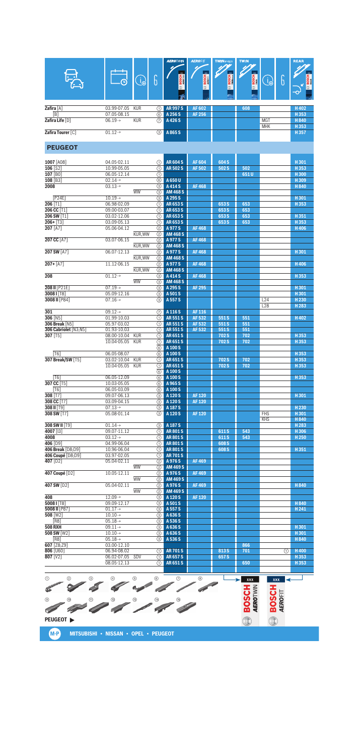| Model | Date | | Type | AEROTWIN | AEROFIT | TWIN SPOILER | TWIN | | Type | REAR |
|---|---|---|---|---|---|---|---|---|---|---|
| Zafira [A] | 03.99-07.05 | KUR | ① | AR 997 S | AF 602 | | 608 | | | H 402 |
| [B] | 07.05-08.15 | | ⑥ | A 256 S | AF 256 | | | | | H 353 |
| Zafira Life [D] | 06.19→ | KUR | ⑦ | A 426 S | | | | MGT | | H 840 |
| | | | | | | | | MHK | | H 353 |
| Zafira Tourer [C] | 01.12→ | | ③ | A 865 S | | | | | | H 357 |

## PEUGEOT

| Model | Date | | Type | AEROTWIN | AEROFIT | TWIN SPOILER | TWIN | | Type | REAR |
|---|---|---|---|---|---|---|---|---|---|---|
| 1007 [A08] | 04.05-02.11 | | ① | AR 604 S | AF 604 | 604 S | | | | H 301 |
| 106 [S2] | 10.99-05.05 | | ① | AR 502 S | AF 502 | 502 S | 502 | | | H 353 |
| 107 [B0] | 06.05-12.14 | | ① | | | | 651 U | | | H 300 |
| 108 [B3] | 02.14→ | | ⑥ | A 650 U | | | | | | H 309 |
| 2008 | 03.13→ | | ③ | A 414 S | AF 468 | | | | | H 840 |
| | | WW | ③ | AM 468 S | | | | | | |
| [P24E] | 10.19→ | | ③ | A 295 S | | | | | | H 301 |
| 206 [T1] | 06.98-02.09 | | ① | AR 653 S | | 653 S | 653 | | | H 353 |
| 206 CC [T1] | 09.00-03.07 | | ① | AR 653 S | | 653 S | 653 | | | |
| 206 SW [T1] | 03.02-12.06 | | ① | AR 653 S | | 653 S | 653 | | | H 351 |
| 206+ [T3] | 03.09-05.13 | | ① | AR 653 S | | 653 S | 653 | | | H 353 |
| 207 [A7] | 05.06-04.12 | | ② | A 977 S | AF 468 | | | | | H 406 |
| | | KUR,WW | ② | AM 468 S | | | | | | |
| 207 CC [A7] | 03.07-06.15 | | ② | A 977 S | AF 468 | | | | | |
| | | KUR,WW | ② | AM 468 S | | | | | | |
| 207 SW [A7] | 06.07-12.13 | | ② | A 977 S | AF 468 | | | | | H 301 |
| | | KUR,WW | ② | AM 468 S | | | | | | |
| 207+ [A7] | 11.12-06.15 | | ② | A 977 S | AF 468 | | | | | H 406 |
| | | KUR,WW | ② | AM 468 S | | | | | | |
| 208 | 01.12→ | | ③ | A 414 S | AF 468 | | | | | H 353 |
| | | WW | ③ | AM 468 S | | | | | | |
| 208 II [P21E] | 07.19→ | | ③ | A 295 S | AF 295 | | | | | H 301 |
| 3008 I [T8] | 05.09-12.16 | | ③ | A 501 S | | | | | | H 301 |
| 3008 II [P84] | 07.16→ | | ③ | A 557 S | | | | L24 | | H 230 |
| | | | | | | | | L28 | | H 283 |
| 301 | 09.12→ | | ⑦ | A 116 S | AF 116 | | | | | |
| 306 [N5] | 01.99-10.03 | | ① | AR 551 S | AF 532 | 551 S | 551 | | | H 402 |
| 306 Break [N5] | 05.97-03.02 | | ① | AR 551 S | AF 532 | 551 S | 551 | | | |
| 306 Cabriolet [N3;N5] | 01.93-10.03 | | ① | AR 551 S | AF 532 | 551 S | 551 | | | |
| 307 [T5] | 08.00-10.04 | KUR | ① | AR 651 S | | 702 S | 702 | | | H 353 |
| | 10.04-05.05 | KUR | ① | AR 651 S | | 702 S | 702 | | | H 353 |
| | | | ⑥ | A 100 S | | | | | | |
| [T6] | 06.05-08.07 | | ⑥ | A 100 S | | | | | | H 353 |
| 307 Break/SW [T5] | 03.02-10.04 | KUR | ① | AR 651 S | | 702 S | 702 | | | H 353 |
| | 10.04-05.05 | KUR | ① | AR 651 S | | 702 S | 702 | | | H 353 |
| | | | ⑥ | A 100 S | | | | | | |
| [T6] | 06.05-12.09 | | ⑥ | A 100 S | | | | | | H 353 |
| 307 CC [T5] | 10.03-05.05 | | ⑥ | A 965 S | | | | | | |
| [T6] | 06.05-03.09 | | ⑥ | A 100 S | | | | | | |
| 308 [T7] | 09.07-06.13 | | ③ | A 120 S | AF 120 | | | | | H 301 |
| 308 CC [T7] | 03.09-04.15 | | ③ | A 120 S | AF 120 | | | | | |
| 308 II [T9] | 07.13→ | | ③ | A 187 S | | | | | | H 230 |
| 308 SW [T7] | 05.08-01.14 | | ③ | A 120 S | AF 120 | | | FHS | | H 301 |
| | | | | | | | | KHS | | H 840 |
| 308 SW II [T9] | 01.14→ | | ③ | A 187 S | | | | | | H 283 |
| 4007 [I3] | 09.07-11.12 | | ① | AR 801 S | | 611 S | 543 | | | H 306 |
| 4008 | 03.12→ | | ① | AR 801 S | | 611 S | 543 | | | H 250 |
| 406 [D9] | 04.99-06.04 | | ① | AR 801 S | | 608 S | | | | |
| 406 Break [D8;D9] | 10.96-06.04 | | ① | AR 801 S | | 608 S | | | | H 351 |
| 406 Coupé [D8;D9] | 03.97-02.05 | | ① | AR 701 S | | | | | | |
| 407 [D2] | 05.04-02.11 | | ② | A 976 S | AF 469 | | | | | |
| | | WW | ② | AM 469 S | | | | | | |
| 407 Coupé [D2] | 10.05-12.11 | | ② | A 976 S | AF 469 | | | | | |
| | | WW | ② | AM 469 S | | | | | | |
| 407 SW [D2] | 05.04-02.11 | | ② | A 976 S | AF 469 | | | | | H 840 |
| | | WW | ② | AM 469 S | | | | | | |
| 408 | 12.09→ | | ③ | A 120 S | AF 120 | | | | | |
| 5008 I [T8] | 09.09-12.17 | | ③ | A 501 S | | | | | | H 840 |
| 5008 II [P87] | 01.17→ | | ③ | A 557 S | | | | | | H 241 |
| 508 [W2] | 10.10→ | | ③ | A 636 S | | | | | | |
| [R8] | 05.18→ | | ③ | A 536 S | | | | | | |
| 508 RXH | 09.11→ | | ③ | A 636 S | | | | | | H 301 |
| 508 SW [W2] | 10.10→ | | ③ | A 636 S | | | | | | H 301 |
| [R8] | 05.18→ | | ③ | A 536 S | | | | | | H 840 |
| 607 [Z8;Z9] | 03.00-12.10 | | | | | | 866 | | | |
| 806 [U60] | 06.94-08.02 | | ① | AR 701 S | | 813 S | 701 | | ① | H 400 |
| 807 [V2] | 06.02-07.05 | SDV | ① | AR 657 S | | 657 S | | | | H 353 |
| | 08.05-12.13 | | ① | AR 651 S | | | 650 | | | H 353 |

PEUGEOT ▶

MITSUBISHI • NISSAN • OPEL • PEUGEOT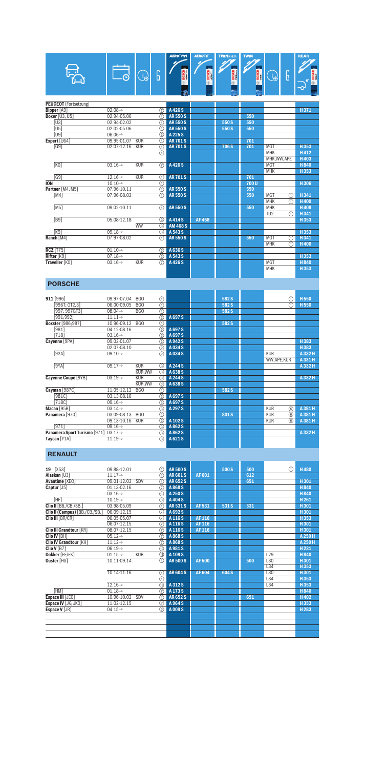| Model | Baujahr | Info | Typ | AEROTWIN | AEROFIT | TWINSPOILER | TWIN | Info | Typ | REAR |
|---|---|---|---|---|---|---|---|---|---|---|
| **PEUGEOT** (Fortsetzung) | | | | | | | | | | |
| **Bipper** [A9] | 02.08→ | | ⑦ | A 426 S | | | | | | H 371 |
| **Boxer** [U3, U5] | 02.94-05.06 | | ① | AR 550 S | | | 550 | | | |
| [U3] | 02.94-02.02 | | ① | AR 550 S | | 550 S | 550 | | | |
| [U5] | 02.02-05.06 | | ① | AR 550 S | | 550 S | 550 | | | |
| [U9] | 06.06→ | | ⑩ | A 225 S | | | | | | |
| **Expert** [U64] | 09.95-01.07 | KUR | ① | AR 701 S | | | 701 | | | |
| [G9] | 02.07-12.16 | KUR | ① | AR 701 S | | 706 S | 701 | MGT | | H 353 |
| | | | ① | | | | | MHK | | H 412 |
| | | | | | | | | MHK,WW,APE | | H 403 |
| [K0] | 03.16→ | KUR | ⑦ | A 426 S | | | | MGT | | H 840 |
| | | | | | | | | MHK | | H 353 |
| [G9] | 12.16→ | KUR | ① | AR 701 S | | | 701 | | | |
| **ION** | 10.10→ | | ① | | | | 700 U | | | H 306 |
| **Partner** [M4; M5] | 07.96-10.11 | | ① | AR 550 S | | | 550 | | | |
| [M4] | 07.96-08.02 | | ① | AR 550 S | | | 550 | MGT | ① | H 341 |
| | | | | | | | | MHK | ① | H 400 |
| [M5] | 09.02-10.11 | | ① | AR 550 S | | | 550 | MHK | | H 408 |
| | | | | | | | | TU2 | ① | H 341 |
| [B9] | 05.08-12.18 | | ③ | A 414 S | AF 468 | | | | | H 353 |
| | | WW | ③ | AM 468 S | | | | | | |
| [K9] | 09.18→ | | ③ | A 543 S | | | | | | H 353 |
| **Ranch** [M4] | 07.97-08.02 | | ① | AR 550 S | | | 550 | MGT | ① | H 341 |
| | | | | | | | | MHK | ① | H 400 |
| **RCZ** [T75] | 01.10→ | | ③ | A 636 S | | | | | | |
| **Rifter** [K9] | 07.18→ | | ③ | A 543 S | | | | | | H 353 |
| **Traveller** [K0] | 03.16→ | KUR | ⑦ | A 426 S | | | | MGT | | H 840 |
| | | | | | | | | MHK | | H 353 |

## PORSCHE

| Model | Baujahr | Info | Typ | AEROTWIN | AEROFIT | TWINSPOILER | TWIN | Info | Typ | REAR |
|---|---|---|---|---|---|---|---|---|---|---|
| **911** [996] | 09.97-07.04 | BGO | ① | | | 582 S | | | ① | H 550 |
| [996T; GT2,3] | 06.00-09.05 | BGO | ① | | | 582 S | | | ① | H 550 |
| [997; 997GT3] | 08.04→ | BGO | ① | | | 582 S | | | | |
| [991;992] | 11.11→ | | ③ | A 697 S | | | | | | |
| **Boxster** [986;987] | 10.96-09.12 | BGO | ① | | | 582 S | | | | |
| [981] | 04.12-08.16 | | ③ | A 697 S | | | | | | |
| [718] | 03.16→ | | ③ | A 697 S | | | | | | |
| **Cayenne** [9PA] | 09.02-01.07 | | ② | A 942 S | | | | | | H 383 |
| | 02.07-08.10 | | ② | A 034 S | | | | | | H 383 |
| [92A] | 09.10→ | | ② | A 034 S | | | | KUR | | A 332 H |
| | | | | | | | | WW,APE,KUR | | A 331 H |
| [9YA] | 09.17→ | KUR | ③ | A 244 S | | | | | | A 332 H |
| | | KUR,WW | ③ | A 638 S | | | | | | |
| **Cayenne Coupé** [9YB] | 03.19→ | KUR | ③ | A 244 S | | | | | | A 332 H |
| | | KUR,WW | ③ | A 638 S | | | | | | |
| **Cayman** [987C] | 11.05-12.12 | BGO | ① | | | 582 S | | | | |
| [981C] | 03.13-08.16 | | ③ | A 697 S | | | | | | |
| [718C] | 09.16→ | | ③ | A 697 S | | | | | | |
| **Macan** [95B] | 03.14→ | | ③ | A 297 S | | | | KUR | ⑥ | A 381 H |
| **Panamera** [970] | 03.09-08.13 | BGO | ① | | | 801 S | | KUR | ⑥ | A 381 H |
| | 09.13-10.16 | KUR | ③ | A 102 S | | | | KUR | ⑥ | A 381 H |
| [971] | 09.16→ | | ③ | A 862 S | | | | | | |
| **Panamera Sport Turismo** [971] | 03.17→ | | ③ | A 862 S | | | | | | A 332 H |
| **Taycan** [Y1A] | 11.19→ | | ③ | A 621 S | | | | | | |

## RENAULT

| Model | Baujahr | Info | Typ | AEROTWIN | AEROFIT | TWINSPOILER | TWIN | Info | Typ | REAR |
|---|---|---|---|---|---|---|---|---|---|---|
| **19** [X53] | 09.88-12.01 | | ① | AR 500 S | | 500 S | 500 | | ① | H 480 |
| **Alaskan** [U3] | 11.17→ | | ① | AR 601 S | AF 601 | | 612 | | | |
| **Avantime** [XEO] | 09.01-12.03 | SDV | ① | AR 652 S | | | 651 | | | H 301 |
| **Captur** [J5] | 01.13-02.16 | | ③ | A 868 S | | | | | | H 840 |
| | 03.16→ | | ⑩ | A 250 S | | | | | | H 840 |
| [HF] | 10.19→ | | ③ | A 404 S | | | | | | H 261 |
| **Clio II** [BB./CB./SB.] | 03.98-05.09 | | ① | AR 531 S | AF 531 | 531 S | 531 | | | H 301 |
| **Clio II (Campus)** [BB./CB./SB.] | 06.09-12.15 | | ⑦ | A 692 S | | | | | | H 301 |
| **Clio III** [BR/CR] | 06.05-06.07 | | ⑦ | A 116 S | AF 116 | | | | | H 353 |
| | 06.07-12.15 | | ⑦ | A 116 S | AF 116 | | | | | H 301 |
| **Clio III Grandtour** [KR] | 08.07-12.15 | | ⑦ | A 116 S | AF 116 | | | | | H 301 |
| **Clio IV** [BH] | 05.12→ | | ⑦ | A 868 S | | | | | | A 250 H |
| **Clio IV Grandtour** [KH] | 11.12→ | | ⑦ | A 868 S | | | | | | A 250 H |
| **Clio V** [B7] | 06.19→ | | ⑩ | A 981 S | | | | | | H 231 |
| **Dokker** [FE/FK] | 01.15→ | KUR | ⑫ | A 109 S | | | | L29 | | H 840 |
| **Duster** [HS] | 10.11-09.14 | | ① | AR 500 S | AF 500 | | 500 | L30 | | H 301 |
| | | | | | | | | L34 | | H 353 |
| | 10.14-11.16 | | ① | AR 604 S | AF 604 | 604 S | | L30 | | H 301 |
| | | | ① | | | | | L34 | | H 353 |
| | 12.16→ | | ⑩ | A 312 S | | | | L34 | | H 353 |
| [HM] | 01.18→ | | ⑦ | A 173 S | | | | | | H 840 |
| **Espace III** [JE0] | 10.96-10.02 | SDV | ① | AR 652 S | | | 651 | | | H 402 |
| **Espace IV** [JK; JK0] | 11.02-12.15 | | ② | A 964 S | | | | | | H 353 |
| **Espace V** [JR] | 04.15→ | | ③ | A 009 S | | | | | | H 283 |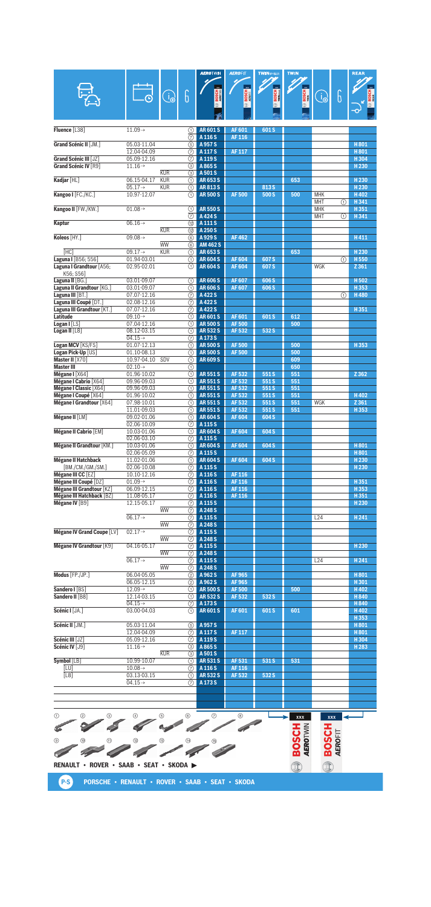| Model | Date | | | Adapter | AEROTWIN | AEROFIT | TWIN SPOILER | TWIN | | | REAR |
|---|---|---|---|---|---|---|---|---|---|---|---|
| **Fluence** [L38] | 11.09→ | | | ① | AR 601 S | AF 601 | 601 S | | | | |
| | | | | ⑦ | A 116 S | AF 116 | | | | | |
| **Grand Scénic II** [JM.] | 05.03-11.04 | | | ⑤ | A 957 S | | | | | | H 801 |
| | 12.04-04.09 | | | ⑦ | A 117 S | AF 117 | | | | | H 801 |
| **Grand Scénic III** [JZ] | 05.09-12.16 | | | ⑦ | A 119 S | | | | | | H 304 |
| **Grand Scénic IV** [R9] | 11.16→ | | | ③ | A 865 S | | | | | | H 230 |
| | | KUR | | ③ | A 501 S | | | | | | |
| **Kadjar** [HL] | 06.15-04.17 | KUR | | ① | AR 653 S | | | 653 | | | H 230 |
| | 05.17→ | KUR | | ① | AR 813 S | | 813 S | | | | H 230 |
| **Kangoo I** [FC./KC.] | 10.97-12.07 | | | ① | AR 500 S | AF 500 | 500 S | 500 | MHK | | H 402 |
| | | | | | | | | | MHT | ① | H 341 |
| **Kangoo II** [FW./KW.] | 01.08→ | | | ① | AR 550 S | | | | MHK | | H 351 |
| | | | | ⑦ | A 424 S | | | | MHT | ① | H 341 |
| **Kaptur** | 06.16→ | | | ⑩ | A 111 S | | | | | | |
| | | KUR | | ⑩ | A 250 S | | | | | | |
| **Koleos** [HY.] | 09.08→ | | | ⑥ | A 929 S | AF 462 | | | | | H 411 |
| | | WW | | ⑥ | AM 462 S | | | | | | |
| [HC] | 09.17→ | KUR | | ① | AR 653 S | | | 653 | | | H 230 |
| **Laguna I** [B56; 556] | 01.94-03.01 | | | ① | AR 604 S | AF 604 | 607 S | | | ① | H 550 |
| **Laguna I Grandtour** [A56; K56; S56] | 02.95-02.01 | | | ① | AR 604 S | AF 604 | 607 S | | WGK | | Z 361 |
| **Laguna II** [BG.] | 03.01-09.07 | | | ① | AR 606 S | AF 607 | 606 S | | | | H 502 |
| **Laguna II Grandtour** [KG.] | 03.01-09.07 | | | ① | AR 606 S | AF 607 | 606 S | | | | H 353 |
| **Laguna III** [BT.] | 07.07-12.16 | | | ⑦ | A 422 S | | | | | ① | H 480 |
| **Laguna III Coupé** [DT.] | 02.08-12.16 | | | ⑦ | A 422 S | | | | | | |
| **Laguna III Grandtour** [KT.] | 07.07-12.16 | | | ⑦ | A 422 S | | | | | | H 351 |
| **Latitude** | 09.10→ | | | ① | AR 601 S | AF 601 | 601 S | 612 | | | |
| **Logan I** [LS] | 07.04-12.16 | | | ① | AR 500 S | AF 500 | | 500 | | | |
| **Logan II** [L8] | 08.12-03.15 | | | ① | AR 532 S | AF 532 | 532 S | | | | |
| | 04.15→ | | | ⑦ | A 173 S | | | | | | |
| **Logan MCV** [KS/FS] | 01.07-12.13 | | | ① | AR 500 S | AF 500 | | 500 | | | H 353 |
| **Logan Pick-Up** [US] | 01.10-08.13 | | | ① | AR 500 S | AF 500 | | 500 | | | |
| **Master II** [X70] | 10.97-04.10 | SDV | | ① | AR 609 S | | | 609 | | | |
| **Master III** | 02.10→ | | | ① | | | | 650 | | | |
| **Mégane I** [X64] | 01.96-10.02 | | | ① | AR 551 S | AF 532 | 551 S | 551 | | | Z 362 |
| **Mégane I Cabrio** [X64] | 09.96-09.03 | | | ① | AR 551 S | AF 532 | 551 S | 551 | | | |
| **Mégane I Classic** [X64] | 09.96-09.03 | | | ① | AR 551 S | AF 532 | 551 S | 551 | | | |
| **Mégane I Coupé** [X64] | 01.96-10.02 | | | ① | AR 551 S | AF 532 | 551 S | 551 | | | H 402 |
| **Mégane I Grandtour** [X64] | 07.98-10.01 | | | ① | AR 551 S | AF 532 | 551 S | 551 | WGK | | Z 361 |
| | 11.01-09.03 | | | ① | AR 551 S | AF 532 | 551 S | 551 | | | H 353 |
| **Mégane II** [LM] | 09.02-01.06 | | | ① | AR 604 S | AF 604 | 604 S | | | | |
| | 02.06-10.09 | | | ⑦ | A 115 S | | | | | | |
| **Mégane II Cabrio** [EM] | 10.03-01.06 | | | ① | AR 604 S | AF 604 | 604 S | | | | |
| | 02.06-03.10 | | | ⑦ | A 115 S | | | | | | |
| **Mégane II Grandtour** [KM.] | 10.03-01.06 | | | ① | AR 604 S | AF 604 | 604 S | | | | H 801 |
| | 02.06-05.09 | | | ⑦ | A 115 S | | | | | | H 801 |
| **Mégane II Hatchback** [BM./CM./GM./SM.] | 11.02-01.06 | | | ① | AR 604 S | AF 604 | 604 S | | | | H 230 |
| | 02.06-10.08 | | | ⑦ | A 115 S | | | | | | H 230 |
| **Mégane III CC** [EZ] | 10.10-12.16 | | | ⑦ | A 116 S | AF 116 | | | | | |
| **Mégane III Coupé** [DZ] | 01.09→ | | | ⑦ | A 116 S | AF 116 | | | | | H 351 |
| **Mégane III Grandtour** [KZ] | 06.09-12.15 | | | ⑦ | A 116 S | AF 116 | | | | | H 353 |
| **Mégane III Hatchback** [BZ] | 11.08-05.17 | | | ⑦ | A 116 S | AF 116 | | | | | H 351 |
| **Mégane IV** [B9] | 12.15-05.17 | | | ⑦ | A 115 S | | | | | | H 230 |
| | | WW | | ⑦ | A 248 S | | | | | | |
| | 06.17→ | | | ⑦ | A 115 S | | | | L24 | | H 241 |
| | | WW | | ⑦ | A 248 S | | | | | | |
| **Mégane IV Grand Coupe** [LV] | 02.17→ | | | ⑦ | A 115 S | | | | | | |
| | | WW | | ⑦ | A 248 S | | | | | | |
| **Mégane IV Grandtour** [K9] | 04.16-05.17 | | | ⑦ | A 115 S | | | | | | H 230 |
| | | WW | | ⑦ | A 248 S | | | | | | |
| | 06.17→ | | | ⑦ | A 115 S | | | | L24 | | H 241 |
| | | WW | | ⑦ | A 248 S | | | | | | |
| **Modus** [FP./JP.] | 06.04-05.05 | | | ③ | A 962 S | AF 965 | | | | | H 801 |
| | 06.05-12.15 | | | ③ | A 962 S | AF 965 | | | | | H 301 |
| **Sandero I** [BS] | 12.09→ | | | ① | AR 500 S | AF 500 | | 500 | | | H 402 |
| **Sandero II** [B8] | 12.14-03.15 | | | ① | AR 532 S | AF 532 | 532 S | | | | H 840 |
| | 04.15→ | | | ⑦ | A 173 S | | | | | | H 840 |
| **Scénic I** [JA.] | 03.00-04.03 | | | ① | AR 601 S | AF 601 | 601 S | 601 | | | H 402 |
| | | | | | | | | | | | H 353 |
| **Scénic II** [JM.] | 05.03-11.04 | | | ⑤ | A 957 S | | | | | | H 801 |
| | 12.04-04.09 | | | ⑦ | A 117 S | AF 117 | | | | | H 801 |
| **Scénic III** [JZ] | 05.09-12.16 | | | ⑦ | A 119 S | | | | | | H 304 |
| **Scénic IV** [J9] | 11.16→ | | | ③ | A 865 S | | | | | | H 283 |
| | | KUR | | ③ | A 501 S | | | | | | |
| **Symbol** [LB] | 10.99-10.07 | | | ① | AR 531 S | AF 531 | 531 S | 531 | | | |
| [LU] | 10.08→ | | | ⑦ | A 116 S | AF 116 | | | | | |
| [L8] | 03.13-03.15 | | | ① | AR 532 S | AF 532 | 532 S | | | | |
| | 04.15→ | | | ⑦ | A 173 S | | | | | | |

RENAULT • ROVER • SAAB • SEAT • SKODA ▶

P-S PORSCHE • RENAULT • ROVER • SAAB • SEAT • SKODA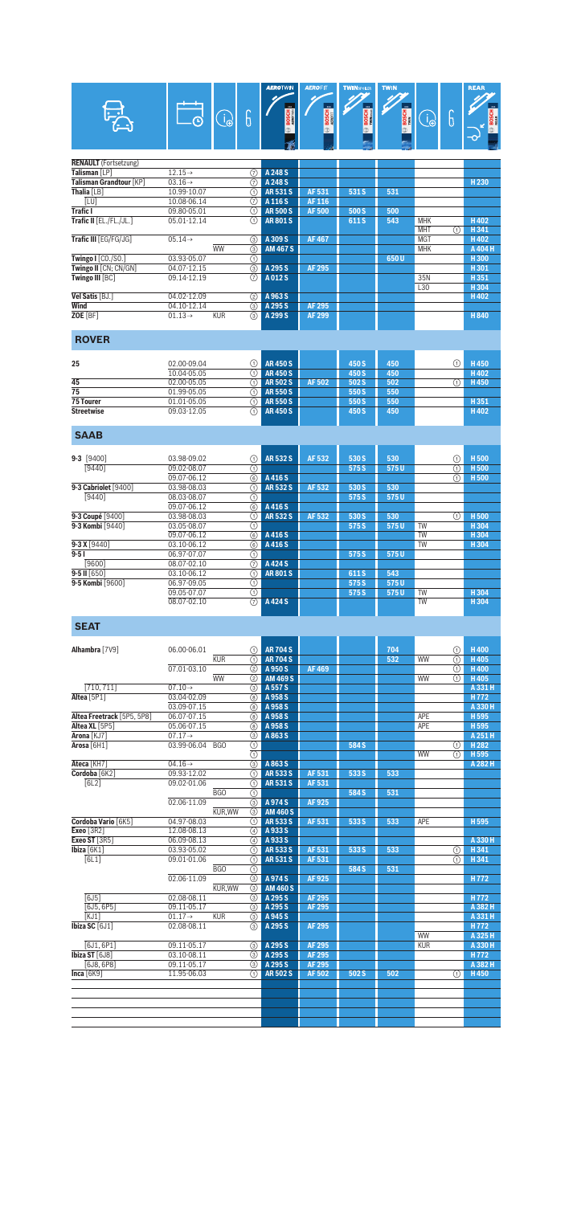**RENAULT** (Fortsetzung)

| | | | | AEROTWIN | AEROFIT | TWIN SPOILER | TWIN | | | REAR |
|---|---|---|---|---|---|---|---|---|---|---|
| **Talisman** [LP] | 12.15→ | | ⑦ | A 248 S | | | | | | |
| **Talisman Grandtour** [KP] | 03.16→ | | ⑦ | A 248 S | | | | | | H 230 |
| **Thalia** [LB] | 10.99-10.07 | | ① | AR 531 S | AF 531 | 531 S | 531 | | | |
| [LU] | 10.08-06.14 | | ⑦ | A 116 S | AF 116 | | | | | |
| **Trafic I** | 09.80-05.01 | | ① | AR 500 S | AF 500 | 500 S | 500 | | | |
| **Trafic II** [EL./FL./JL.] | 05.01-12.14 | | ① | AR 801 S | | 611 S | 543 | MHK | | H 402 |
| | | | | | | | | MHT | ① | H 341 |
| **Trafic III** [EG/FG/JG] | 05.14→ | | ③ | A 309 S | AF 467 | | | MGT | | H 402 |
| | | WW | ③ | AM 467 S | | | | MHK | | A 404 H |
| **Twingo I** [C0./S0.] | 03.93-05.07 | | ① | | | | 650 U | | | H 300 |
| **Twingo II** [CN; CN/GN] | 04.07-12.15 | | ③ | A 295 S | AF 295 | | | | | H 301 |
| **Twingo III** [BC] | 09.14-12.19 | | ⑦ | A 012 S | | | | 35N | | H 351 |
| | | | | | | | | L30 | | H 304 |
| **Vel Satis** [BJ.] | 04.02-12.09 | | ② | A 963 S | | | | | | H 402 |
| **Wind** | 04.10-12.14 | | ③ | A 295 S | AF 295 | | | | | |
| **ZOE** [BF] | 01.13→ | KUR | ③ | A 299 S | AF 299 | | | | | H 840 |

## ROVER

| | | | | AEROTWIN | AEROFIT | TWIN SPOILER | TWIN | | | REAR |
|---|---|---|---|---|---|---|---|---|---|---|
| **25** | 02.00-09.04 | | ① | AR 450 S | | 450 S | 450 | | ① | H 450 |
| | 10.04-05.05 | | ① | AR 450 S | | 450 S | 450 | | | H 402 |
| **45** | 02.00-05.05 | | ① | AR 502 S | AF 502 | 502 S | 502 | | ① | H 450 |
| **75** | 01.99-05.05 | | ① | AR 550 S | | 550 S | 550 | | | |
| **75 Tourer** | 01.01-05.05 | | ① | AR 550 S | | 550 S | 550 | | | H 351 |
| **Streetwise** | 09.03-12.05 | | ① | AR 450 S | | 450 S | 450 | | | H 402 |

## SAAB

| | | | | AEROTWIN | AEROFIT | TWIN SPOILER | TWIN | | | REAR |
|---|---|---|---|---|---|---|---|---|---|---|
| **9-3** [9400] | 03.98-09.02 | | ① | AR 532 S | AF 532 | 530 S | 530 | | ① | H 500 |
| [9440] | 09.02-08.07 | | ① | | | 575 S | 575 U | | ① | H 500 |
| | 09.07-06.12 | | ⑥ | A 416 S | | | | | ① | H 500 |
| **9-3 Cabriolet** [9400] | 03.98-08.03 | | ① | AR 532 S | AF 532 | 530 S | 530 | | | |
| [9440] | 08.03-08.07 | | ① | | | 575 S | 575 U | | | |
| | 09.07-06.12 | | ⑥ | A 416 S | | | | | | |
| **9-3 Coupé** [9400] | 03.98-08.03 | | ① | AR 532 S | AF 532 | 530 S | 530 | | ① | H 500 |
| **9-3 Kombi** [9440] | 03.05-08.07 | | ① | | | 575 S | 575 U | TW | | H 304 |
| | 09.07-06.12 | | ⑥ | A 416 S | | | | TW | | H 304 |
| **9-3 X** [9440] | 03.10-06.12 | | ⑥ | A 416 S | | | | TW | | H 304 |
| **9-5 I** | 06.97-07.07 | | ① | | | 575 S | 575 U | | | |
| [9600] | 08.07-02.10 | | ⑦ | A 424 S | | | | | | |
| **9-5 II** [650] | 03.10-06.12 | | ① | AR 801 S | | 611 S | 543 | | | |
| **9-5 Kombi** [9600] | 06.97-09.05 | | ① | | | 575 S | 575 U | | | |
| | 09.05-07.07 | | ① | | | 575 S | 575 U | TW | | H 304 |
| | 08.07-02.10 | | ⑦ | A 424 S | | | | TW | | H 304 |

## SEAT

| | | | | AEROTWIN | AEROFIT | TWIN SPOILER | TWIN | | | REAR |
|---|---|---|---|---|---|---|---|---|---|---|
| **Alhambra** [7V9] | 06.00-06.01 | | ① | AR 704 S | | | 704 | | ① | H 400 |
| | | KUR | ① | AR 704 S | | | 532 | WW | ① | H 405 |
| | 07.01-03.10 | | ② | A 950 S | AF 469 | | | | ① | H 400 |
| | | WW | ② | AM 469 S | | | | WW | ① | H 405 |
| [710, 711] | 07.10→ | | ③ | A 557 S | | | | | | A 331 H |
| **Altea** [5P1] | 03.04-02.09 | | ⑧ | A 958 S | | | | | | H 772 |
| | 03.09-07.15 | | ⑧ | A 958 S | | | | | | A 330 H |
| **Altea Freetrack** [5P5, 5P8] | 06.07-07.15 | | ⑧ | A 958 S | | | | APE | | H 595 |
| **Altea XL** [5P5] | 05.06-07.15 | | ⑧ | A 958 S | | | | APE | | H 595 |
| **Arona** [KJ7] | 07.17→ | | ③ | A 863 S | | | | | | A 251 H |
| **Arosa** [6H1] | 03.99-06.04 | BGO | ① | | | 584 S | | | ① | H 282 |
| | | | ① | | | | | WW | ① | H 595 |
| **Ateca** [KH7] | 04.16→ | | ③ | A 863 S | | | | | | A 282 H |
| **Cordoba** [6K2] | 09.93-12.02 | | ① | AR 533 S | AF 531 | 533 S | 533 | | | |
| [6L2] | 09.02-01.06 | | ① | AR 531 S | AF 531 | | | | | |
| | | BGO | ① | | | 584 S | 531 | | | |
| | 02.06-11.09 | | ③ | A 974 S | AF 925 | | | | | |
| | | KUR,WW | ③ | AM 460 S | | | | | | |
| **Cordoba Vario** [6K5] | 04.97-08.03 | | ① | AR 533 S | AF 531 | 533 S | 533 | APE | | H 595 |
| **Exeo** [3R2] | 12.08-08.13 | | ④ | A 933 S | | | | | | |
| **Exeo ST** [3R5] | 06.09-08.13 | | ④ | A 933 S | | | | | | A 330 H |
| **Ibiza** [6K1] | 03.93-05.02 | | ① | AR 533 S | AF 531 | 533 S | 533 | | ① | H 341 |
| [6L1] | 09.01-01.06 | | ① | AR 531 S | AF 531 | | | | ① | H 341 |
| | | BGO | ① | | | 584 S | 531 | | | |
| | 02.06-11.09 | | ③ | A 974 S | AF 925 | | | | | H 772 |
| | | KUR,WW | ③ | AM 460 S | | | | | | |
| [6J5] | 02.08-08.11 | | ③ | A 295 S | AF 295 | | | | | H 772 |
| [6J5, 6P5] | 09.11-05.17 | | ③ | A 295 S | AF 295 | | | | | A 382 H |
| [KJ1] | 01.17→ | KUR | ③ | A 945 S | | | | | | A 331 H |
| **Ibiza SC** [6J1] | 02.08-08.11 | | ③ | A 295 S | AF 295 | | | | | H 772 |
| | | | | | | | | WW | | A 325 H |
| [6J1, 6P1] | 09.11-05.17 | | ③ | A 295 S | AF 295 | | | KUR | | A 330 H |
| **Ibiza ST** [6J8] | 03.10-08.11 | | ③ | A 295 S | AF 295 | | | | | H 772 |
| [6J8, 6P8] | 09.11-05.17 | | ③ | A 295 S | AF 295 | | | | | A 382 H |
| **Inca** [6K9] | 11.95-06.03 | | ① | AR 502 S | AF 502 | 502 S | 502 | | ① | H 450 |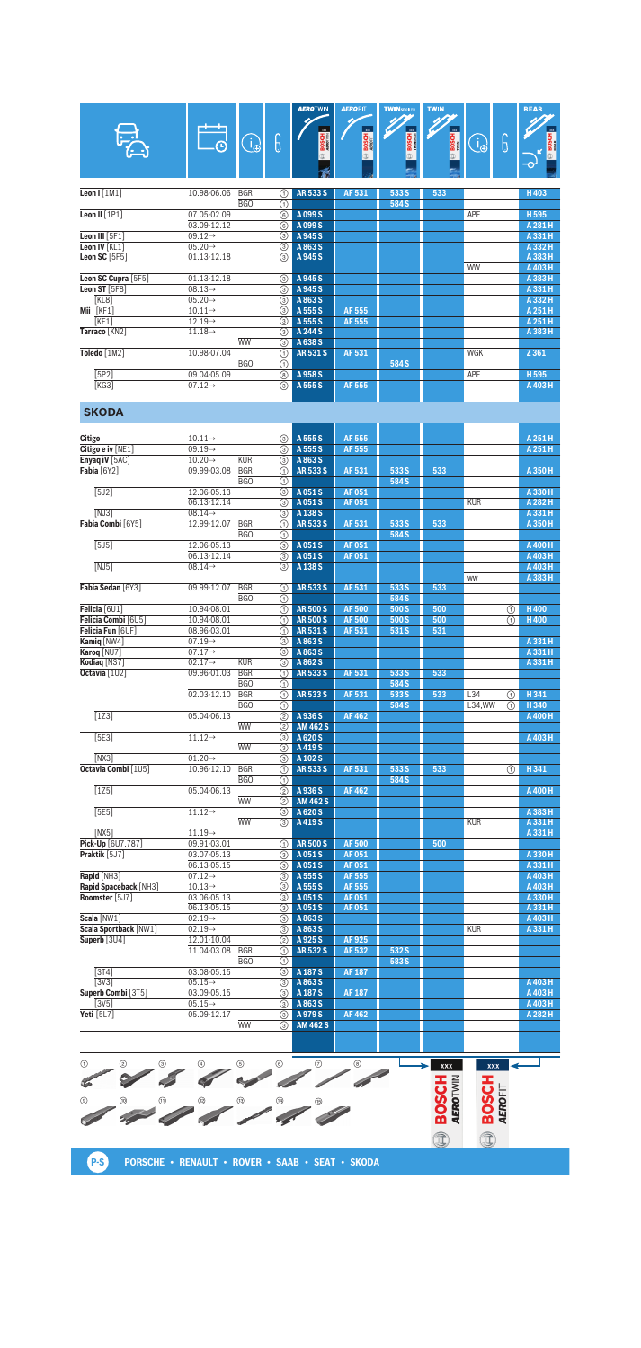| Model | Date | Info | Adapter | AEROTWIN | AEROFIT | TWIN SPOILER | TWIN | Info | Adapter | REAR |
|---|---|---|---|---|---|---|---|---|---|---|
| Leon I [1M1] | 10.98-06.06 | BGR | ① | AR 533 S | AF 531 | 533 S | 533 | | | H 403 |
| | | BGO | ① | | | 584 S | | | | |
| Leon II [1P1] | 07.05-02.09 | | ⑥ | A 099 S | | | | APE | | H 595 |
| | 03.09-12.12 | | ⑥ | A 099 S | | | | | | A 281 H |
| Leon III [5F1] | 09.12→ | | ③ | A 945 S | | | | | | A 331 H |
| Leon IV [KL1] | 05.20→ | | ③ | A 863 S | | | | | | A 332 H |
| Leon SC [5F5] | 01.13-12.18 | | ③ | A 945 S | | | | | | A 383 H |
| | | | | | | | | WW | | A 403 H |
| Leon SC Cupra [5F5] | 01.13-12.18 | | ③ | A 945 S | | | | | | A 383 H |
| Leon ST [5F8] | 08.13→ | | ③ | A 945 S | | | | | | A 331 H |
| [KL8] | 05.20→ | | ③ | A 863 S | | | | | | A 332 H |
| Mii [KF1] | 10.11→ | | ③ | A 555 S | AF 555 | | | | | A 251 H |
| [KE1] | 12.19→ | | ③ | A 555 S | AF 555 | | | | | A 251 H |
| Tarraco [KN2] | 11.18→ | | ③ | A 244 S | | | | | | A 383 H |
| | | WW | ③ | A 638 S | | | | | | |
| Toledo [1M2] | 10.98-07.04 | | ① | AR 531 S | AF 531 | | | WGK | | Z 361 |
| | | BGO | ① | | | 584 S | | | | |
| [5P2] | 09.04-05.09 | | ⑥ | A 958 S | | | | APE | | H 595 |
| [KG3] | 07.12→ | | ③ | A 555 S | AF 555 | | | | | A 403 H |

## SKODA

| Model | Date | Info | Adapter | AEROTWIN | AEROFIT | TWIN SPOILER | TWIN | Info | Adapter | REAR |
|---|---|---|---|---|---|---|---|---|---|---|
| Citigo | 10.11→ | | ③ | A 555 S | AF 555 | | | | | A 251 H |
| Citigo e iv [NE1] | 09.19→ | | ③ | A 555 S | AF 555 | | | | | A 251 H |
| Enyaq iV [5AC] | 10.20→ | KUR | ③ | A 863 S | | | | | | |
| Fabia [6Y2] | 09.99-03.08 | BGR | ① | AR 533 S | AF 531 | 533 S | 533 | | | A 350 H |
| | | BGO | ① | | | 584 S | | | | |
| [5J2] | 12.06-05.13 | | ③ | A 051 S | AF 051 | | | | | A 330 H |
| | 06.13-12.14 | | ③ | A 051 S | AF 051 | | | KUR | | A 282 H |
| [NJ3] | 08.14→ | | ③ | A 138 S | | | | | | A 331 H |
| Fabia Combi [6Y5] | 12.99-12.07 | BGR | ① | AR 533 S | AF 531 | 533 S | 533 | | | A 350 H |
| | | BGO | ① | | | 584 S | | | | |
| [5J5] | 12.06-05.13 | | ③ | A 051 S | AF 051 | | | | | A 400 H |
| | 06.13-12.14 | | ③ | A 051 S | AF 051 | | | | | A 403 H |
| [NJ5] | 08.14→ | | ③ | A 138 S | | | | | | A 403 H |
| | | | | | | | | WW | | A 383 H |
| Fabia Sedan [6Y3] | 09.99-12.07 | BGR | ① | AR 533 S | AF 531 | 533 S | 533 | | | |
| | | BGO | ① | | | 584 S | | | | |
| Felicia [6U1] | 10.94-08.01 | | ① | AR 500 S | AF 500 | 500 S | 500 | | ① | H 400 |
| Felicia Combi [6U5] | 10.94-08.01 | | ① | AR 500 S | AF 500 | 500 S | 500 | | ① | H 400 |
| Felicia Fun [6UF] | 08.96-03.01 | | ① | AR 531 S | AF 531 | 531 S | 531 | | | |
| Kamiq [NW4] | 07.19→ | | ③ | A 863 S | | | | | | A 331 H |
| Karoq [NU7] | 07.17→ | | ③ | A 863 S | | | | | | A 331 H |
| Kodiaq [NS7] | 02.17→ | KUR | ③ | A 862 S | | | | | | A 331 H |
| Octavia [1U2] | 09.96-01.03 | BGR | ① | AR 533 S | AF 531 | 533 S | 533 | | | |
| | | BGO | ① | | | 584 S | | | | |
| | 02.03-12.10 | BGR | ① | AR 533 S | AF 531 | 533 S | 533 | L34 | ① | H 341 |
| | | BGO | ① | | | 584 S | | L34,WW | ① | H 340 |
| [1Z3] | 05.04-06.13 | | ② | A 936 S | AF 462 | | | | | A 400 H |
| | | WW | ② | AM 462 S | | | | | | |
| [5E3] | 11.12→ | | ③ | A 620 S | | | | | | A 403 H |
| | | WW | ③ | A 419 S | | | | | | |
| [NX3] | 01.20→ | | ③ | A 102 S | | | | | | |
| Octavia Combi [1U5] | 10.96-12.10 | BGR | ① | AR 533 S | AF 531 | 533 S | 533 | | ① | H 341 |
| | | BGO | ① | | | 584 S | | | | |
| [1Z5] | 05.04-06.13 | | ② | A 936 S | AF 462 | | | | | A 400 H |
| | | WW | ② | AM 462 S | | | | | | |
| [5E5] | 11.12→ | | ③ | A 620 S | | | | | | A 383 H |
| | | WW | ③ | A 419 S | | | | KUR | | A 331 H |
| [NX5] | 11.19→ | | | | | | | | | A 331 H |
| Pick-Up [6U7,787] | 09.91-03.01 | | ① | AR 500 S | AF 500 | | 500 | | | |
| Praktik [5J7] | 03.07-05.13 | | ③ | A 051 S | AF 051 | | | | | A 330 H |
| | 06.13-05.15 | | ③ | A 051 S | AF 051 | | | | | A 331 H |
| Rapid [NH3] | 07.12→ | | ③ | A 555 S | AF 555 | | | | | A 403 H |
| Rapid Spaceback [NH3] | 10.13→ | | ③ | A 555 S | AF 555 | | | | | A 282 H |
| Roomster [5J7] | 03.06-05.13 | | ③ | A 051 S | AF 051 | | | | | A 330 H |
| | 06.13-05.15 | | ③ | A 051 S | AF 051 | | | | | A 331 H |
| Scala [NW1] | 02.19→ | | ③ | A 863 S | | | | | | A 403 H |
| Scala Sportback [NW1] | 02.19→ | | ③ | A 863 S | | | | KUR | | A 331 H |
| Superb [3U4] | 12.01-10.04 | | ② | A 925 S | AF 925 | | | | | |
| | 11.04-03.08 | BGR | ① | AR 532 S | AF 532 | 532 S | | | | |
| | | BGO | ① | | | 583 S | | | | |
| [3T4] | 03.08-05.15 | | ③ | A 187 S | AF 187 | | | | | |
| [3V3] | 05.15→ | | ③ | A 863 S | | | | | | A 403 H |
| Superb Combi [3T5] | 03.09-05.15 | | ③ | A 187 S | AF 187 | | | | | A 403 H |
| [3V5] | 05.15→ | | ③ | A 863 S | | | | | | A 403 H |
| Yeti [5L7] | 05.09-12.17 | | ③ | A 979 S | AF 462 | | | | | A 282 H |
| | | WW | ③ | AM 462 S | | | | | | |

PORSCHE • RENAULT • ROVER • SAAB • SEAT • SKODA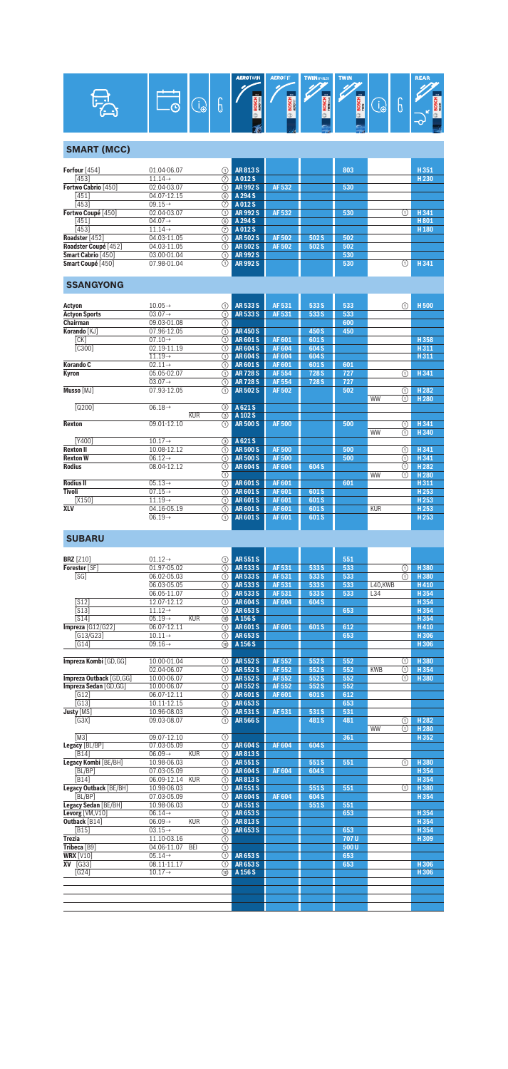## SMART (MCC)

| Model | Date | Info | Type | AEROTWIN | AEROFIT | TWIN SPOILER | TWIN | Info | Type | REAR |
|---|---|---|---|---|---|---|---|---|---|---|
| **Forfour** [454] | 01.04-06.07 | | ① | **AR 813 S** | | | 803 | | | H 351 |
| [453] | 11.14→ | | ⑦ | **A 012 S** | | | | | | H 230 |
| **Fortwo Cabrio** [450] | 02.04-03.07 | | ① | **AR 992 S** | AF 532 | | 530 | | | |
| [451] | 04.07-12.15 | | ⑥ | **A 294 S** | | | | | | |
| [453] | 09.15→ | | ⑦ | **A 012 S** | | | | | | |
| **Fortwo Coupé** [450] | 02.04-03.07 | | ① | **AR 992 S** | AF 532 | | 530 | | ① | H 341 |
| [451] | 04.07→ | | ⑥ | **A 294 S** | | | | | | H 801 |
| [453] | 11.14→ | | ⑦ | **A 012 S** | | | | | | H 180 |
| **Roadster** [452] | 04.03-11.05 | | ① | **AR 502 S** | AF 502 | 502 S | 502 | | | |
| **Roadster Coupé** [452] | 04.03-11.05 | | ① | **AR 502 S** | AF 502 | 502 S | 502 | | | |
| **Smart Cabrio** [450] | 03.00-01.04 | | ① | **AR 992 S** | | | 530 | | | |
| **Smart Coupé** [450] | 07.98-01.04 | | ① | **AR 992 S** | | | 530 | | ① | H 341 |

## SSANGYONG

| Model | Date | Info | Type | AEROTWIN | AEROFIT | TWIN SPOILER | TWIN | Info | Type | REAR |
|---|---|---|---|---|---|---|---|---|---|---|
| **Actyon** | 10.05→ | | ① | **AR 533 S** | AF 531 | 533 S | 533 | | ① | H 500 |
| **Actyon Sports** | 03.07→ | | ① | **AR 533 S** | AF 531 | 533 S | 533 | | | |
| **Chairman** | 09.03-01.08 | | ① | | | | 600 | | | |
| **Korando** [KJ] | 07.96-12.05 | | ① | **AR 450 S** | | 450 S | 450 | | | |
| [CK] | 07.10→ | | ① | **AR 601 S** | AF 601 | 601 S | | | | H 358 |
| [C300] | 02.19-11.19 | | ① | **AR 604 S** | AF 604 | 604 S | | | | H 311 |
| | 11.19→ | | ① | **AR 604 S** | AF 604 | 604 S | | | | H 311 |
| **Korando C** | 02.11→ | | ① | **AR 601 S** | AF 601 | 601 S | 601 | | | |
| **Kyron** | 05.05-02.07 | | ① | **AR 728 S** | AF 554 | 728 S | 727 | | ① | H 341 |
| | 03.07→ | | ① | **AR 728 S** | AF 554 | 728 S | 727 | | | |
| **Musso** [MJ] | 07.93-12.05 | | ① | **AR 502 S** | AF 502 | | 502 | | ① | H 282 |
| | | | | | | | | WW | ① | H 280 |
| [Q200] | 06.18→ | | ③ | **A 621 S** | | | | | | |
| | KUR | | ③ | **A 102 S** | | | | | | |
| **Rexton** | 09.01-12.10 | | ① | **AR 500 S** | AF 500 | | 500 | | ① | H 341 |
| | | | | | | | | WW | ① | H 340 |
| [Y400] | 10.17→ | | ③ | **A 621 S** | | | | | | |
| **Rexton II** | 10.08-12.12 | | ① | **AR 500 S** | AF 500 | | 500 | | ① | H 341 |
| **Rexton W** | 06.12→ | | ① | **AR 500 S** | AF 500 | | 500 | | ① | H 341 |
| **Rodius** | 08.04-12.12 | | ① | **AR 604 S** | AF 604 | 604 S | | | ① | H 282 |
| | | | ① | | | | | WW | ① | H 280 |
| **Rodius II** | 05.13→ | | ① | **AR 601 S** | AF 601 | | 601 | | | H 311 |
| **Tivoli** | 07.15→ | | ① | **AR 601 S** | AF 601 | 601 S | | | | H 253 |
| [X150] | 11.19→ | | ① | **AR 601 S** | AF 601 | 601 S | | | | H 253 |
| **XLV** | 04.16-05.19 | | ① | **AR 601 S** | AF 601 | 601 S | | KUR | | H 253 |
| | 06.19→ | | ① | **AR 601 S** | AF 601 | 601 S | | | | H 253 |

## SUBARU

| Model | Date | Info | Type | AEROTWIN | AEROFIT | TWIN SPOILER | TWIN | Info | Type | REAR |
|---|---|---|---|---|---|---|---|---|---|---|
| **BRZ** [Z10] | 01.12→ | | ① | **AR 551 S** | | | 551 | | | |
| **Forester** [SF] | 01.97-05.02 | | ① | **AR 533 S** | AF 531 | 533 S | 533 | | ① | H 380 |
| [SG] | 06.02-05.03 | | ① | **AR 533 S** | AF 531 | 533 S | 533 | | ① | H 380 |
| | 06.03-05.05 | | ① | **AR 533 S** | AF 531 | 533 S | 533 | L40,KWB | | H 410 |
| | 06.05-11.07 | | ① | **AR 533 S** | AF 531 | 533 S | 533 | L34 | | H 354 |
| [S12] | 12.07-12.12 | | ① | **AR 604 S** | AF 604 | 604 S | | | | H 354 |
| [S13] | 11.12→ | | ① | **AR 653 S** | | | 653 | | | H 354 |
| [S14] | 05.19→ KUR | | ⑩ | **A 156 S** | | | | | | H 354 |
| **Impreza** [G12/G22] | 06.07-12.11 | | ① | **AR 601 S** | AF 601 | 601 S | 612 | | | H 410 |
| [G13/G23] | 10.11→ | | ① | **AR 653 S** | | | 653 | | | H 306 |
| [G14] | 09.16→ | | ⑩ | **A 156 S** | | | | | | H 306 |
| | | | | | | | | | | |
| **Impreza Kombi** [GD,GG] | 10.00-01.04 | | ① | **AR 552 S** | AF 552 | 552 S | 552 | | ① | H 380 |
| | 02.04-06.07 | | ① | **AR 552 S** | AF 552 | 552 S | 552 | KWB | ① | H 354 |
| **Impreza Outback** [GD,GG] | 10.00-06.07 | | ① | **AR 552 S** | AF 552 | 552 S | 552 | | ① | H 380 |
| **Impreza Sedan** [GD,GG] | 10.00-06.07 | | ① | **AR 552 S** | AF 552 | 552 S | 552 | | | |
| [G12] | 06.07-12.11 | | ① | **AR 601 S** | AF 601 | 601 S | 612 | | | |
| [G13] | 10.11-12.15 | | ① | **AR 653 S** | | | 653 | | | |
| **Justy** [MS] | 10.96-08.03 | | ① | **AR 531 S** | AF 531 | 531 S | 531 | | | |
| [G3X] | 09.03-08.07 | | ① | **AR 566 S** | | 481 S | 481 | | ① | H 282 |
| | | | | | | | | WW | ① | H 280 |
| [M3] | 09.07-12.10 | | ① | | | | 361 | | | H 352 |
| **Legacy** [BL/BP] | 07.03-05.09 | | ① | **AR 604 S** | AF 604 | 604 S | | | | |
| [B14] | 06.09→ KUR | | ① | **AR 813 S** | | | | | | |
| **Legacy Kombi** [BE/BH] | 10.98-06.03 | | ① | **AR 551 S** | | 551 S | 551 | | ① | H 380 |
| [BL/BP] | 07.03-05.09 | | ① | **AR 604 S** | AF 604 | 604 S | | | | H 354 |
| [B14] | 06.09-12.14 KUR | | ① | **AR 813 S** | | | | | | H 354 |
| **Legacy Outback** [BE/BH] | 10.98-06.03 | | ① | **AR 551 S** | | 551 S | 551 | | ① | H 380 |
| [BL/BP] | 07.03-05.09 | | ① | **AR 604 S** | AF 604 | 604 S | | | | H 354 |
| **Legacy Sedan** [BE/BH] | 10.98-06.03 | | ① | **AR 551 S** | | 551 S | 551 | | | |
| **Levorg** [VM,V10] | 06.14→ | | ① | **AR 653 S** | | | 653 | | | H 354 |
| **Outback** [B14] | 06.09→ KUR | | ① | **AR 813 S** | | | | | | H 354 |
| [B15] | 03.15→ | | ① | **AR 653 S** | | | 653 | | | H 354 |
| **Trezia** | 11.10-03.16 | | ① | | | | 707 U | | | H 309 |
| **Tribeca** [B9] | 04.06-11.07 BEI | | ① | | | | 500 U | | | |
| **WRX** [V10] | 05.14→ | | ① | **AR 653 S** | | | 653 | | | |
| **XV** [G33] | 08.11-11.17 | | ① | **AR 653 S** | | | 653 | | | H 306 |
| [G24] | 10.17→ | | ⑩ | **A 156 S** | | | | | | H 306 |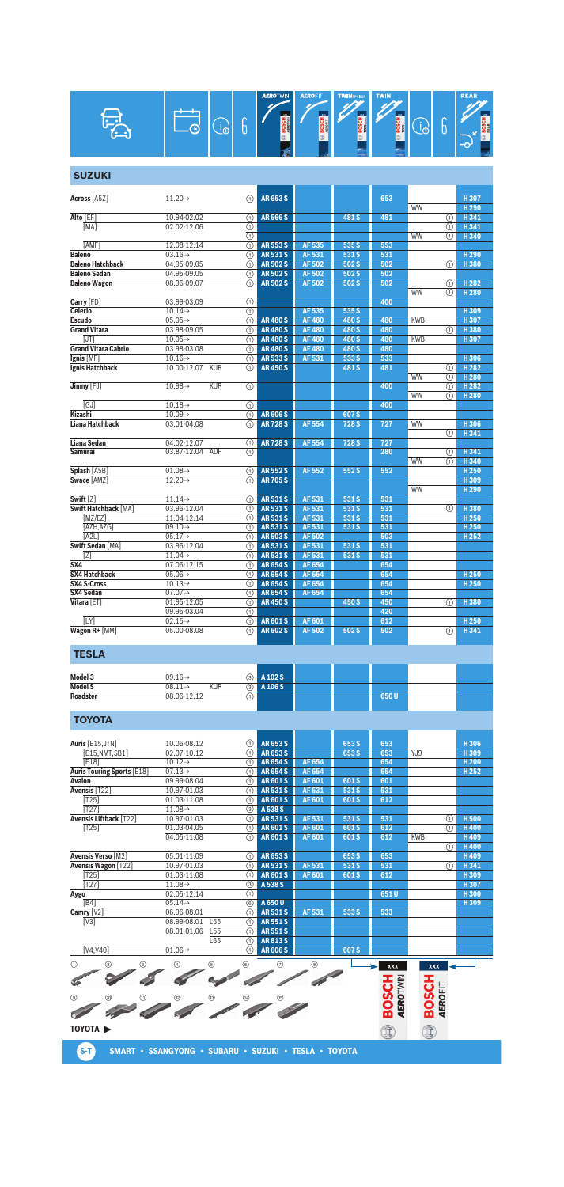## SUZUKI

| Model | Date | | | AEROTWIN | AEROFIT | TWIN SPOILER | TWIN | | | REAR |
|---|---|---|---|---|---|---|---|---|---|---|
| Across [A5Z] | 11.20→ | | ① | AR 653 S | | | 653 | | | H 307 |
| | | | | | | | | WW | | H 290 |
| Alto [EF] | 10.94-02.02 | | ① | AR 566 S | | 481 S | 481 | | ① | H 341 |
| [MA] | 02.02-12.06 | | ① | | | | | | ① | H 341 |
| | | | ① | | | | | WW | ① | H 340 |
| [AMF] | 12.08-12.14 | | ① | AR 553 S | AF 535 | 535 S | 553 | | | |
| Baleno | 03.16→ | | ① | AR 531 S | AF 531 | 531 S | 531 | | | H 290 |
| Baleno Hatchback | 04.95-09.05 | | ① | AR 502 S | AF 502 | 502 S | 502 | | ① | H 380 |
| Baleno Sedan | 04.95-09.05 | | ① | AR 502 S | AF 502 | 502 S | 502 | | | |
| Baleno Wagon | 08.96-09.07 | | ① | AR 502 S | AF 502 | 502 S | 502 | | ① | H 282 |
| | | | | | | | | WW | ① | H 280 |
| Carry [FD] | 03.99-03.09 | | ① | | | | 400 | | | |
| Celerio | 10.14→ | | ① | | AF 535 | 535 S | | | | H 309 |
| Escudo | 05.05→ | | ① | AR 480 S | AF 480 | 480 S | 480 | KWB | | H 307 |
| Grand Vitara | 03.98-09.05 | | ① | AR 480 S | AF 480 | 480 S | 480 | | ① | H 380 |
| [JT] | 10.05→ | | ① | AR 480 S | AF 480 | 480 S | 480 | KWB | | H 307 |
| Grand Vitara Cabrio | 03.98-03.08 | | ① | AR 480 S | AF 480 | 480 S | 480 | | | |
| Ignis [MF] | 10.16→ | | ① | AR 533 S | AF 531 | 533 S | 533 | | | H 306 |
| Ignis Hatchback | 10.00-12.07 | KUR | ① | AR 450 S | | 481 S | 481 | | ① | H 282 |
| | | | | | | | | WW | ① | H 280 |
| Jimny [FJ] | 10.98→ | KUR | ① | | | | 400 | | ① | H 282 |
| | | | | | | | | WW | ① | H 280 |
| [GJ] | 10.18→ | | ① | | | | 400 | | | |
| Kizashi | 10.09→ | | ① | AR 606 S | | 607 S | | | | |
| Liana Hatchback | 03.01-04.08 | | ① | AR 728 S | AF 554 | 728 S | 727 | WW | | H 306 |
| | | | | | | | | | ① | H 341 |
| Liana Sedan | 04.02-12.07 | | ① | AR 728 S | AF 554 | 728 S | 727 | | | |
| Samurai | 03.87-12.04 | ADF | ① | | | | 280 | | ① | H 341 |
| | | | | | | | | WW | ① | H 340 |
| Splash [A5B] | 01.08→ | | ① | AR 552 S | AF 552 | 552 S | 552 | | | H 250 |
| Swace [AMZ] | 12.20→ | | ① | AR 705 S | | | | | | H 309 |
| | | | | | | | | WW | | H 290 |
| Swift [Z] | 11.14→ | | ① | AR 531 S | AF 531 | 531 S | 531 | | | |
| Swift Hatchback [MA] | 03.96-12.04 | | ① | AR 531 S | AF 531 | 531 S | 531 | | ① | H 380 |
| [MZ/EZ] | 11.04-12.14 | | ① | AR 531 S | AF 531 | 531 S | 531 | | | H 250 |
| [AZH,AZG] | 09.10→ | | ① | AR 531 S | AF 531 | 531 S | 531 | | | H 250 |
| [A2L] | 05.17→ | | ① | AR 503 S | AF 502 | | 503 | | | H 252 |
| Swift Sedan [MA] | 03.96-12.04 | | ① | AR 531 S | AF 531 | 531 S | 531 | | | |
| [Z] | 11.04→ | | ① | AR 531 S | AF 531 | 531 S | 531 | | | |
| SX4 | 07.06-12.15 | | ① | AR 654 S | AF 654 | | 654 | | | |
| SX4 Hatchback | 05.06→ | | ① | AR 654 S | AF 654 | | 654 | | | H 250 |
| SX4 S-Cross | 10.13→ | | ① | AR 654 S | AF 654 | | 654 | | | H 250 |
| SX4 Sedan | 07.07→ | | ① | AR 654 S | AF 654 | | 654 | | | |
| Vitara [ET] | 01.95-12.05 | | ① | AR 450 S | | 450 S | 450 | | ① | H 380 |
| | 09.95-03.04 | | ① | | | | 420 | | | |
| [LY] | 02.15→ | | ① | AR 601 S | AF 601 | | 612 | | | H 250 |
| Wagon R+ [MM] | 05.00-08.08 | | ① | AR 502 S | AF 502 | 502 S | 502 | | ① | H 341 |

## TESLA

| Model | Date | | | AEROTWIN | AEROFIT | TWIN SPOILER | TWIN | | | REAR |
|---|---|---|---|---|---|---|---|---|---|---|
| Model 3 | 09.16→ | | ③ | A 102 S | | | | | | |
| Model S | 08.11→ | KUR | ③ | A 106 S | | | | | | |
| Roadster | 08.06-12.12 | | ① | | | | 650 U | | | |

## TOYOTA

| Model | Date | | | AEROTWIN | AEROFIT | TWIN SPOILER | TWIN | | | REAR |
|---|---|---|---|---|---|---|---|---|---|---|
| Auris [E15,JTN] | 10.06-08.12 | | ① | AR 653 S | | 653 S | 653 | | | H 306 |
| [E15,NMT,SB1] | 02.07-10.12 | | ① | AR 653 S | | 653 S | 653 | YJ9 | | H 309 |
| [E18] | 10.12→ | | ① | AR 654 S | AF 654 | | 654 | | | H 200 |
| Auris Touring Sports [E18] | 07.13→ | | ① | AR 654 S | AF 654 | | 654 | | | H 252 |
| Avalon | 09.99-08.04 | | ① | AR 601 S | AF 601 | 601 S | 601 | | | |
| Avensis [T22] | 10.97-01.03 | | ① | AR 531 S | AF 531 | 531 S | 531 | | | |
| [T25] | 01.03-11.08 | | ① | AR 601 S | AF 601 | 601 S | 612 | | | |
| [T27] | 11.08→ | | ③ | A 538 S | | | | | | |
| Avensis Liftback [T22] | 10.97-01.03 | | ① | AR 531 S | AF 531 | 531 S | 531 | | ① | H 500 |
| [T25] | 01.03-04.05 | | ① | AR 601 S | AF 601 | 601 S | 612 | | ① | H 400 |
| | 04.05-11.08 | | ① | AR 601 S | AF 601 | 601 S | 612 | KWB | | H 409 |
| | | | | | | | | | ① | H 400 |
| Avensis Verso [M2] | 05.01-11.09 | | ① | AR 653 S | | 653 S | 653 | | | H 409 |
| Avensis Wagon [T22] | 10.97-01.03 | | ① | AR 531 S | AF 531 | 531 S | 531 | | ① | H 341 |
| [T25] | 01.03-11.08 | | ① | AR 601 S | AF 601 | 601 S | 612 | | | H 309 |
| [T27] | 11.08→ | | ③ | A 538 S | | | | | | H 307 |
| Aygo | 02.05-12.14 | | ① | | | | 651 U | | | H 300 |
| [B4] | 05.14→ | | ⑥ | A 650 U | | | | | | H 309 |
| Camry [V2] | 06.96-08.01 | | ① | AR 531 S | AF 531 | 533 S | 533 | | | |
| [V3] | 08.99-08.01 | L55 | ① | AR 551 S | | | | | | |
| | 08.01-01.06 | L55 | ① | AR 551 S | | | | | | |
| | | L65 | ① | AR 813 S | | | | | | |
| [V4,V40] | 01.06→ | | ① | AR 606 S | | 607 S | | | | |

TOYOTA ▶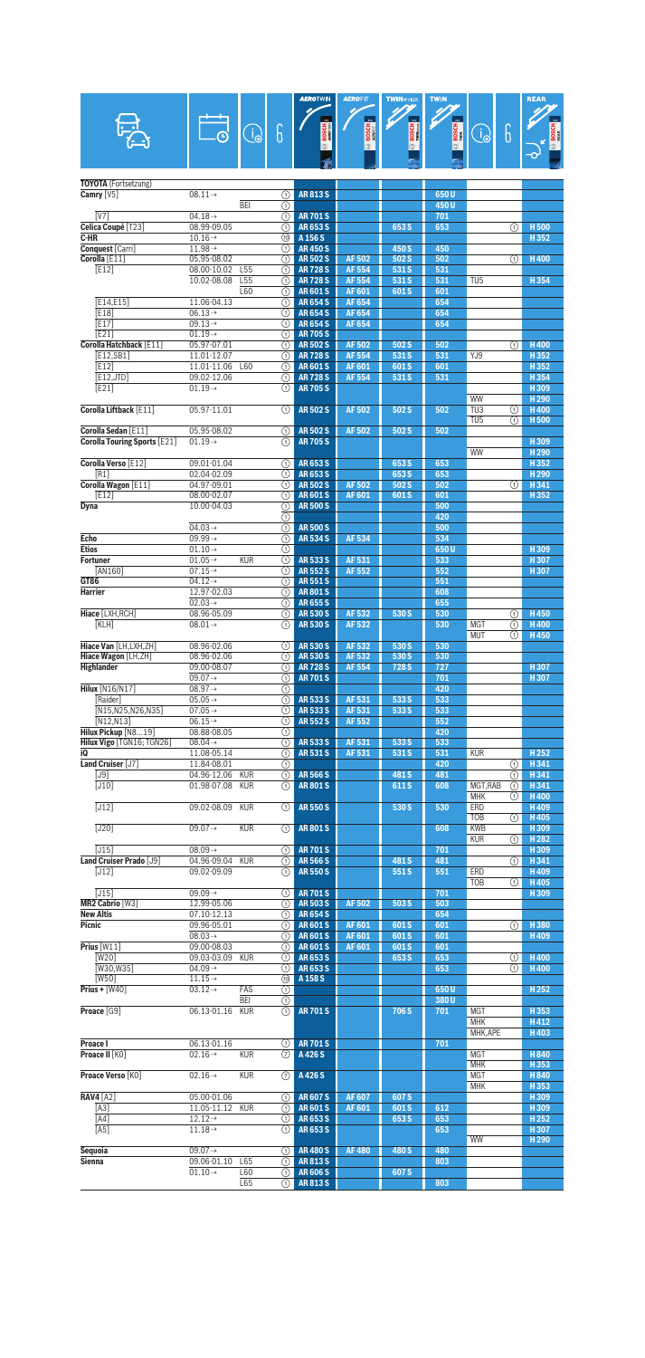| Fahrzeug | Baujahr | Info | Adapter | AEROTWIN | AEROFIT | TWIN SPOILER | TWIN | Info | Adapter | REAR |
|---|---|---|---|---|---|---|---|---|---|---|
| **TOYOTA** (Fortsetzung) | | | | | | | | | | |
| **Camry** [V5] | 08.11→ | | ① | **AR 813 S** | | | **650 U** | | | |
| | | BEI | ① | | | | **450 U** | | | |
| [V7] | 04.18→ | | ① | **AR 701 S** | | | **701** | | | |
| **Celica Coupé** [T23] | 08.99-09.05 | | ① | **AR 653 S** | | **653 S** | **653** | | ① | **H 500** |
| **C-HR** | 10.16→ | | ⑩ | **A 156 S** | | | | | | **H 352** |
| **Conquest** [Carri] | 11.98→ | | ① | **AR 450 S** | | **450 S** | **450** | | | |
| **Corolla** [E11] | 05.95-08.02 | | ① | **AR 502 S** | **AF 502** | **502 S** | **502** | | ① | **H 400** |
| [E12] | 08.00-10.02 | L55 | ① | **AR 728 S** | **AF 554** | **531 S** | **531** | | | |
| | 10.02-08.08 | L55 | ① | **AR 728 S** | **AF 554** | **531 S** | **531** | TU5 | | **H 354** |
| | | L60 | ① | **AR 601 S** | **AF 601** | **601 S** | **601** | | | |
| [E14,E15] | 11.06-04.13 | | ① | **AR 654 S** | **AF 654** | | **654** | | | |
| [E18] | 06.13→ | | ① | **AR 654 S** | **AF 654** | | **654** | | | |
| [E17] | 09.13→ | | ① | **AR 654 S** | **AF 654** | | **654** | | | |
| [E21] | 01.19→ | | ① | **AR 705 S** | | | | | | |
| **Corolla Hatchback** [E11] | 05.97-07.01 | | ① | **AR 502 S** | **AF 502** | **502 S** | **502** | | ① | **H 400** |
| [E12,SB1] | 11.01-12.07 | | ① | **AR 728 S** | **AF 554** | **531 S** | **531** | YJ9 | | **H 352** |
| [E12] | 11.01-11.06 | L60 | ① | **AR 601 S** | **AF 601** | **601 S** | **601** | | | **H 352** |
| [E12,JTD] | 09.02-12.06 | | ① | **AR 728 S** | **AF 554** | **531 S** | **531** | | | **H 354** |
| [E21] | 01.19→ | | ① | **AR 705 S** | | | | | | **H 309** |
| | | | | | | | | WW | | **H 290** |
| **Corolla Liftback** [E11] | 05.97-11.01 | | ① | **AR 502 S** | **AF 502** | **502 S** | **502** | TU3 | ① | **H 400** |
| | | | | | | | | TU5 | ① | **H 500** |
| **Corolla Sedan** [E11] | 05.95-08.02 | | ① | **AR 502 S** | **AF 502** | **502 S** | **502** | | | |
| **Corolla Touring Sports** [E21] | 01.19→ | | ① | **AR 705 S** | | | | | | **H 309** |
| | | | | | | | | WW | | **H 290** |
| **Corolla Verso** [E12] | 09.01-01.04 | | ① | **AR 653 S** | | **653 S** | **653** | | | **H 352** |
| [R1] | 02.04-02.09 | | ① | **AR 653 S** | | **653 S** | **653** | | | **H 290** |
| **Corolla Wagon** [E11] | 04.97-09.01 | | ① | **AR 502 S** | **AF 502** | **502 S** | **502** | | ① | **H 341** |
| [E12] | 08.00-02.07 | | ① | **AR 601 S** | **AF 601** | **601 S** | **601** | | | **H 352** |
| **Dyna** | 10.00-04.03 | | ① | **AR 500 S** | | | **500** | | | |
| | | | ① | | | | **420** | | | |
| | 04.03→ | | ① | **AR 500 S** | | | **500** | | | |
| **Echo** | 09.99→ | | ① | **AR 534 S** | **AF 534** | | **534** | | | |
| **Etios** | 01.10→ | | ① | | | | **650 U** | | | **H 309** |
| **Fortuner** | 01.05→ | KUR | ① | **AR 533 S** | **AF 531** | | **533** | | | **H 307** |
| [AN160] | 07.15→ | | ① | **AR 552 S** | **AF 552** | | **552** | | | **H 307** |
| **GT86** | 04.12→ | | ① | **AR 551 S** | | | **551** | | | |
| **Harrier** | 12.97-02.03 | | ① | **AR 801 S** | | | **608** | | | |
| | 02.03→ | | ① | **AR 655 S** | | | **655** | | | |
| **Hiace** [LXH,RCH] | 08.96-05.09 | | ① | **AR 530 S** | **AF 532** | **530 S** | **530** | | ① | **H 450** |
| [KLH] | 08.01→ | | ① | **AR 530 S** | **AF 532** | | **530** | MGT | ① | **H 400** |
| | | | | | | | | MUT | ① | **H 450** |
| **Hiace Van** [LH,LXH,ZH] | 08.96-02.06 | | ① | **AR 530 S** | **AF 532** | **530 S** | **530** | | | |
| **Hiace Wagon** [LH,ZH] | 08.96-02.06 | | ① | **AR 530 S** | **AF 532** | **530 S** | **530** | | | |
| **Highlander** | 09.00-08.07 | | ① | **AR 728 S** | **AF 554** | **728 S** | **727** | | | **H 307** |
| | 09.07→ | | ① | **AR 701 S** | | | **701** | | | **H 307** |
| **Hilux** [N16/N17] | 08.97→ | | ① | | | | **420** | | | |
| [Raider] | 05.05→ | | ① | **AR 533 S** | **AF 531** | **533 S** | **533** | | | |
| [N15,N25,N26,N35] | 07.05→ | | ① | **AR 533 S** | **AF 531** | **533 S** | **533** | | | |
| [N12,N13] | 06.15→ | | ① | **AR 552 S** | **AF 552** | | **552** | | | |
| **Hilux Pickup** [N8...19] | 08.88-08.05 | | ① | | | | **420** | | | |
| **Hilux Vigo** [TGN16; TGN26] | 08.04→ | | ① | **AR 533 S** | **AF 531** | **533 S** | **533** | | | |
| **iQ** | 11.08-05.14 | | ① | **AR 531 S** | **AF 531** | **531 S** | **531** | KUR | | **H 252** |
| **Land Cruiser** [J7] | 11.84-08.01 | | ① | | | | **420** | | ① | **H 341** |
| [J9] | 04.96-12.06 | KUR | ① | **AR 566 S** | | **481 S** | **481** | | ① | **H 341** |
| [J10] | 01.98-07.08 | KUR | ① | **AR 801 S** | | **611 S** | **608** | MGT,RAB | ① | **H 341** |
| | | | | | | | | MHK | ① | **H 400** |
| [J12] | 09.02-08.09 | KUR | ① | **AR 550 S** | | **530 S** | **530** | ERD | | **H 409** |
| | | | | | | | | TOB | ① | **H 405** |
| [J20] | 09.07→ | KUR | ① | **AR 801 S** | | | **608** | KWB | | **H 309** |
| | | | | | | | | KUR | ① | **H 282** |
| [J15] | 08.09→ | | ① | **AR 701 S** | | | **701** | | | **H 309** |
| **Land Cruiser Prado** [J9] | 04.96-09.04 | KUR | ① | **AR 566 S** | | **481 S** | **481** | | ① | **H 341** |
| [J12] | 09.02-09.09 | | ① | **AR 550 S** | | **551 S** | **551** | ERD | | **H 409** |
| | | | | | | | | TOB | ① | **H 405** |
| [J15] | 09.09→ | | ① | **AR 701 S** | | | **701** | | | **H 309** |
| **MR2 Cabrio** [W3] | 12.99-05.06 | | ① | **AR 503 S** | **AF 502** | **503 S** | **503** | | | |
| **New Altis** | 07.10-12.13 | | ① | **AR 654 S** | | | **654** | | | |
| **Picnic** | 09.96-05.01 | | ① | **AR 601 S** | **AF 601** | **601 S** | **601** | | ① | **H 380** |
| | 08.03→ | | ① | **AR 601 S** | **AF 601** | **601 S** | **601** | | | **H 409** |
| **Prius** [W11] | 09.00-08.03 | | ① | **AR 601 S** | **AF 601** | **601 S** | **601** | | | |
| [W20] | 09.03-03.09 | KUR | ① | **AR 653 S** | | **653 S** | **653** | | ① | **H 400** |
| [W30,W35] | 04.09→ | | ① | **AR 653 S** | | | **653** | | ① | **H 400** |
| [W50] | 11.15→ | | ⑩ | **A 158 S** | | | | | | |
| **Prius +** [W40] | 03.12→ | FAS | ① | | | | **650 U** | | | **H 252** |
| | | BEI | ① | | | | **380 U** | | | |
| **Proace** [G9] | 06.13-01.16 | KUR | ① | **AR 701 S** | | **706 S** | **701** | MGT | | **H 353** |
| | | | | | | | | MHK | | **H 412** |
| | | | | | | | | MHK,APE | | **H 403** |
| **Proace I** | 06.13-01.16 | | ① | **AR 701 S** | | | **701** | | | |
| **Proace II** [K0] | 02.16→ | KUR | ⑦ | **A 426 S** | | | | MGT | | **H 840** |
| | | | | | | | | MHK | | **H 353** |
| **Proace Verso** [K0] | 02.16→ | KUR | ⑦ | **A 426 S** | | | | MGT | | **H 840** |
| | | | | | | | | MHK | | **H 353** |
| **RAV4** [A2] | 05.00-11.05 | | ① | **AR 607 S** | **AF 607** | **607 S** | | | | **H 309** |
| [A3] | 11.05-11.12 | KUR | ① | **AR 601 S** | **AF 601** | **601 S** | **612** | | | **H 309** |
| [A4] | 12.12→ | | ① | **AR 653 S** | | **653 S** | **653** | | | **H 252** |
| [A5] | 11.18→ | | ① | **AR 653 S** | | | **653** | | | **H 307** |
| | | | | | | | | WW | | **H 290** |
| **Sequoia** | 09.07→ | | ① | **AR 480 S** | **AF 480** | **480 S** | **480** | | | |
| **Sienna** | 09.06-01.10 | L65 | ① | **AR 813 S** | | | **803** | | | |
| | 01.10→ | L60 | ① | **AR 606 S** | | **607 S** | | | | |
| | | L65 | ① | **AR 813 S** | | | **803** | | | |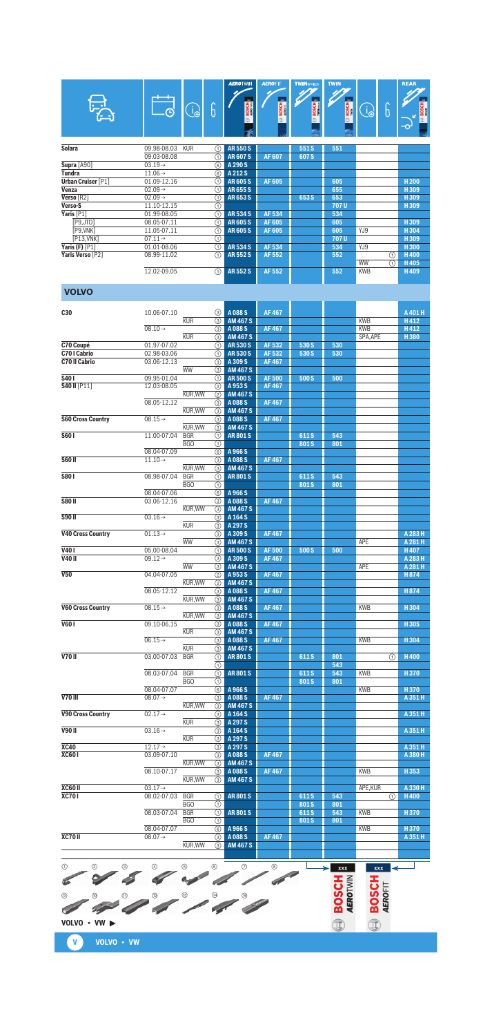| Model | Date | | Type | AEROTWIN | AEROFIT | TWIN SPOILER | TWIN | | Type | REAR |
|---|---|---|---|---|---|---|---|---|---|---|
| **Solara** | 09.98-08.03 | KUR | ① | AR 550 S | | 551 S | 551 | | | |
| | 09.03-08.08 | | ① | AR 607 S | AF 607 | 607 S | | | | |
| **Supra** [A90] | 03.19→ | | ⑥ | A 290 S | | | | | | |
| **Tundra** | 11.06→ | | ⑥ | A 212 S | | | | | | |
| **Urban Cruiser** [P1] | 01.09-12.16 | | ① | AR 605 S | AF 605 | | 605 | | | H 200 |
| **Venza** | 02.09→ | | ① | AR 655 S | | | 655 | | | H 309 |
| **Verso** [R2] | 02.09→ | | ① | AR 653 S | | 653 S | 653 | | | H 309 |
| **Verso-S** | 11.10-12.15 | | ① | | | | 707 U | | | H 309 |
| **Yaris** [P1] | 01.99-08.05 | | ① | AR 534 S | AF 534 | | 534 | | | |
| [P9,JTD] | 08.05-07.11 | | ① | AR 605 S | AF 605 | | 605 | | | H 309 |
| [P9,VNK] | 11.05-07.11 | | ① | AR 605 S | AF 605 | | 605 | YJ9 | | H 304 |
| [P13,VNK] | 07.11→ | | ① | | | | 707 U | | | H 309 |
| **Yaris (F)** [P1] | 01.01-08.06 | | ① | AR 534 S | AF 534 | | 534 | YJ9 | | H 300 |
| **Yaris Verso** [P2] | 08.99-11.02 | | ① | AR 552 S | AF 552 | | 552 | | ① | H 400 |
| | | | | | | | | WW | ① | H 405 |
| | 12.02-09.05 | | ① | AR 552 S | AF 552 | | 552 | KWB | | H 409 |

## VOLVO

| Model | Date | | Type | AEROTWIN | AEROFIT | TWIN SPOILER | TWIN | | Type | REAR |
|---|---|---|---|---|---|---|---|---|---|---|
| **C30** | 10.06-07.10 | | ③ | A 088 S | AF 467 | | | | | A 401 H |
| | | KUR | ③ | AM 467 S | | | | KWB | | H 412 |
| | 08.10→ | | ③ | A 088 S | AF 467 | | | KWB | | H 412 |
| | | KUR | ③ | AM 467 S | | | | SPA,APE | | H 380 |
| **C70 Coupé** | 01.97-07.02 | | ① | AR 530 S | AF 532 | 530 S | 530 | | | |
| **C70 I Cabrio** | 02.98-03.06 | | ① | AR 530 S | AF 532 | 530 S | 530 | | | |
| **C70 II Cabrio** | 03.06-12.13 | | ③ | A 309 S | AF 467 | | | | | |
| | | WW | ③ | AM 467 S | | | | | | |
| **S40 I** | 09.95-01.04 | | ① | AR 500 S | AF 500 | 500 S | 500 | | | |
| **S40 II** [P11] | 12.03-08.05 | | ② | A 953 S | AF 467 | | | | | |
| | | KUR,WW | ② | AM 467 S | | | | | | |
| | 08.05-12.12 | | ③ | A 088 S | AF 467 | | | | | |
| | | KUR,WW | ③ | AM 467 S | | | | | | |
| **S60 Cross Country** | 08.15→ | | ③ | A 088 S | AF 467 | | | | | |
| | | KUR,WW | ③ | AM 467 S | | | | | | |
| **S60 I** | 11.00-07.04 | BGR | ① | AR 801 S | | 611 S | 543 | | | |
| | | BGO | ① | | | 801 S | 801 | | | |
| | 08.04-07.09 | | ⑥ | A 966 S | | | | | | |
| **S60 II** | 11.10→ | | ③ | A 088 S | AF 467 | | | | | |
| | | KUR,WW | ③ | AM 467 S | | | | | | |
| **S80 I** | 08.98-07.04 | BGR | ① | AR 801 S | | 611 S | 543 | | | |
| | | BGO | ① | | | 801 S | 801 | | | |
| | 08.04-07.06 | | ⑥ | A 966 S | | | | | | |
| **S80 II** | 03.06-12.16 | | ③ | A 088 S | AF 467 | | | | | |
| | | KUR,WW | ③ | AM 467 S | | | | | | |
| **S90 II** | 03.16→ | | ③ | A 164 S | | | | | | |
| | | KUR | ③ | A 297 S | | | | | | |
| **V40 Cross Country** | 01.13→ | | ③ | A 309 S | AF 467 | | | | | A 283 H |
| | | WW | ③ | AM 467 S | | | | APE | | A 281 H |
| **V40 I** | 05.00-08.04 | | ① | AR 500 S | AF 500 | 500 S | 500 | | | H 407 |
| **V40 II** | 09.12→ | | ③ | A 309 S | AF 467 | | | | | A 283 H |
| | | WW | ③ | AM 467 S | | | | APE | | A 281 H |
| **V50** | 04.04-07.05 | | ② | A 953 S | AF 467 | | | | | H 874 |
| | | KUR,WW | ② | AM 467 S | | | | | | |
| | 08.05-12.12 | | ③ | A 088 S | AF 467 | | | | | H 874 |
| | | KUR,WW | ③ | AM 467 S | | | | | | |
| **V60 Cross Country** | 08.15→ | | ③ | A 088 S | AF 467 | | | KWB | | H 304 |
| | | KUR,WW | ③ | AM 467 S | | | | | | |
| **V60 I** | 09.10-06.15 | | ③ | A 088 S | AF 467 | | | | | H 305 |
| | | KUR | ③ | AM 467 S | | | | | | |
| | 06.15→ | | ③ | A 088 S | AF 467 | | | KWB | | H 304 |
| | | KUR | ③ | AM 467 S | | | | | | |
| **V70 II** | 03.00-07.03 | BGR | ① | AR 801 S | | 611 S | 801 | | ① | H 400 |
| | | | ① | | | | 543 | | | |
| | 08.03-07.04 | BGR | ① | AR 801 S | | 611 S | 543 | KWB | | H 370 |
| | | BGO | ① | | | 801 S | 801 | | | |
| | 08.04-07.07 | | ⑥ | A 966 S | | | | KWB | | H 370 |
| **V70 III** | 08.07→ | | ③ | A 088 S | AF 467 | | | | | A 351 H |
| | | KUR,WW | ③ | AM 467 S | | | | | | |
| **V90 Cross Country** | 02.17→ | | ③ | A 164 S | | | | | | A 351 H |
| | | KUR | ③ | A 297 S | | | | | | |
| **V90 II** | 03.16→ | | ③ | A 164 S | | | | | | A 351 H |
| | | KUR | ③ | A 297 S | | | | | | |
| **XC40** | 12.17→ | | ③ | A 297 S | | | | | | A 351 H |
| **XC60 I** | 03.09-07.10 | | ③ | A 088 S | AF 467 | | | | | A 380 H |
| | | KUR,WW | ③ | AM 467 S | | | | | | |
| | 08.10-07.17 | | ③ | A 088 S | AF 467 | | | KWB | | H 353 |
| | | KUR,WW | ③ | AM 467 S | | | | | | |
| **XC60 II** | 03.17→ | | | | | | | APE,KUR | | A 330 H |
| **XC70 I** | 08.02-07.03 | BGR | ① | AR 801 S | | 611 S | 543 | | ① | H 400 |
| | | BGO | ① | | | 801 S | 801 | | | |
| | 08.03-07.04 | BGR | ① | AR 801 S | | 611 S | 543 | KWB | | H 370 |
| | | BGO | ① | | | 801 S | 801 | | | |
| | 08.04-07.07 | | ⑥ | A 966 S | | | | KWB | | H 370 |
| **XC70 II** | 08.07→ | | ③ | A 088 S | AF 467 | | | | | A 351 H |
| | | KUR,WW | ③ | AM 467 S | | | | | | |

VOLVO • VW ▶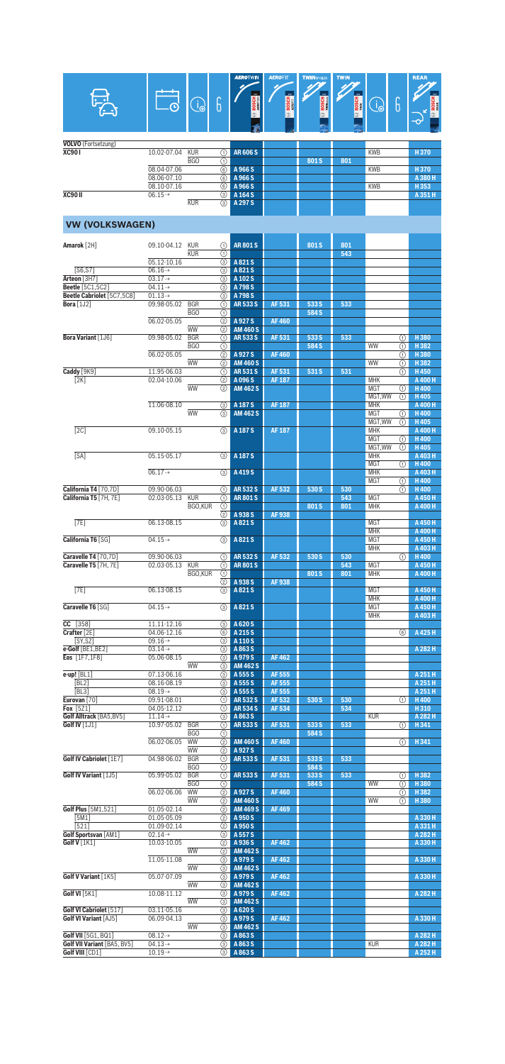| Fahrzeug | Baujahr | Info | Adapter | AEROTWIN | AEROFIT | TWIN SPOILER | TWIN | Info | Adapter | REAR |
|---|---|---|---|---|---|---|---|---|---|---|
| **VOLVO** (Fortsetzung) | | | | | | | | | | |
| **XC90 I** | 10.02-07.04 | KUR | ① | AR 606 S | | | | KWB | | H 370 |
| | | BGO | ① | | | 801 S | 801 | | | |
| | 08.04-07.06 | | ⑥ | A 966 S | | | | KWB | | H 370 |
| | 08.06-07.10 | | ⑥ | A 966 S | | | | | | A 380 H |
| | 08.10-07.16 | | ⑥ | A 966 S | | | | KWB | | H 353 |
| **XC90 II** | 06.15→ | | ③ | A 164 S | | | | | | A 351 H |
| | | KUR | ③ | A 297 S | | | | | | |

## VW (VOLKSWAGEN)

| Fahrzeug | Baujahr | Info | Adapter | AEROTWIN | AEROFIT | TWIN SPOILER | TWIN | Info | Adapter | REAR |
|---|---|---|---|---|---|---|---|---|---|---|
| **Amarok** [2H] | 09.10-04.12 | KUR | ① | AR 801 S | | 801 S | 801 | | | |
| | | KUR | ① | | | | 543 | | | |
| | 05.12-10.16 | | ③ | A 821 S | | | | | | |
| [S6,S7] | 06.16→ | | ③ | A 821 S | | | | | | |
| **Arteon** [3H7] | 03.17→ | | ③ | A 102 S | | | | | | |
| **Beetle** [5C1,5C2] | 04.11→ | | ③ | A 798 S | | | | | | |
| **Beetle Cabriolet** [5C7,5C8] | 01.13→ | | ③ | A 798 S | | | | | | |
| **Bora** [1J2] | 09.98-05.02 | BGR | ① | AR 533 S | AF 531 | 533 S | 533 | | | |
| | | BGO | ① | | | 584 S | | | | |
| | 06.02-05.05 | | ② | A 927 S | AF 460 | | | | | |
| | | WW | ② | AM 460 S | | | | | | |
| **Bora Variant** [1J6] | 09.98-05.02 | BGR | ① | AR 533 S | AF 531 | 533 S | 533 | | ① | H 380 |
| | | BGO | ① | | | 584 S | | WW | ① | H 382 |
| | 06.02-05.05 | | ② | A 927 S | AF 460 | | | | ① | H 380 |
| | | WW | ② | AM 460 S | | | | WW | ① | H 382 |
| **Caddy** [9K9] | 11.95-06.03 | | ① | AR 531 S | AF 531 | 531 S | 531 | | ① | H 450 |
| [2K] | 02.04-10.06 | | ② | A 096 S | AF 187 | | | MHK | | A 400 H |
| | | WW | ② | AM 462 S | | | | MGT | ① | H 400 |
| | | | | | | | | MGT,WW | ① | H 405 |
| | 11.06-08.10 | | ③ | A 187 S | AF 187 | | | MHK | | A 400 H |
| | | WW | ③ | AM 462 S | | | | MGT | ① | H 400 |
| | | | | | | | | MGT,WW | ① | H 405 |
| [2C] | 09.10-05.15 | | ③ | A 187 S | AF 187 | | | MHK | | A 400 H |
| | | | | | | | | MGT | ① | H 400 |
| | | | | | | | | MGT,WW | ① | H 405 |
| [SA] | 05.15-05.17 | | ③ | A 187 S | | | | MHK | | A 403 H |
| | | | | | | | | MGT | ① | H 400 |
| | 06.17→ | | ③ | A 419 S | | | | MHK | | A 403 H |
| | | | | | | | | MGT | ① | H 400 |
| **California T4** [70,7D] | 09.90-06.03 | | ① | AR 532 S | AF 532 | 530 S | 530 | | ① | H 400 |
| **California T5** [7H, 7E] | 02.03-05.13 | KUR | ① | AR 801 S | | | 543 | MGT | | A 450 H |
| | | BGO,KUR | ① | | | 801 S | 801 | MHK | | A 400 H |
| | | | ② | A 938 S | AF 938 | | | | | |
| [7E] | 06.13-08.15 | | ③ | A 821 S | | | | MGT | | A 450 H |
| | | | | | | | | MHK | | A 400 H |
| **California T6** [SG] | 04.15→ | | ③ | A 821 S | | | | MGT | | A 450 H |
| | | | | | | | | MHK | | A 403 H |
| **Caravelle T4** [70,7D] | 09.90-06.03 | | ① | AR 532 S | AF 532 | 530 S | 530 | | ① | H 400 |
| **Caravelle T5** [7H, 7E] | 02.03-05.13 | KUR | ① | AR 801 S | | | 543 | MGT | | A 450 H |
| | | BGO,KUR | ① | | | 801 S | 801 | MHK | | A 400 H |
| | | | ② | A 938 S | AF 938 | | | | | |
| [7E] | 06.13-08.15 | | ③ | A 821 S | | | | MGT | | A 450 H |
| | | | | | | | | MHK | | A 400 H |
| **Caravelle T6** [SG] | 04.15→ | | ③ | A 821 S | | | | MGT | | A 450 H |
| | | | | | | | | MHK | | A 403 H |
| **CC** [358] | 11.11-12.16 | | ③ | A 620 S | | | | | | |
| **Crafter** [2E] | 04.06-12.16 | | ⑥ | A 215 S | | | | | ⑥ | A 425 H |
| [SY,SZ] | 09.16→ | | ③ | A 110 S | | | | | | |
| **e-Golf** [BE1,BE2] | 03.14→ | | ③ | A 863 S | | | | | | A 282 H |
| **Eos** [1F7,1F8] | 05.06-08.15 | | ③ | A 979 S | AF 462 | | | | | |
| | | WW | ③ | AM 462 S | | | | | | |
| **e-up!** [BL1] | 07.13-06.16 | | ③ | A 555 S | AF 555 | | | | | A 251 H |
| [BL2] | 08.16-08.19 | | ③ | A 555 S | AF 555 | | | | | A 251 H |
| [BL3] | 08.19→ | | ③ | A 555 S | AF 555 | | | | | A 251 H |
| **Eurovan** [70] | 09.91-08.01 | | ① | AR 532 S | AF 532 | 530 S | 530 | | ① | H 400 |
| **Fox** [5Z1] | 04.05-12.12 | | ① | AR 534 S | AF 534 | | 534 | | | H 310 |
| **Golf Alltrack** [BA5,BV5] | 11.14→ | | ③ | A 863 S | | | | KUR | | A 282 H |
| **Golf IV** [1J1] | 10.97-05.02 | BGR | ① | AR 533 S | AF 531 | 533 S | 533 | | ① | H 341 |
| | | BGO | ① | | | 584 S | | | | |
| | 06.02-06.05 | WW | ② | AM 460 S | AF 460 | | | | ① | H 341 |
| | | WW | ② | A 927 S | | | | | | |
| **Golf IV Cabriolet** [1E7] | 04.98-06.02 | BGR | ① | AR 533 S | AF 531 | 533 S | 533 | | | |
| | | BGO | ① | | | 584 S | | | | |
| **Golf IV Variant** [1J5] | 05.99-05.02 | BGR | ① | AR 533 S | AF 531 | 533 S | 533 | | ① | H 382 |
| | | BGO | ① | | | 584 S | | WW | ① | H 380 |
| | 06.02-06.06 | WW | ② | A 927 S | AF 460 | | | | ① | H 382 |
| | | WW | ② | AM 460 S | | | | WW | ① | H 380 |
| **Golf Plus** [5M1,521] | 01.05-02.14 | | ② | AM 469 S | AF 469 | | | | | |
| [5M1] | 01.05-05.09 | | ② | A 950 S | | | | | | A 330 H |
| [521] | 01.09-02.14 | | ② | A 950 S | | | | | | A 331 H |
| **Golf Sportsvan** [AM1] | 02.14→ | | ③ | A 557 S | | | | | | A 282 H |
| **Golf V** [1K1] | 10.03-10.05 | | ② | A 936 S | AF 462 | | | | | A 330 H |
| | | WW | ② | AM 462 S | | | | | | |
| | 11.05-11.08 | | ③ | A 979 S | AF 462 | | | | | A 330 H |
| | | WW | ③ | AM 462 S | | | | | | |
| **Golf V Variant** [1K5] | 05.07-07.09 | | ③ | A 979 S | AF 462 | | | | | A 330 H |
| | | WW | ③ | AM 462 S | | | | | | |
| **Golf VI** [5K1] | 10.08-11.12 | | ③ | A 979 S | AF 462 | | | | | A 282 H |
| | | WW | ③ | AM 462 S | | | | | | |
| **Golf VI Cabriolet** [517] | 03.11-05.16 | | ③ | A 620 S | | | | | | |
| **Golf VI Variant** [AJ5] | 06.09-04.13 | | ③ | A 979 S | AF 462 | | | | | A 330 H |
| | | WW | ③ | AM 462 S | | | | | | |
| **Golf VII** [5G1, BQ1] | 08.12→ | | ③ | A 863 S | | | | | | A 282 H |
| **Golf VII Variant** [BA5, BV5] | 04.13→ | | ③ | A 863 S | | | | KUR | | A 282 H |
| **Golf VIII** [CD1] | 10.19→ | | ③ | A 863 S | | | | | | A 252 H |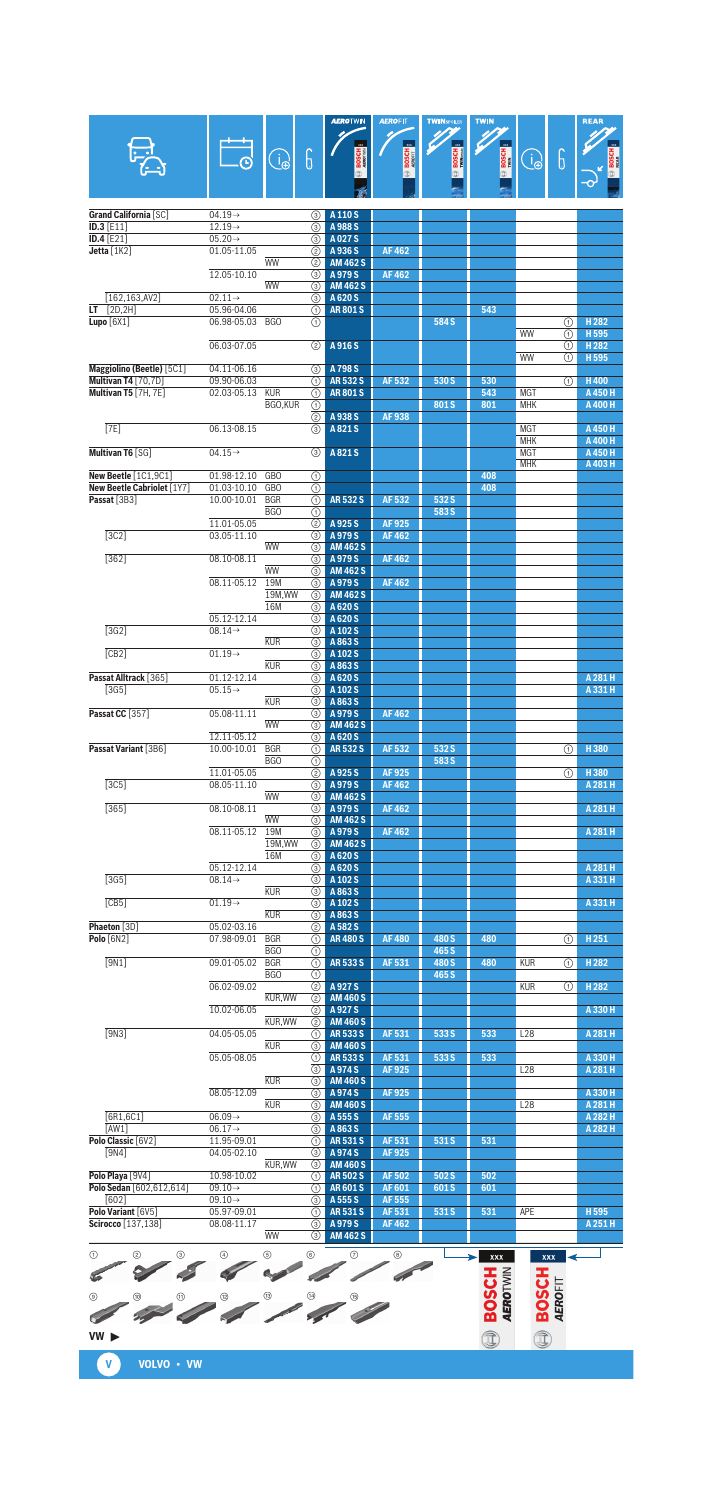| Model | Date | | | AEROTWIN | AEROFIT | TWIN SPOILER | TWIN | | | REAR |
|---|---|---|---|---|---|---|---|---|---|---|
| **Grand California** [SC] | 04.19→ | | ③ | A 110 S | | | | | | |
| **ID.3** [E11] | 12.19→ | | ③ | A 988 S | | | | | | |
| **ID.4** [E21] | 05.20→ | | ③ | A 027 S | | | | | | |
| **Jetta** [1K2] | 01.05-11.05 | | ② | A 936 S | AF 462 | | | | | |
| | | WW | ② | AM 462 S | | | | | | |
| | 12.05-10.10 | | ③ | A 979 S | AF 462 | | | | | |
| | | WW | ③ | AM 462 S | | | | | | |
| [162,163,AV2] | 02.11→ | | ③ | A 620 S | | | | | | |
| **LT** [2D,2H] | 05.96-04.06 | | ① | AR 801 S | | | 543 | | | |
| **Lupo** [6X1] | 06.98-05.03 | BGO | ① | | | 584 S | | | ① | H 282 |
| | | | | | | | | WW | ① | H 595 |
| | 06.03-07.05 | | ② | A 916 S | | | | | ① | H 282 |
| | | | | | | | | WW | ① | H 595 |
| **Maggiolino (Beetle)** [5C1] | 04.11-06.16 | | ③ | A 798 S | | | | | | |
| **Multivan T4** [70,7D] | 09.90-06.03 | | ① | AR 532 S | AF 532 | 530 S | 530 | | ① | H 400 |
| **Multivan T5** [7H, 7E] | 02.03-05.13 | KUR | ① | AR 801 S | | | 543 | MGT | | A 450 H |
| | | BGO,KUR | ① | | | 801 S | 801 | MHK | | A 400 H |
| | | | ② | A 938 S | AF 938 | | | | | |
| [7E] | 06.13-08.15 | | ③ | A 821 S | | | | MGT | | A 450 H |
| | | | | | | | | MHK | | A 400 H |
| **Multivan T6** [SG] | 04.15→ | | ③ | A 821 S | | | | MGT | | A 450 H |
| | | | | | | | | MHK | | A 403 H |
| **New Beetle** [1C1,9C1] | 01.98-12.10 | GBO | ① | | | | 408 | | | |
| **New Beetle Cabriolet** [1Y7] | 01.03-10.10 | GBO | ① | | | | 408 | | | |
| **Passat** [3B3] | 10.00-10.01 | BGR | ① | AR 532 S | AF 532 | 532 S | | | | |
| | | BGO | ① | | | 583 S | | | | |
| | 11.01-05.05 | | ② | A 925 S | AF 925 | | | | | |
| [3C2] | 03.05-11.10 | | ③ | A 979 S | AF 462 | | | | | |
| | | WW | ③ | AM 462 S | | | | | | |
| [362] | 08.10-08.11 | | ③ | A 979 S | AF 462 | | | | | |
| | | WW | ③ | AM 462 S | | | | | | |
| | 08.11-05.12 | 19M | ③ | A 979 S | AF 462 | | | | | |
| | | 19M,WW | ③ | AM 462 S | | | | | | |
| | | 16M | ③ | A 620 S | | | | | | |
| | 05.12-12.14 | | ③ | A 620 S | | | | | | |
| [3G2] | 08.14→ | | ③ | A 102 S | | | | | | |
| | | KUR | ③ | A 863 S | | | | | | |
| [CB2] | 01.19→ | | ③ | A 102 S | | | | | | |
| | | KUR | ③ | A 863 S | | | | | | |
| **Passat Alltrack** [365] | 01.12-12.14 | | ③ | A 620 S | | | | | | A 281 H |
| [3G5] | 05.15→ | | ③ | A 102 S | | | | | | A 331 H |
| | | KUR | ③ | A 863 S | | | | | | |
| **Passat CC** [357] | 05.08-11.11 | | ③ | A 979 S | AF 462 | | | | | |
| | | WW | ③ | AM 462 S | | | | | | |
| | 12.11-05.12 | | ③ | A 620 S | | | | | | |
| **Passat Variant** [3B6] | 10.00-10.01 | BGR | ① | AR 532 S | AF 532 | 532 S | | | ① | H 380 |
| | | BGO | ① | | | 583 S | | | | |
| | 11.01-05.05 | | ② | A 925 S | AF 925 | | | | ① | H 380 |
| [3C5] | 08.05-11.10 | | ③ | A 979 S | AF 462 | | | | | A 281 H |
| | | WW | ③ | AM 462 S | | | | | | |
| [365] | 08.10-08.11 | | ③ | A 979 S | AF 462 | | | | | A 281 H |
| | | WW | ③ | AM 462 S | | | | | | |
| | 08.11-05.12 | 19M | ③ | A 979 S | AF 462 | | | | | A 281 H |
| | | 19M,WW | ③ | AM 462 S | | | | | | |
| | | 16M | ③ | A 620 S | | | | | | |
| | 05.12-12.14 | | ③ | A 620 S | | | | | | A 281 H |
| [3G5] | 08.14→ | | ③ | A 102 S | | | | | | A 331 H |
| | | KUR | ③ | A 863 S | | | | | | |
| [CB5] | 01.19→ | | ③ | A 102 S | | | | | | A 331 H |
| | | KUR | ③ | A 863 S | | | | | | |
| **Phaeton** [3D] | 05.02-03.16 | | ② | A 582 S | | | | | | |
| **Polo** [6N2] | 07.98-09.01 | BGR | ① | AR 480 S | AF 480 | 480 S | 480 | | ① | H 251 |
| | | BGO | ① | | | 465 S | | | | |
| [9N1] | 09.01-05.02 | BGR | ① | AR 533 S | AF 531 | 480 S | 480 | KUR | ① | H 282 |
| | | BGO | ① | | | 465 S | | | | |
| | 06.02-09.02 | | ② | A 927 S | | | | KUR | ① | H 282 |
| | | KUR,WW | ② | AM 460 S | | | | | | |
| | 10.02-06.05 | | ② | A 927 S | | | | | | A 330 H |
| | | KUR,WW | ② | AM 460 S | | | | | | |
| [9N3] | 04.05-05.05 | | ① | AR 533 S | AF 531 | 533 S | 533 | L28 | | A 281 H |
| | | KUR | ③ | AM 460 S | | | | | | |
| | 05.05-08.05 | | ① | AR 533 S | AF 531 | 533 S | 533 | | | A 330 H |
| | | | ③ | A 974 S | AF 925 | | | L28 | | A 281 H |
| | | KUR | ③ | AM 460 S | | | | | | |
| | 08.05-12.09 | | ③ | A 974 S | AF 925 | | | | | A 330 H |
| | | KUR | ③ | AM 460 S | | | | L28 | | A 281 H |
| [6R1,6C1] | 06.09→ | | ③ | A 555 S | AF 555 | | | | | A 282 H |
| [AW1] | 06.17→ | | ③ | A 863 S | | | | | | A 282 H |
| **Polo Classic** [6V2] | 11.95-09.01 | | ① | AR 531 S | AF 531 | 531 S | 531 | | | |
| [9N4] | 04.05-02.10 | | ③ | A 974 S | AF 925 | | | | | |
| | | KUR,WW | ③ | AM 460 S | | | | | | |
| **Polo Playa** [9V4] | 10.98-10.02 | | ① | AR 502 S | AF 502 | 502 S | 502 | | | |
| **Polo Sedan** [602,612,614] | 09.10→ | | ① | AR 601 S | AF 601 | 601 S | 601 | | | |
| [602] | 09.10→ | | ③ | A 555 S | AF 555 | | | | | |
| **Polo Variant** [6V5] | 05.97-09.01 | | ① | AR 531 S | AF 531 | 531 S | 531 | APE | | H 595 |
| **Scirocco** [137,138] | 08.08-11.17 | | ③ | A 979 S | AF 462 | | | | | A 251 H |
| | | WW | ③ | AM 462 S | | | | | | |

VW ▶

VOLVO • VW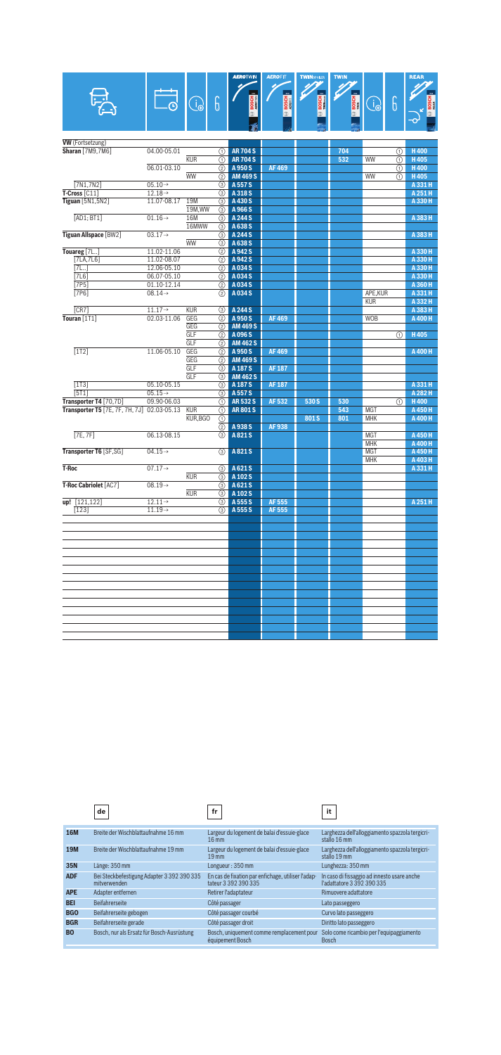| | | | | AEROTWIN | AEROFIT | TWINSPOILER | TWIN | | | REAR |
|---|---|---|---|---|---|---|---|---|---|---|
| **VW** (Fortsetzung) | | | | | | | | | | |
| **Sharan** [7M9,7M6] | 04.00-05.01 | | ① | AR 704 S | | | 704 | | ① | H 400 |
| | | KUR | ① | AR 704 S | | | 532 | WW | ① | H 405 |
| | 06.01-03.10 | | ② | A 950 S | AF 469 | | | | ① | H 400 |
| | | WW | ② | AM 469 S | | | | WW | ① | H 405 |
| [7N1,7N2] | 05.10→ | | ③ | A 557 S | | | | | | A 331 H |
| **T-Cross** [C11] | 12.18→ | | ③ | A 318 S | | | | | | A 251 H |
| **Tiguan** [5N1,5N2] | 11.07-08.17 | 19M | ③ | A 430 S | | | | | | A 330 H |
| | | 19M,WW | ③ | A 966 S | | | | | | |
| [AD1; BT1] | 01.16→ | 16M | ③ | A 244 S | | | | | | A 383 H |
| | | 16MWW | ③ | A 638 S | | | | | | |
| **Tiguan Allspace** [BW2] | 03.17→ | | ③ | A 244 S | | | | | | A 383 H |
| | | WW | ③ | A 638 S | | | | | | |
| **Touareg** [7L..] | 11.02-11.06 | | ② | A 942 S | | | | | | A 330 H |
| [7LA,7L6] | 11.02-08.07 | | ② | A 942 S | | | | | | A 330 H |
| [7L..] | 12.06-05.10 | | ② | A 034 S | | | | | | A 330 H |
| [7L6] | 06.07-05.10 | | ② | A 034 S | | | | | | A 330 H |
| [7P5] | 01.10-12.14 | | ② | A 034 S | | | | | | A 360 H |
| [7P6] | 08.14→ | | ② | A 034 S | | | | APE,KUR | | A 331 H |
| | | | | | | | | KUR | | A 332 H |
| [CR7] | 11.17→ | KUR | ③ | A 244 S | | | | | | A 383 H |
| **Touran** [1T1] | 02.03-11.06 | GEG | ② | A 950 S | AF 469 | | | WOB | | A 400 H |
| | | GEG | ② | AM 469 S | | | | | | |
| | | GLF | ② | A 096 S | | | | | ① | H 405 |
| | | GLF | ② | AM 462 S | | | | | | |
| [1T2] | 11.06-05.10 | GEG | ② | A 950 S | AF 469 | | | | | A 400 H |
| | | GEG | ② | AM 469 S | | | | | | |
| | | GLF | ③ | A 187 S | AF 187 | | | | | |
| | | GLF | ③ | AM 462 S | | | | | | |
| [1T3] | 05.10-05.15 | | ③ | A 187 S | AF 187 | | | | | A 331 H |
| [5T1] | 05.15→ | | ③ | A 557 S | | | | | | A 282 H |
| **Transporter T4** [70,7D] | 09.90-06.03 | | ① | AR 532 S | AF 532 | 530 S | 530 | | ① | H 400 |
| **Transporter T5** [7E, 7F, 7H, 7J] | 02.03-05.13 | KUR | ① | AR 801 S | | | 543 | MGT | | A 450 H |
| | | KUR,BGO | ① | | | 801 S | 801 | MHK | | A 400 H |
| | | | ② | A 938 S | AF 938 | | | | | |
| [7E, 7F] | 06.13-08.15 | | ③ | A 821 S | | | | MGT | | A 450 H |
| | | | | | | | | MHK | | A 400 H |
| **Transporter T6** [SF,SG] | 04.15→ | | ③ | A 821 S | | | | MGT | | A 450 H |
| | | | | | | | | MHK | | A 403 H |
| **T-Roc** | 07.17→ | | ③ | A 621 S | | | | | | A 331 H |
| | | KUR | ③ | A 102 S | | | | | | |
| **T-Roc Cabriolet** [AC7] | 08.19→ | | ③ | A 621 S | | | | | | |
| | | KUR | ③ | A 102 S | | | | | | |
| **up!** [121,122] | 12.11→ | | ③ | A 555 S | AF 555 | | | | | A 251 H |
| [123] | 11.19→ | | ③ | A 555 S | AF 555 | | | | | |

| | de | fr | it |
|---|---|---|---|
| **16M** | Breite der Wischblattaufnahme 16 mm | Largeur du logement de balai d'essuie-glace 16 mm | Larghezza dell'alloggiamento spazzola tergicristallo 16 mm |
| **19M** | Breite der Wischblattaufnahme 19 mm | Largeur du logement de balai d'essuie-glace 19 mm | Larghezza dell'alloggiamento spazzola tergicristallo 19 mm |
| **35N** | Länge: 350 mm | Longueur : 350 mm | Lunghezza: 350 mm |
| **ADF** | Bei Steckbefestigung Adapter 3 392 390 335 mitverwenden | En cas de fixation par enfichage, utiliser l'adaptateur 3 392 390 335 | In caso di fissaggio ad innesto usare anche l'adattatore 3 392 390 335 |
| **APE** | Adapter entfernen | Retirer l'adaptateur | Rimuovere adattatore |
| **BEI** | Beifahrerseite | Côté passager | Lato passeggero |
| **BGO** | Beifahrerseite gebogen | Côté passager courbé | Curvo lato passeggero |
| **BGR** | Beifahrerseite gerade | Côté passager droit | Diritto lato passeggero |
| **BO** | Bosch, nur als Ersatz für Bosch-Ausrüstung | Bosch, uniquement comme remplacement pour équipement Bosch | Solo come ricambio per l'equipaggiamento Bosch |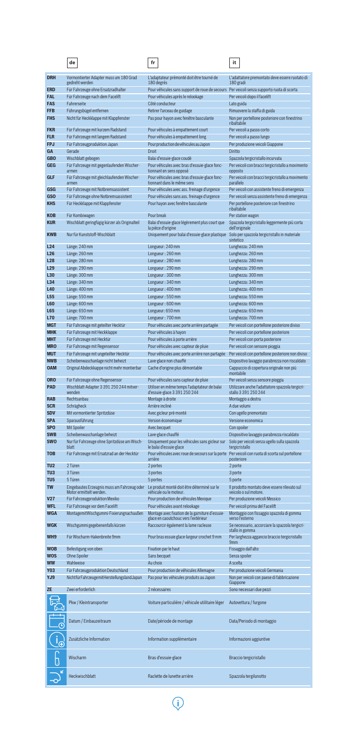| | de | fr | it |
|---|---|---|---|
| DRH | Vormontierter Adapter muss um 180 Grad gedreht werden | L'adaptateur prémonté doit être tourné de 180 degrés | L'adattatore premontato deve essere ruotato di 180 gradi |
| ERD | Für Fahrzeuge ohne Ersatzradhalter | Pour véhicules sans support de roue de secours | Per veicoli senza supporto ruota di scorta |
| FAL | Für Fahrzeuge nach dem Facelift | Pour véhicules après le relookage | Per veicoli dopo il facelift |
| FAS | Fahrerseite | Côté conducteur | Lato guida |
| FFB | Führungsbügel entfernen | Retirer l'arceau de guidage | Rimuovere la staffa di guida |
| FHS | Nicht für Heckklappe mit Klappfenster | Pas pour hayon avec fenêtre basculante | Non per portellone posteriore con finestrino ribaltabile |
| FKR | Für Fahrzeuge mit kurzem Radstand | Pour véhicules à empattement court | Per veicoli a passo corto |
| FLR | Für Fahrzeuge mit langem Radstand | Pour véhicules à empattement long | Per veicoli a passo lungo |
| FPJ | Für Fahrzeugproduktion Japan | Pour production de véhicules au Japon | Per produzione veicoli Giappone |
| GA | Gerade | Droit | Diritto |
| GBO | Wischblatt gebogen | Balai d'essuie-glace coudé | Spazzola tergicristallo incurvata |
| GEG | Für Fahrzeuge mit gegenlaufenden Wischerarmen | Pour véhicules avec bras d'essuie-glace fonctionnant en sens opposé | Per veicoli con bracci tergicristallo a movimento opposto |
| GLF | Für Fahrzeuge mit gleichlaufenden Wischerarmen | Pour véhicules avec bras d'essuie-glace fonctionnant dans le même sens | Per veicoli con bracci tergicristallo a movimento parallelo |
| GSG | Für Fahrzeuge mit Notbremsassistent | Pour véhicules avec ass. freinage d'urgence | Per veicoli con assistente freno di emergenza |
| GSO | Für Fahrzeuge ohne Notbremsassistent | Pour véhicules sans ass. freinage d'urgence | Per veicoli senza assistente freno di emergenza |
| KHS | Für Heckklappe mit Klappfenster | Pour hayon avec fenêtre basculante | Per portellone posteriore con finestrino ribaltabile |
| KOB | Für Kombiwagen | Pour break | Per station wagon |
| KUR | Wischblatt geringfügig kürzer als Originalteil | Balai d'essuie-glace légèrement plus court que la pièce d'origine | Spazzola tergicristallo leggermente più corta dell'originale |
| KWB | Nur für Kunststoff-Wischblatt | Uniquement pour balai d'essuie-glace plastique | Solo per spazzola tergicristallo in materiale sintetico |
| L24 | Länge: 240 mm | Longueur: 240 mm | Lunghezza: 240 mm |
| L26 | Länge: 260 mm | Longueur : 260 mm | Lunghezza: 260 mm |
| L28 | Länge: 280 mm | Longueur : 280 mm | Lunghezza: 280 mm |
| L29 | Länge: 290 mm | Longueur : 290 mm | Lunghezza: 290 mm |
| L30 | Länge: 300 mm | Longueur : 300 mm | Lunghezza: 300 mm |
| L34 | Länge: 340 mm | Longueur : 340 mm | Lunghezza: 340 mm |
| L40 | Länge: 400 mm | Longueur : 400 mm | Lunghezza: 400 mm |
| L55 | Länge: 550 mm | Longueur : 550 mm | Lunghezza: 550 mm |
| L60 | Länge: 600 mm | Longueur : 600 mm | Lunghezza: 600 mm |
| L65 | Länge: 650 mm | Longueur: 650 mm | Lunghezza: 650 mm |
| L70 | Länge: 700 mm | Longueur : 700 mm | Lunghezza: 700 mm |
| MGT | Für Fahrzeuge mit geteilter Hecktür | Pour véhicules avec porte arrière partagée | Per veicoli con portellone posteriore diviso |
| MHK | Für Fahrzeuge mit Heckklappe | Pour véhicules à hayon | Per veicoli con portellone posteriore |
| MHT | Für Fahrzeuge mit Hecktür | Pour véhicules à porte arrière | Per veicoli con porta posteriore |
| MRO | Für Fahrzeuge mit Regensensor | Pour véhicules avec capteur de pluie | Per veicoli con sensore pioggia |
| MUT | Für Fahrzeuge mit ungeteilter Hecktür | Pour véhicules avec porte arrière non partagée | Per veicoli con portellone posteriore non diviso |
| NWB | Scheibenwaschanlage nicht beheizt | Lave-glace non chauffé | Dispositivo lavaggio parabrezza non riscaldato |
| OAM | Original Abdeckkappe nicht mehr montierbar | Cache d'origine plus démontable | Cappuccio di copertura originale non più montabile |
| ORO | Für Fahrzeuge ohne Regensensor | Pour véhicules sans capteur de pluie | Per veicoli senza sensore pioggia |
| PAD | Wischblatt-Adapter 3 391 250 244 mitverwenden | Utiliser en même temps l'adaptateur de balai d'essuie-glace 3 391 250 244 | Utilizzare anche l'adattatore spazzola tergicristallo 3 391 250 244 |
| RAB | Rechtsanbau | Montage à droite | Montaggio a destra |
| SCR | Schrägheck | Arrière incliné | A due volumi |
| SDV | Mit vormontierter Spritzdüse | Avec gicleur pré-monté | Con ugello premontato |
| SPA | Sparausführung | Version économique | Versione economica |
| SPO | Mit Spoiler | Avec becquet | Con spoiler |
| SWB | Scheibenwaschanlage beheizt | Lave-glace chauffé | Dispositivo lavaggio parabrezza riscaldato |
| SWO | Nur für Fahrzeuge ohne Spritzdüse am Wischblatt | Uniquement pour les véhicules sans gicleur sur le balai d'essuie-glace | Solo per veicoli senza ugello sulla spazzola tergicristallo |
| TOB | Für Fahrzeuge mit Ersatzrad an der Hecktür | Pour véhicules avec roue de secours sur la porte arrière | Per veicoli con ruota di scorta sul portellone posteriore |
| TU2 | 2 Türen | 2 portes | 2 porte |
| TU3 | 3 Türen | 3 portes | 3 porte |
| TU5 | 5 Türen | 5 portes | 5 porte |
| TW | Eingebautes Erzeugnis muss am Fahrzeug oder Motor ermittelt werden. | Le produit monté doit être déterminé sur le véhicule ou le moteur. | Il prodotto montato deve essere rilevato sul veicolo o sul motore. |
| V27 | Für Fahrzeugproduktion Mexiko | Pour production de véhicules Mexique | Per produzione veicoli Messico |
| WFL | Für Fahrzeuge vor dem Facelift | Pour véhicules avant relookage | Per veicoli prima del Facelift |
| WGA | Montage mit Wischgummi-Fixierung nach außen | Montage avec fixation de la garniture d'essuie-glace en caoutchouc vers l'extérieur | Montaggio con fissaggio spazzola di gomma verso l'esterno |
| WGK | Wischgummi gegebenenfalls kürzen | Raccourcir également la lame racleuse | Se necessario, accorciare la spazzola tergicristallo in gomma |
| WH9 | Für Wischarm-Hakenbreite 9mm | Pour bras essuie glace-largeur crochet 9 mm | Per larghezza aggancio braccio tergicristallo 9mm |
| WOB | Befestigung von oben | Fixation par le haut | Fissaggio dall'alto |
| WOS | Ohne Spoiler | Sans becquet | Senza spoiler |
| WW | Wahlweise | Au choix | A scelta |
| Y03 | Für Fahrzeugproduktion Deutschland | Pour production de véhicules Allemagne | Per produzione veicoli Germania |
| YJ9 | Nicht für Fahrzeuge mit Herstellungsland Japan | Pas pour les véhicules produits au Japon | Non per veicoli con paese di fabbricazione Giappone |
| ZE | Zwei erforderlich | 2 nécessaires | Sono necessari due pezzi |
| | Pkw / Kleintransporter | Voiture particulière / véhicule utilitaire léger | Autovettura / furgone |
| | Datum / Einbauzeitraum | Date/période de montage | Data/Periodo di montaggio |
| | Zusätzliche Information | Information supplémentaire | Informazioni aggiuntive |
| | Wischarm | Bras d'essuie-glace | Braccio tergicristallo |
| | Heckwischblatt | Raclette de lunette arrière | Spazzola tergilunotto |